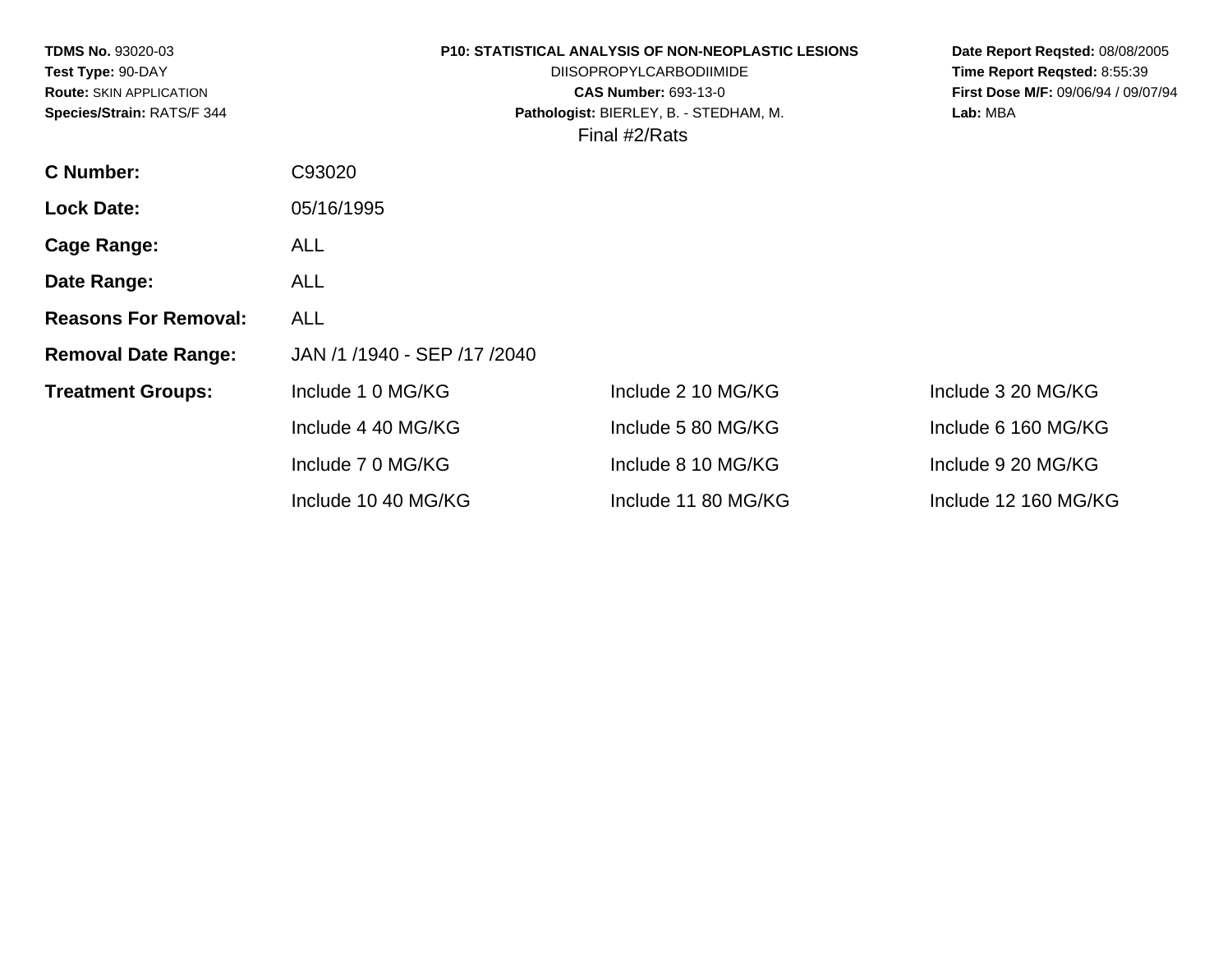**TDMS No.** 93020-03
**Test Type:** 90-DAY
**Route:** SKIN APPLICATION
**Species/Strain:** RATS/F 344

**P10: STATISTICAL ANALYSIS OF NON-NEOPLASTIC LESIONS**
DIISOPROPYLCARBODIIMIDE
**CAS Number:** 693-13-0
**Pathologist:** BIERLEY, B. - STEDHAM, M.
Final #2/Rats

**Date Report Reqsted:** 08/08/2005
**Time Report Reqsted:** 8:55:39
**First Dose M/F:** 09/06/94 / 09/07/94
**Lab:** MBA

| | | | |
|---|---|---|---|
| **C Number:** | C93020 | | |
| **Lock Date:** | 05/16/1995 | | |
| **Cage Range:** | ALL | | |
| **Date Range:** | ALL | | |
| **Reasons For Removal:** | ALL | | |
| **Removal Date Range:** | JAN /1 /1940 - SEP /17 /2040 | | |
| **Treatment Groups:** | Include 1 0 MG/KG | Include 2 10 MG/KG | Include 3 20 MG/KG |
| | Include 4 40 MG/KG | Include 5 80 MG/KG | Include 6 160 MG/KG |
| | Include 7 0 MG/KG | Include 8 10 MG/KG | Include 9 20 MG/KG |
| | Include 10 40 MG/KG | Include 11 80 MG/KG | Include 12 160 MG/KG |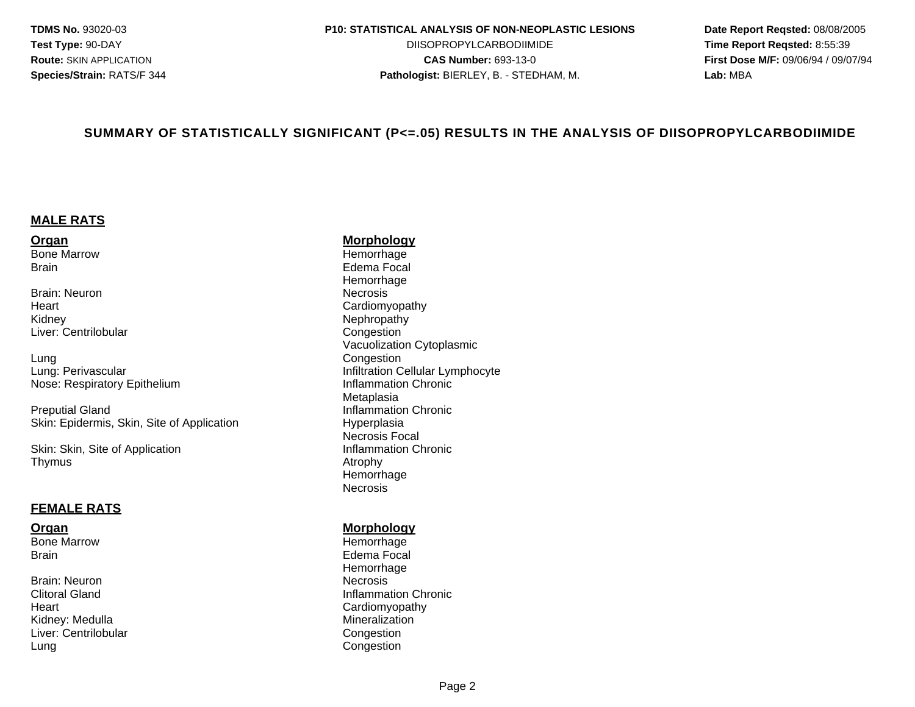TDMS No. 93020-03
Test Type: 90-DAY
Route: SKIN APPLICATION
Species/Strain: RATS/F 344

**P10: STATISTICAL ANALYSIS OF NON-NEOPLASTIC LESIONS**
DIISOPROPYLCARBODIIMIDE
**CAS Number:** 693-13-0
**Pathologist:** BIERLEY, B. - STEDHAM, M.

**Date Report Reqsted:** 08/08/2005
**Time Report Reqsted:** 8:55:39
**First Dose M/F:** 09/06/94 / 09/07/94
**Lab:** MBA

## SUMMARY OF STATISTICALLY SIGNIFICANT (P<=.05) RESULTS IN THE ANALYSIS OF DIISOPROPYLCARBODIIMIDE

### MALE RATS

| Organ | Morphology |
|---|---|
| Bone Marrow | Hemorrhage |
| Brain | Edema Focal |
| | Hemorrhage |
| Brain: Neuron | Necrosis |
| Heart | Cardiomyopathy |
| Kidney | Nephropathy |
| Liver: Centrilobular | Congestion |
| | Vacuolization Cytoplasmic |
| Lung | Congestion |
| Lung: Perivascular | Infiltration Cellular Lymphocyte |
| Nose: Respiratory Epithelium | Inflammation Chronic |
| | Metaplasia |
| Preputial Gland | Inflammation Chronic |
| Skin: Epidermis, Skin, Site of Application | Hyperplasia |
| | Necrosis Focal |
| Skin: Skin, Site of Application | Inflammation Chronic |
| Thymus | Atrophy |
| | Hemorrhage |
| | Necrosis |

### FEMALE RATS

| Organ | Morphology |
|---|---|
| Bone Marrow | Hemorrhage |
| Brain | Edema Focal |
| | Hemorrhage |
| Brain: Neuron | Necrosis |
| Clitoral Gland | Inflammation Chronic |
| Heart | Cardiomyopathy |
| Kidney: Medulla | Mineralization |
| Liver: Centrilobular | Congestion |
| Lung | Congestion |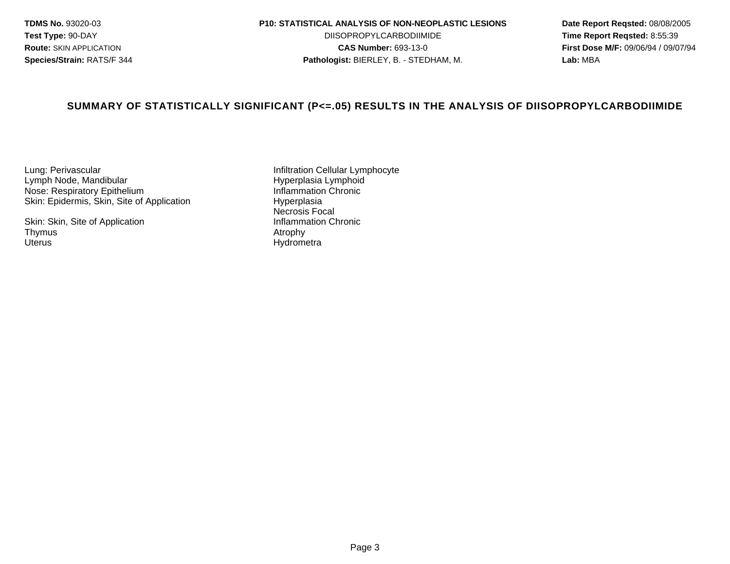**TDMS No.** 93020-03
**Test Type:** 90-DAY
**Route:** SKIN APPLICATION
**Species/Strain:** RATS/F 344

**P10: STATISTICAL ANALYSIS OF NON-NEOPLASTIC LESIONS**
DIISOPROPYLCARBODIIMIDE
**CAS Number:** 693-13-0
**Pathologist:** BIERLEY, B. - STEDHAM, M.

**Date Report Reqsted:** 08/08/2005
**Time Report Reqsted:** 8:55:39
**First Dose M/F:** 09/06/94 / 09/07/94
**Lab:** MBA

## SUMMARY OF STATISTICALLY SIGNIFICANT (P<=.05) RESULTS IN THE ANALYSIS OF DIISOPROPYLCARBODIIMIDE

| Organ | Lesion |
|---|---|
| Lung: Perivascular | Infiltration Cellular Lymphocyte |
| Lymph Node, Mandibular | Hyperplasia Lymphoid |
| Nose: Respiratory Epithelium | Inflammation Chronic |
| Skin: Epidermis, Skin, Site of Application | Hyperplasia |
| | Necrosis Focal |
| Skin: Skin, Site of Application | Inflammation Chronic |
| Thymus | Atrophy |
| Uterus | Hydrometra |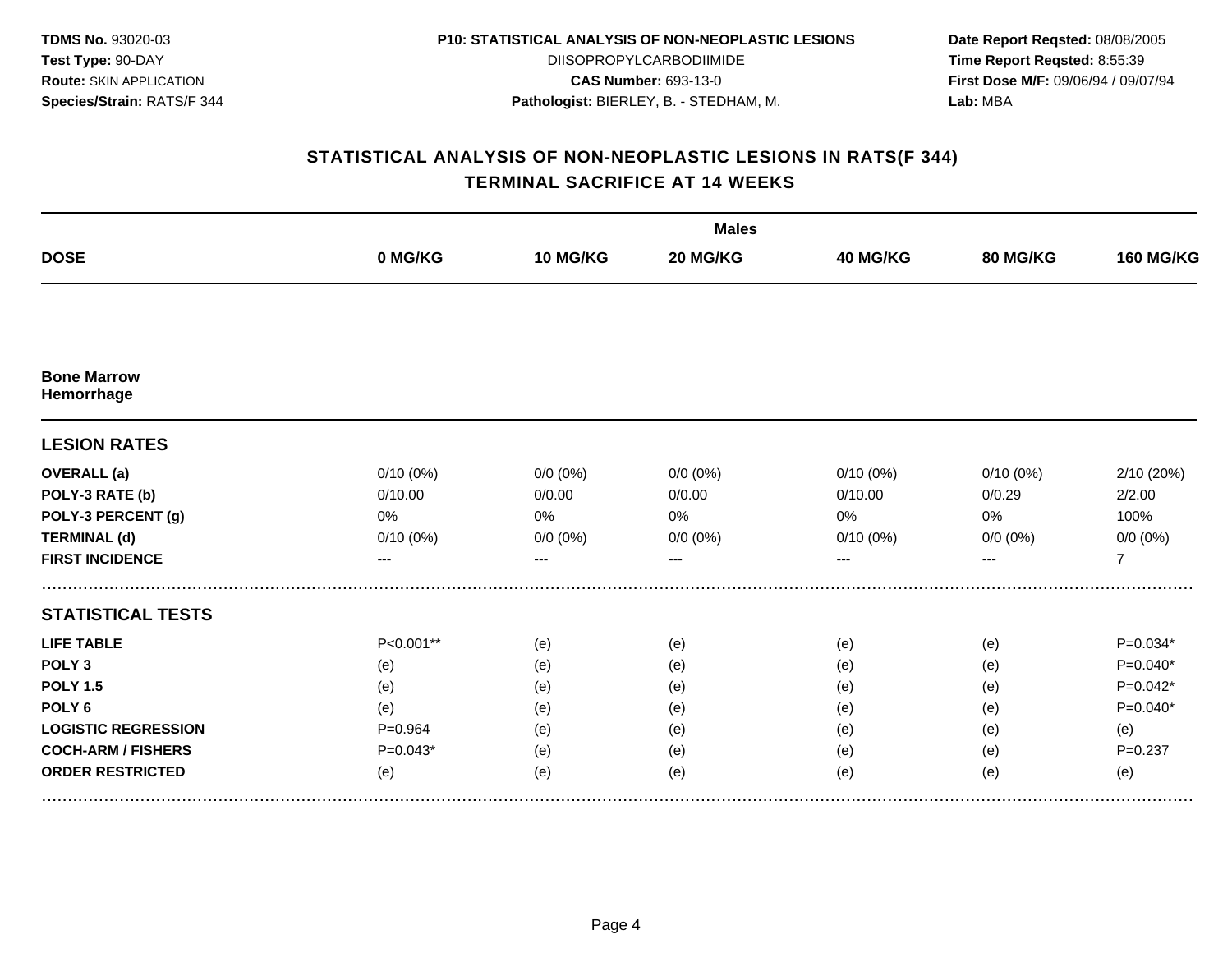**TDMS No.** 93020-03
**Test Type:** 90-DAY
**Route:** SKIN APPLICATION
**Species/Strain:** RATS/F 344

**P10: STATISTICAL ANALYSIS OF NON-NEOPLASTIC LESIONS**
DIISOPROPYLCARBODIIMIDE
**CAS Number:** 693-13-0
**Pathologist:** BIERLEY, B. - STEDHAM, M.

**Date Report Reqsted:** 08/08/2005
**Time Report Reqsted:** 8:55:39
**First Dose M/F:** 09/06/94 / 09/07/94
**Lab:** MBA

## STATISTICAL ANALYSIS OF NON-NEOPLASTIC LESIONS IN RATS(F 344)
## TERMINAL SACRIFICE AT 14 WEEKS

| | Males | | | | | |
|---|---|---|---|---|---|---|
| **DOSE** | **0 MG/KG** | **10 MG/KG** | **20 MG/KG** | **40 MG/KG** | **80 MG/KG** | **160 MG/KG** |
| **Bone Marrow Hemorrhage** | | | | | | |
| **LESION RATES** | | | | | | |
| **OVERALL (a)** | 0/10 (0%) | 0/0 (0%) | 0/0 (0%) | 0/10 (0%) | 0/10 (0%) | 2/10 (20%) |
| **POLY-3 RATE (b)** | 0/10.00 | 0/0.00 | 0/0.00 | 0/10.00 | 0/0.29 | 2/2.00 |
| **POLY-3 PERCENT (g)** | 0% | 0% | 0% | 0% | 0% | 100% |
| **TERMINAL (d)** | 0/10 (0%) | 0/0 (0%) | 0/0 (0%) | 0/10 (0%) | 0/0 (0%) | 0/0 (0%) |
| **FIRST INCIDENCE** | --- | --- | --- | --- | --- | 7 |
| **STATISTICAL TESTS** | | | | | | |
| **LIFE TABLE** | P<0.001** | (e) | (e) | (e) | (e) | P=0.034* |
| **POLY 3** | (e) | (e) | (e) | (e) | (e) | P=0.040* |
| **POLY 1.5** | (e) | (e) | (e) | (e) | (e) | P=0.042* |
| **POLY 6** | (e) | (e) | (e) | (e) | (e) | P=0.040* |
| **LOGISTIC REGRESSION** | P=0.964 | (e) | (e) | (e) | (e) | (e) |
| **COCH-ARM / FISHERS** | P=0.043* | (e) | (e) | (e) | (e) | P=0.237 |
| **ORDER RESTRICTED** | (e) | (e) | (e) | (e) | (e) | (e) |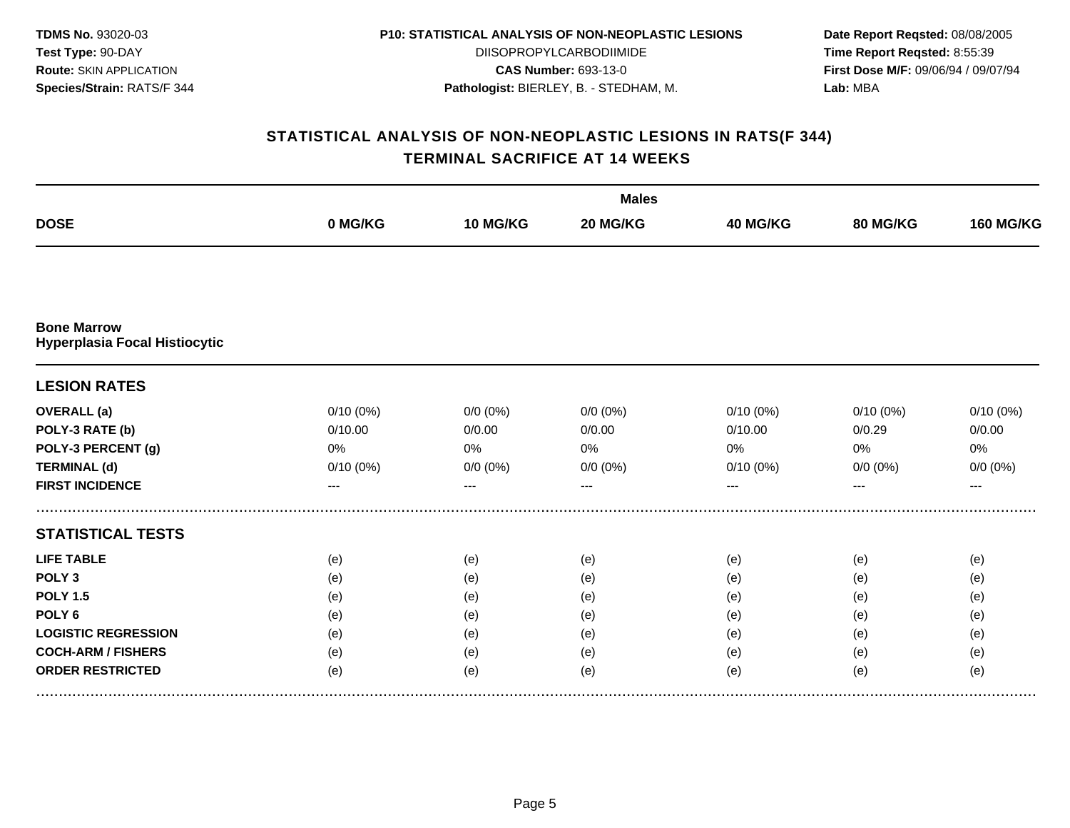**TDMS No.** 93020-03
**Test Type:** 90-DAY
**Route:** SKIN APPLICATION
**Species/Strain:** RATS/F 344

**P10: STATISTICAL ANALYSIS OF NON-NEOPLASTIC LESIONS**
DIISOPROPYLCARBODIIMIDE
**CAS Number:** 693-13-0
**Pathologist:** BIERLEY, B. - STEDHAM, M.

**Date Report Reqsted:** 08/08/2005
**Time Report Reqsted:** 8:55:39
**First Dose M/F:** 09/06/94 / 09/07/94
**Lab:** MBA

## STATISTICAL ANALYSIS OF NON-NEOPLASTIC LESIONS IN RATS(F 344)
## TERMINAL SACRIFICE AT 14 WEEKS

| | Males | | | | | |
|---|---|---|---|---|---|---|
| **DOSE** | **0 MG/KG** | **10 MG/KG** | **20 MG/KG** | **40 MG/KG** | **80 MG/KG** | **160 MG/KG** |
| **Bone Marrow** | | | | | | |
| **Hyperplasia Focal Histiocytic** | | | | | | |
| **LESION RATES** | | | | | | |
| **OVERALL (a)** | 0/10 (0%) | 0/0 (0%) | 0/0 (0%) | 0/10 (0%) | 0/10 (0%) | 0/10 (0%) |
| **POLY-3 RATE (b)** | 0/10.00 | 0/0.00 | 0/0.00 | 0/10.00 | 0/0.29 | 0/0.00 |
| **POLY-3 PERCENT (g)** | 0% | 0% | 0% | 0% | 0% | 0% |
| **TERMINAL (d)** | 0/10 (0%) | 0/0 (0%) | 0/0 (0%) | 0/10 (0%) | 0/0 (0%) | 0/0 (0%) |
| **FIRST INCIDENCE** | --- | --- | --- | --- | --- | --- |
| **STATISTICAL TESTS** | | | | | | |
| **LIFE TABLE** | (e) | (e) | (e) | (e) | (e) | (e) |
| **POLY 3** | (e) | (e) | (e) | (e) | (e) | (e) |
| **POLY 1.5** | (e) | (e) | (e) | (e) | (e) | (e) |
| **POLY 6** | (e) | (e) | (e) | (e) | (e) | (e) |
| **LOGISTIC REGRESSION** | (e) | (e) | (e) | (e) | (e) | (e) |
| **COCH-ARM / FISHERS** | (e) | (e) | (e) | (e) | (e) | (e) |
| **ORDER RESTRICTED** | (e) | (e) | (e) | (e) | (e) | (e) |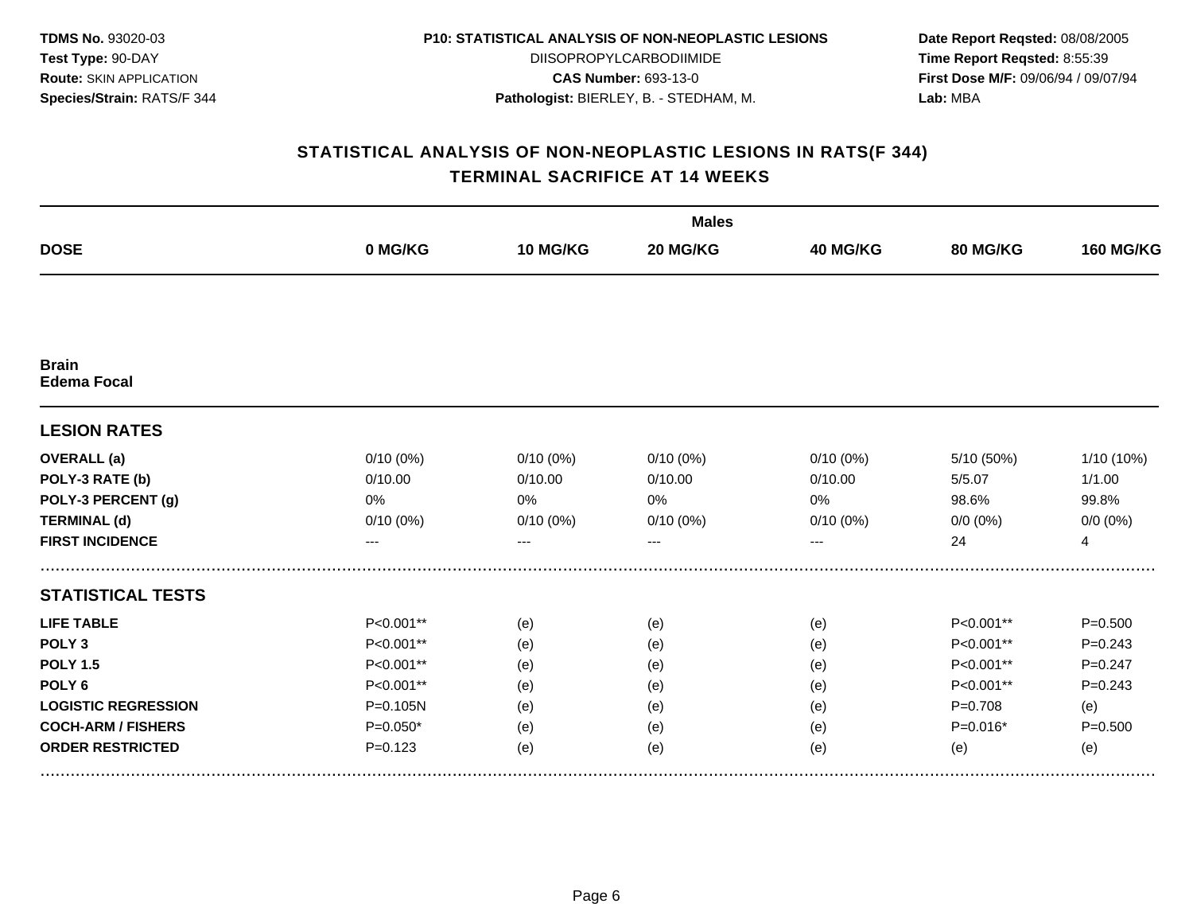**TDMS No.** 93020-03
**Test Type:** 90-DAY
**Route:** SKIN APPLICATION
**Species/Strain:** RATS/F 344

**P10: STATISTICAL ANALYSIS OF NON-NEOPLASTIC LESIONS**
DIISOPROPYLCARBODIIMIDE
**CAS Number:** 693-13-0
**Pathologist:** BIERLEY, B. - STEDHAM, M.

**Date Report Reqsted:** 08/08/2005
**Time Report Reqsted:** 8:55:39
**First Dose M/F:** 09/06/94 / 09/07/94
**Lab:** MBA

## STATISTICAL ANALYSIS OF NON-NEOPLASTIC LESIONS IN RATS(F 344)
## TERMINAL SACRIFICE AT 14 WEEKS

| | Males | | | | | |
|---|---|---|---|---|---|---|
| **DOSE** | **0 MG/KG** | **10 MG/KG** | **20 MG/KG** | **40 MG/KG** | **80 MG/KG** | **160 MG/KG** |
| **Brain** | | | | | | |
| **Edema Focal** | | | | | | |
| **LESION RATES** | | | | | | |
| **OVERALL (a)** | 0/10 (0%) | 0/10 (0%) | 0/10 (0%) | 0/10 (0%) | 5/10 (50%) | 1/10 (10%) |
| **POLY-3 RATE (b)** | 0/10.00 | 0/10.00 | 0/10.00 | 0/10.00 | 5/5.07 | 1/1.00 |
| **POLY-3 PERCENT (g)** | 0% | 0% | 0% | 0% | 98.6% | 99.8% |
| **TERMINAL (d)** | 0/10 (0%) | 0/10 (0%) | 0/10 (0%) | 0/10 (0%) | 0/0 (0%) | 0/0 (0%) |
| **FIRST INCIDENCE** | --- | --- | --- | --- | 24 | 4 |
| **STATISTICAL TESTS** | | | | | | |
| **LIFE TABLE** | P<0.001** | (e) | (e) | (e) | P<0.001** | P=0.500 |
| **POLY 3** | P<0.001** | (e) | (e) | (e) | P<0.001** | P=0.243 |
| **POLY 1.5** | P<0.001** | (e) | (e) | (e) | P<0.001** | P=0.247 |
| **POLY 6** | P<0.001** | (e) | (e) | (e) | P<0.001** | P=0.243 |
| **LOGISTIC REGRESSION** | P=0.105N | (e) | (e) | (e) | P=0.708 | (e) |
| **COCH-ARM / FISHERS** | P=0.050* | (e) | (e) | (e) | P=0.016* | P=0.500 |
| **ORDER RESTRICTED** | P=0.123 | (e) | (e) | (e) | (e) | (e) |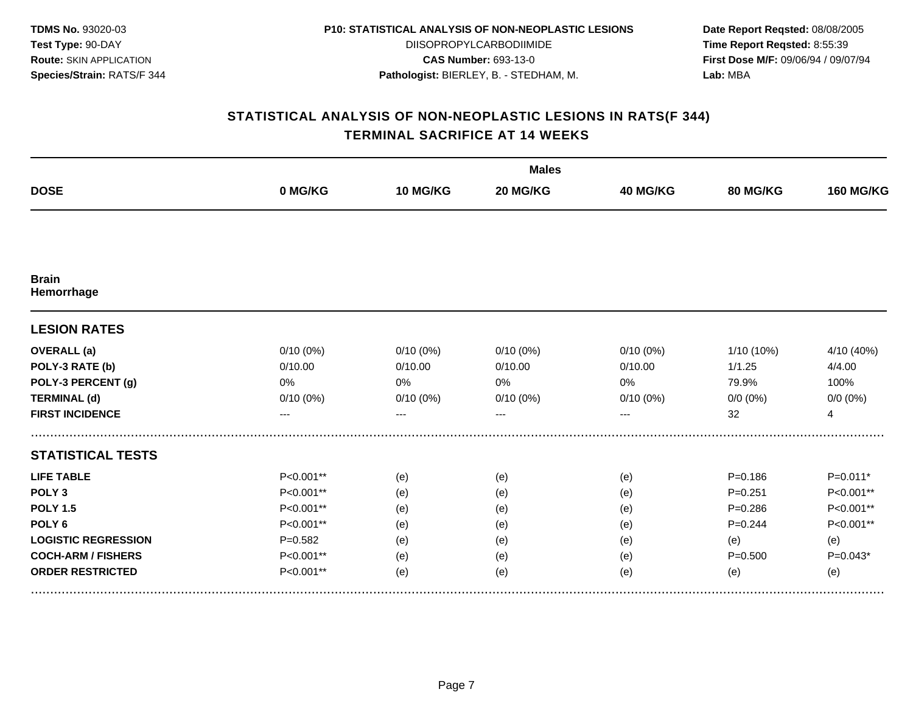**TDMS No.** 93020-03
**Test Type:** 90-DAY
**Route:** SKIN APPLICATION
**Species/Strain:** RATS/F 344

**P10: STATISTICAL ANALYSIS OF NON-NEOPLASTIC LESIONS**
DIISOPROPYLCARBODIIMIDE
**CAS Number:** 693-13-0
**Pathologist:** BIERLEY, B. - STEDHAM, M.

**Date Report Reqsted:** 08/08/2005
**Time Report Reqsted:** 8:55:39
**First Dose M/F:** 09/06/94 / 09/07/94
**Lab:** MBA

## STATISTICAL ANALYSIS OF NON-NEOPLASTIC LESIONS IN RATS(F 344)
## TERMINAL SACRIFICE AT 14 WEEKS

| | Males | | | | | |
|---|---|---|---|---|---|---|
| **DOSE** | **0 MG/KG** | **10 MG/KG** | **20 MG/KG** | **40 MG/KG** | **80 MG/KG** | **160 MG/KG** |
| **Brain** | | | | | | |
| **Hemorrhage** | | | | | | |
| **LESION RATES** | | | | | | |
| **OVERALL (a)** | 0/10 (0%) | 0/10 (0%) | 0/10 (0%) | 0/10 (0%) | 1/10 (10%) | 4/10 (40%) |
| **POLY-3 RATE (b)** | 0/10.00 | 0/10.00 | 0/10.00 | 0/10.00 | 1/1.25 | 4/4.00 |
| **POLY-3 PERCENT (g)** | 0% | 0% | 0% | 0% | 79.9% | 100% |
| **TERMINAL (d)** | 0/10 (0%) | 0/10 (0%) | 0/10 (0%) | 0/10 (0%) | 0/0 (0%) | 0/0 (0%) |
| **FIRST INCIDENCE** | --- | --- | --- | --- | 32 | 4 |
| **STATISTICAL TESTS** | | | | | | |
| **LIFE TABLE** | P<0.001** | (e) | (e) | (e) | P=0.186 | P=0.011* |
| **POLY 3** | P<0.001** | (e) | (e) | (e) | P=0.251 | P<0.001** |
| **POLY 1.5** | P<0.001** | (e) | (e) | (e) | P=0.286 | P<0.001** |
| **POLY 6** | P<0.001** | (e) | (e) | (e) | P=0.244 | P<0.001** |
| **LOGISTIC REGRESSION** | P=0.582 | (e) | (e) | (e) | (e) | (e) |
| **COCH-ARM / FISHERS** | P<0.001** | (e) | (e) | (e) | P=0.500 | P=0.043* |
| **ORDER RESTRICTED** | P<0.001** | (e) | (e) | (e) | (e) | (e) |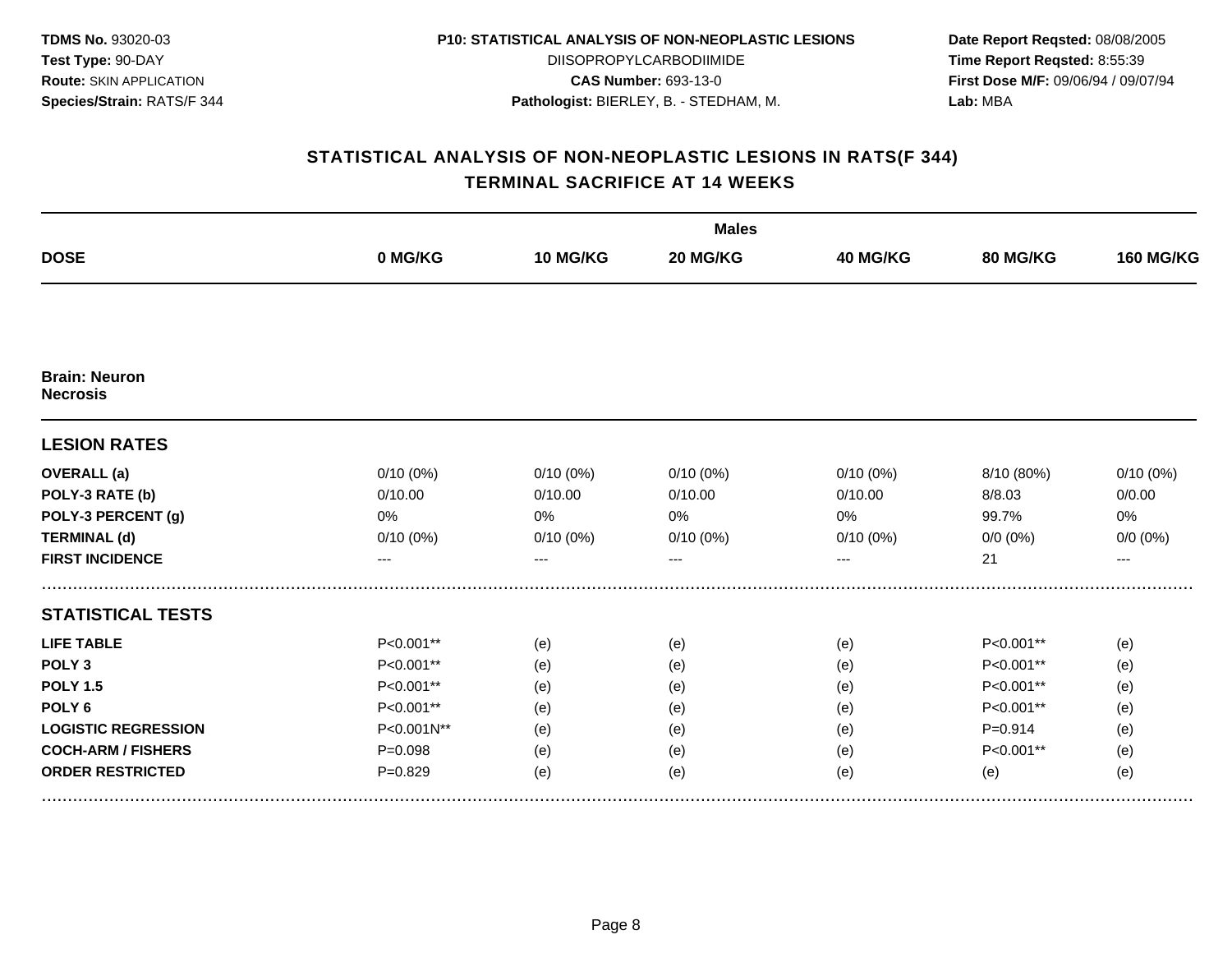**TDMS No.** 93020-03
**Test Type:** 90-DAY
**Route:** SKIN APPLICATION
**Species/Strain:** RATS/F 344

**P10: STATISTICAL ANALYSIS OF NON-NEOPLASTIC LESIONS**
DIISOPROPYLCARBODIIMIDE
**CAS Number:** 693-13-0
**Pathologist:** BIERLEY, B. - STEDHAM, M.

**Date Report Reqsted:** 08/08/2005
**Time Report Reqsted:** 8:55:39
**First Dose M/F:** 09/06/94 / 09/07/94
**Lab:** MBA

## STATISTICAL ANALYSIS OF NON-NEOPLASTIC LESIONS IN RATS(F 344)
## TERMINAL SACRIFICE AT 14 WEEKS

| | Males | | | | | |
|---|---|---|---|---|---|---|
| **DOSE** | **0 MG/KG** | **10 MG/KG** | **20 MG/KG** | **40 MG/KG** | **80 MG/KG** | **160 MG/KG** |
| **Brain: Neuron Necrosis** | | | | | | |
| **LESION RATES** | | | | | | |
| **OVERALL (a)** | 0/10 (0%) | 0/10 (0%) | 0/10 (0%) | 0/10 (0%) | 8/10 (80%) | 0/10 (0%) |
| **POLY-3 RATE (b)** | 0/10.00 | 0/10.00 | 0/10.00 | 0/10.00 | 8/8.03 | 0/0.00 |
| **POLY-3 PERCENT (g)** | 0% | 0% | 0% | 0% | 99.7% | 0% |
| **TERMINAL (d)** | 0/10 (0%) | 0/10 (0%) | 0/10 (0%) | 0/10 (0%) | 0/0 (0%) | 0/0 (0%) |
| **FIRST INCIDENCE** | --- | --- | --- | --- | 21 | --- |
| **STATISTICAL TESTS** | | | | | | |
| **LIFE TABLE** | P<0.001** | (e) | (e) | (e) | P<0.001** | (e) |
| **POLY 3** | P<0.001** | (e) | (e) | (e) | P<0.001** | (e) |
| **POLY 1.5** | P<0.001** | (e) | (e) | (e) | P<0.001** | (e) |
| **POLY 6** | P<0.001** | (e) | (e) | (e) | P<0.001** | (e) |
| **LOGISTIC REGRESSION** | P<0.001N** | (e) | (e) | (e) | P=0.914 | (e) |
| **COCH-ARM / FISHERS** | P=0.098 | (e) | (e) | (e) | P<0.001** | (e) |
| **ORDER RESTRICTED** | P=0.829 | (e) | (e) | (e) | (e) | (e) |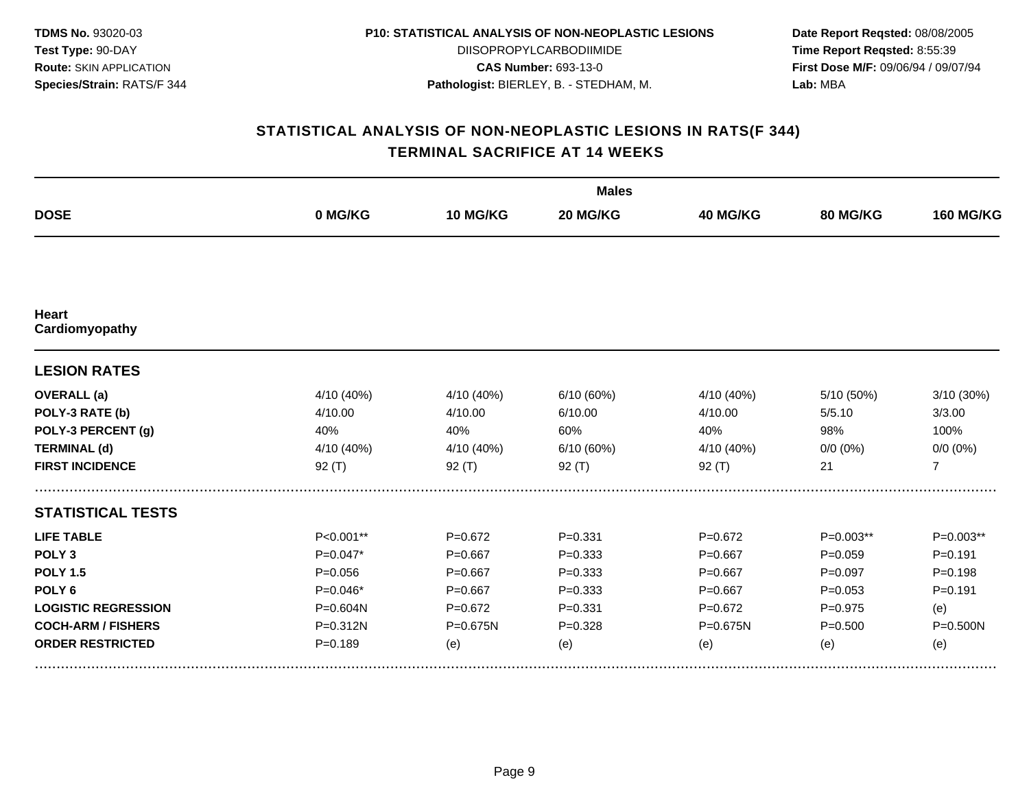**TDMS No.** 93020-03
**Test Type:** 90-DAY
**Route:** SKIN APPLICATION
**Species/Strain:** RATS/F 344

**P10: STATISTICAL ANALYSIS OF NON-NEOPLASTIC LESIONS**
DIISOPROPYLCARBODIIMIDE
**CAS Number:** 693-13-0
**Pathologist:** BIERLEY, B. - STEDHAM, M.

**Date Report Reqsted:** 08/08/2005
**Time Report Reqsted:** 8:55:39
**First Dose M/F:** 09/06/94 / 09/07/94
**Lab:** MBA

## STATISTICAL ANALYSIS OF NON-NEOPLASTIC LESIONS IN RATS(F 344)
## TERMINAL SACRIFICE AT 14 WEEKS

| | Males | | | | | |
|---|---|---|---|---|---|---|
| **DOSE** | **0 MG/KG** | **10 MG/KG** | **20 MG/KG** | **40 MG/KG** | **80 MG/KG** | **160 MG/KG** |
| **Heart** | | | | | | |
| **Cardiomyopathy** | | | | | | |
| **LESION RATES** | | | | | | |
| **OVERALL (a)** | 4/10 (40%) | 4/10 (40%) | 6/10 (60%) | 4/10 (40%) | 5/10 (50%) | 3/10 (30%) |
| **POLY-3 RATE (b)** | 4/10.00 | 4/10.00 | 6/10.00 | 4/10.00 | 5/5.10 | 3/3.00 |
| **POLY-3 PERCENT (g)** | 40% | 40% | 60% | 40% | 98% | 100% |
| **TERMINAL (d)** | 4/10 (40%) | 4/10 (40%) | 6/10 (60%) | 4/10 (40%) | 0/0 (0%) | 0/0 (0%) |
| **FIRST INCIDENCE** | 92 (T) | 92 (T) | 92 (T) | 92 (T) | 21 | 7 |
| **STATISTICAL TESTS** | | | | | | |
| **LIFE TABLE** | P<0.001** | P=0.672 | P=0.331 | P=0.672 | P=0.003** | P=0.003** |
| **POLY 3** | P=0.047* | P=0.667 | P=0.333 | P=0.667 | P=0.059 | P=0.191 |
| **POLY 1.5** | P=0.056 | P=0.667 | P=0.333 | P=0.667 | P=0.097 | P=0.198 |
| **POLY 6** | P=0.046* | P=0.667 | P=0.333 | P=0.667 | P=0.053 | P=0.191 |
| **LOGISTIC REGRESSION** | P=0.604N | P=0.672 | P=0.331 | P=0.672 | P=0.975 | (e) |
| **COCH-ARM / FISHERS** | P=0.312N | P=0.675N | P=0.328 | P=0.675N | P=0.500 | P=0.500N |
| **ORDER RESTRICTED** | P=0.189 | (e) | (e) | (e) | (e) | (e) |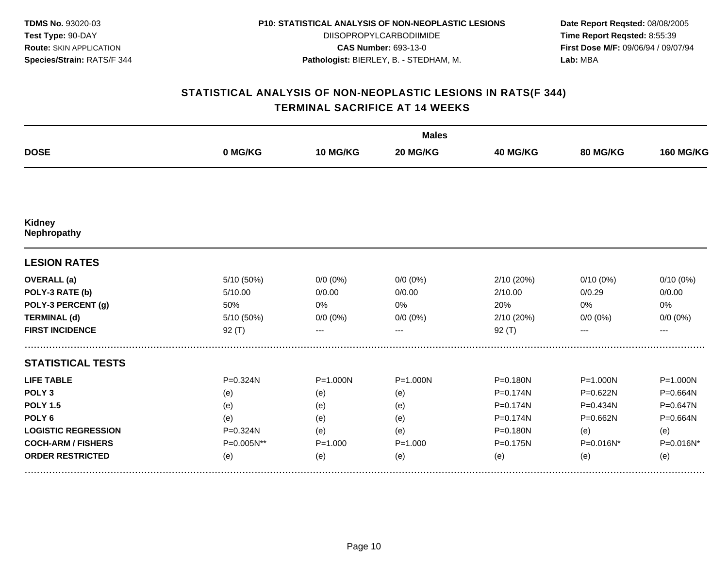**TDMS No.** 93020-03
**Test Type:** 90-DAY
**Route:** SKIN APPLICATION
**Species/Strain:** RATS/F 344

**P10: STATISTICAL ANALYSIS OF NON-NEOPLASTIC LESIONS**
DIISOPROPYLCARBODIIMIDE
**CAS Number:** 693-13-0
**Pathologist:** BIERLEY, B. - STEDHAM, M.

**Date Report Reqsted:** 08/08/2005
**Time Report Reqsted:** 8:55:39
**First Dose M/F:** 09/06/94 / 09/07/94
**Lab:** MBA

## STATISTICAL ANALYSIS OF NON-NEOPLASTIC LESIONS IN RATS(F 344)
## TERMINAL SACRIFICE AT 14 WEEKS

| | Males | | | | | |
|---|---|---|---|---|---|---|
| **DOSE** | **0 MG/KG** | **10 MG/KG** | **20 MG/KG** | **40 MG/KG** | **80 MG/KG** | **160 MG/KG** |
| **Kidney** | | | | | | |
| **Nephropathy** | | | | | | |
| **LESION RATES** | | | | | | |
| **OVERALL (a)** | 5/10 (50%) | 0/0 (0%) | 0/0 (0%) | 2/10 (20%) | 0/10 (0%) | 0/10 (0%) |
| **POLY-3 RATE (b)** | 5/10.00 | 0/0.00 | 0/0.00 | 2/10.00 | 0/0.29 | 0/0.00 |
| **POLY-3 PERCENT (g)** | 50% | 0% | 0% | 20% | 0% | 0% |
| **TERMINAL (d)** | 5/10 (50%) | 0/0 (0%) | 0/0 (0%) | 2/10 (20%) | 0/0 (0%) | 0/0 (0%) |
| **FIRST INCIDENCE** | 92 (T) | --- | --- | 92 (T) | --- | --- |
| **STATISTICAL TESTS** | | | | | | |
| **LIFE TABLE** | P=0.324N | P=1.000N | P=1.000N | P=0.180N | P=1.000N | P=1.000N |
| **POLY 3** | (e) | (e) | (e) | P=0.174N | P=0.622N | P=0.664N |
| **POLY 1.5** | (e) | (e) | (e) | P=0.174N | P=0.434N | P=0.647N |
| **POLY 6** | (e) | (e) | (e) | P=0.174N | P=0.662N | P=0.664N |
| **LOGISTIC REGRESSION** | P=0.324N | (e) | (e) | P=0.180N | (e) | (e) |
| **COCH-ARM / FISHERS** | P=0.005N** | P=1.000 | P=1.000 | P=0.175N | P=0.016N* | P=0.016N* |
| **ORDER RESTRICTED** | (e) | (e) | (e) | (e) | (e) | (e) |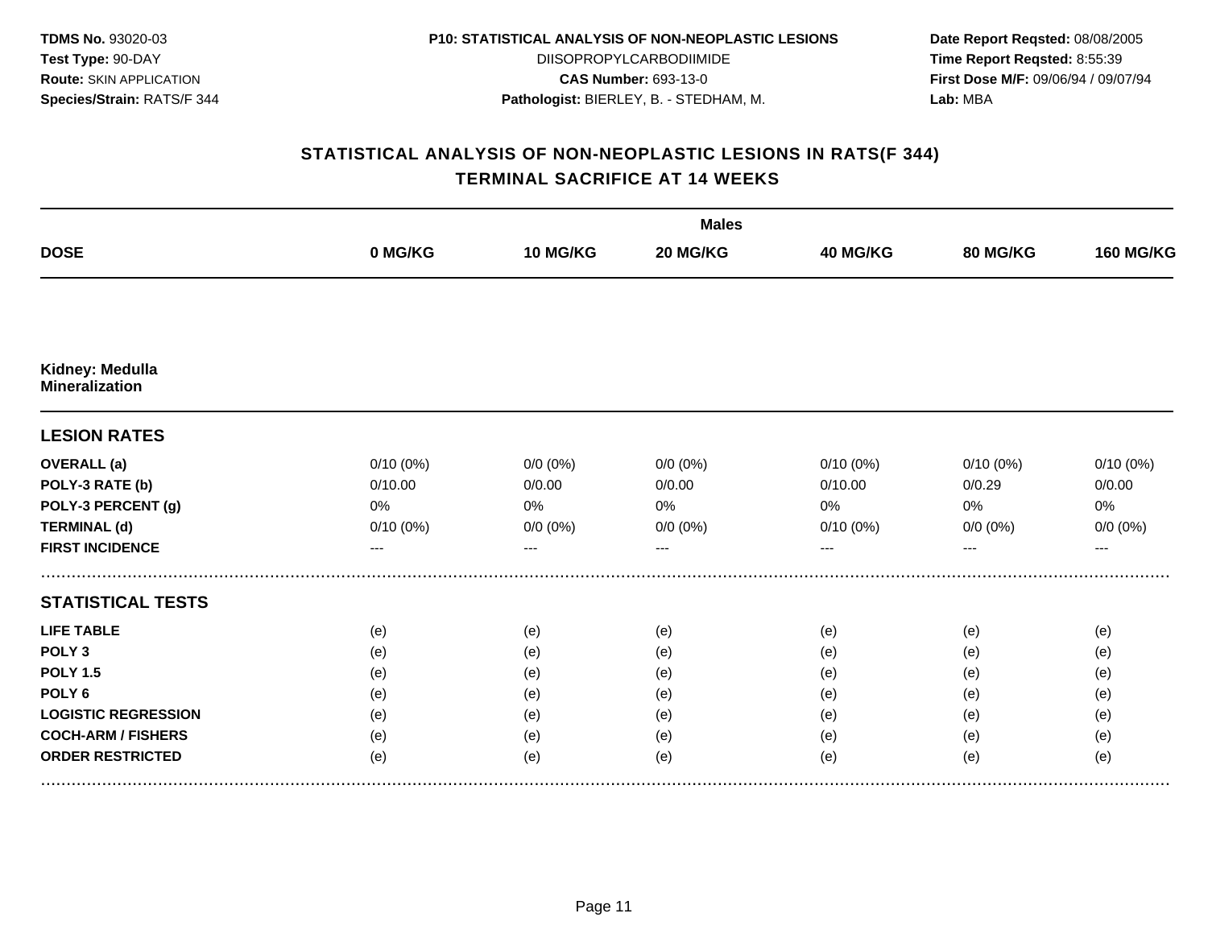**TDMS No.** 93020-03
**Test Type:** 90-DAY
**Route:** SKIN APPLICATION
**Species/Strain:** RATS/F 344

**P10: STATISTICAL ANALYSIS OF NON-NEOPLASTIC LESIONS**
DIISOPROPYLCARBODIIMIDE
**CAS Number:** 693-13-0
**Pathologist:** BIERLEY, B. - STEDHAM, M.

**Date Report Reqsted:** 08/08/2005
**Time Report Reqsted:** 8:55:39
**First Dose M/F:** 09/06/94 / 09/07/94
**Lab:** MBA

## STATISTICAL ANALYSIS OF NON-NEOPLASTIC LESIONS IN RATS(F 344)
## TERMINAL SACRIFICE AT 14 WEEKS

| | Males | | | | | |
|---|---|---|---|---|---|---|
| **DOSE** | **0 MG/KG** | **10 MG/KG** | **20 MG/KG** | **40 MG/KG** | **80 MG/KG** | **160 MG/KG** |
| **Kidney: Medulla Mineralization** | | | | | | |
| **LESION RATES** | | | | | | |
| **OVERALL (a)** | 0/10 (0%) | 0/0 (0%) | 0/0 (0%) | 0/10 (0%) | 0/10 (0%) | 0/10 (0%) |
| **POLY-3 RATE (b)** | 0/10.00 | 0/0.00 | 0/0.00 | 0/10.00 | 0/0.29 | 0/0.00 |
| **POLY-3 PERCENT (g)** | 0% | 0% | 0% | 0% | 0% | 0% |
| **TERMINAL (d)** | 0/10 (0%) | 0/0 (0%) | 0/0 (0%) | 0/10 (0%) | 0/0 (0%) | 0/0 (0%) |
| **FIRST INCIDENCE** | --- | --- | --- | --- | --- | --- |
| **STATISTICAL TESTS** | | | | | | |
| **LIFE TABLE** | (e) | (e) | (e) | (e) | (e) | (e) |
| **POLY 3** | (e) | (e) | (e) | (e) | (e) | (e) |
| **POLY 1.5** | (e) | (e) | (e) | (e) | (e) | (e) |
| **POLY 6** | (e) | (e) | (e) | (e) | (e) | (e) |
| **LOGISTIC REGRESSION** | (e) | (e) | (e) | (e) | (e) | (e) |
| **COCH-ARM / FISHERS** | (e) | (e) | (e) | (e) | (e) | (e) |
| **ORDER RESTRICTED** | (e) | (e) | (e) | (e) | (e) | (e) |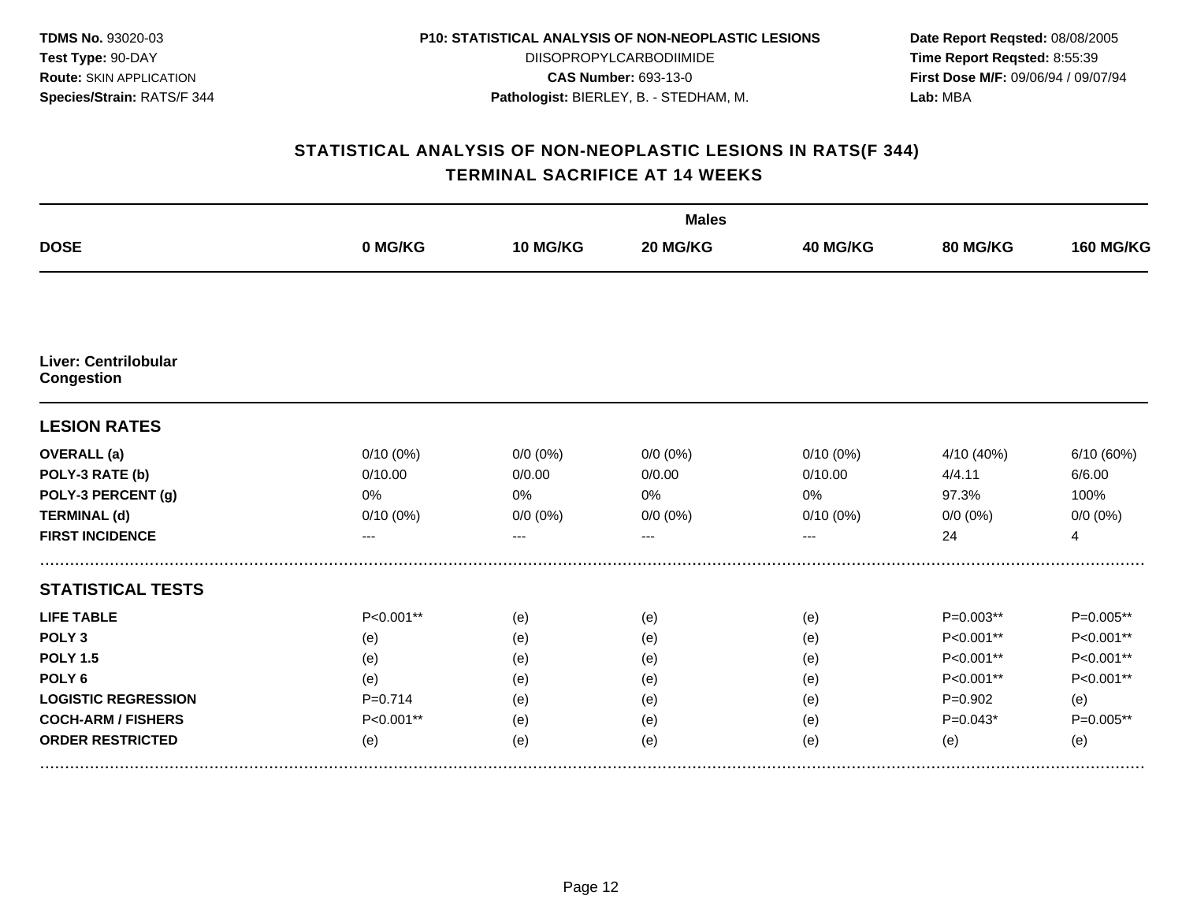**TDMS No.** 93020-03
**Test Type:** 90-DAY
**Route:** SKIN APPLICATION
**Species/Strain:** RATS/F 344

**P10: STATISTICAL ANALYSIS OF NON-NEOPLASTIC LESIONS**
DIISOPROPYLCARBODIIMIDE
**CAS Number:** 693-13-0
**Pathologist:** BIERLEY, B. - STEDHAM, M.

**Date Report Reqsted:** 08/08/2005
**Time Report Reqsted:** 8:55:39
**First Dose M/F:** 09/06/94 / 09/07/94
**Lab:** MBA

## STATISTICAL ANALYSIS OF NON-NEOPLASTIC LESIONS IN RATS(F 344)
## TERMINAL SACRIFICE AT 14 WEEKS

| | Males | | | | | |
|---|---|---|---|---|---|---|
| **DOSE** | **0 MG/KG** | **10 MG/KG** | **20 MG/KG** | **40 MG/KG** | **80 MG/KG** | **160 MG/KG** |
| **Liver: Centrilobular Congestion** | | | | | | |
| **LESION RATES** | | | | | | |
| **OVERALL (a)** | 0/10 (0%) | 0/0 (0%) | 0/0 (0%) | 0/10 (0%) | 4/10 (40%) | 6/10 (60%) |
| **POLY-3 RATE (b)** | 0/10.00 | 0/0.00 | 0/0.00 | 0/10.00 | 4/4.11 | 6/6.00 |
| **POLY-3 PERCENT (g)** | 0% | 0% | 0% | 0% | 97.3% | 100% |
| **TERMINAL (d)** | 0/10 (0%) | 0/0 (0%) | 0/0 (0%) | 0/10 (0%) | 0/0 (0%) | 0/0 (0%) |
| **FIRST INCIDENCE** | --- | --- | --- | --- | 24 | 4 |
| **STATISTICAL TESTS** | | | | | | |
| **LIFE TABLE** | P<0.001** | (e) | (e) | (e) | P=0.003** | P=0.005** |
| **POLY 3** | (e) | (e) | (e) | (e) | P<0.001** | P<0.001** |
| **POLY 1.5** | (e) | (e) | (e) | (e) | P<0.001** | P<0.001** |
| **POLY 6** | (e) | (e) | (e) | (e) | P<0.001** | P<0.001** |
| **LOGISTIC REGRESSION** | P=0.714 | (e) | (e) | (e) | P=0.902 | (e) |
| **COCH-ARM / FISHERS** | P<0.001** | (e) | (e) | (e) | P=0.043* | P=0.005** |
| **ORDER RESTRICTED** | (e) | (e) | (e) | (e) | (e) | (e) |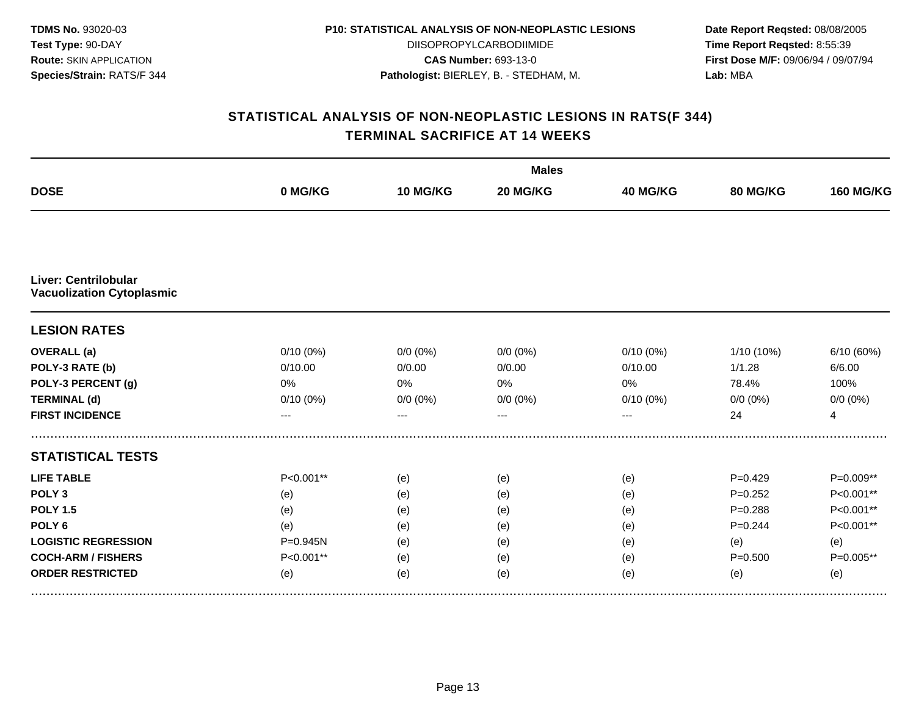**TDMS No.** 93020-03
**Test Type:** 90-DAY
**Route:** SKIN APPLICATION
**Species/Strain:** RATS/F 344

**P10: STATISTICAL ANALYSIS OF NON-NEOPLASTIC LESIONS**
DIISOPROPYLCARBODIIMIDE
**CAS Number:** 693-13-0
**Pathologist:** BIERLEY, B. - STEDHAM, M.

**Date Report Reqsted:** 08/08/2005
**Time Report Reqsted:** 8:55:39
**First Dose M/F:** 09/06/94 / 09/07/94
**Lab:** MBA

## STATISTICAL ANALYSIS OF NON-NEOPLASTIC LESIONS IN RATS(F 344)
## TERMINAL SACRIFICE AT 14 WEEKS

| | Males | | | | | |
|---|---|---|---|---|---|---|
| **DOSE** | **0 MG/KG** | **10 MG/KG** | **20 MG/KG** | **40 MG/KG** | **80 MG/KG** | **160 MG/KG** |
| **Liver: Centrilobular Vacuolization Cytoplasmic** | | | | | | |
| **LESION RATES** | | | | | | |
| **OVERALL (a)** | 0/10 (0%) | 0/0 (0%) | 0/0 (0%) | 0/10 (0%) | 1/10 (10%) | 6/10 (60%) |
| **POLY-3 RATE (b)** | 0/10.00 | 0/0.00 | 0/0.00 | 0/10.00 | 1/1.28 | 6/6.00 |
| **POLY-3 PERCENT (g)** | 0% | 0% | 0% | 0% | 78.4% | 100% |
| **TERMINAL (d)** | 0/10 (0%) | 0/0 (0%) | 0/0 (0%) | 0/10 (0%) | 0/0 (0%) | 0/0 (0%) |
| **FIRST INCIDENCE** | --- | --- | --- | --- | 24 | 4 |
| **STATISTICAL TESTS** | | | | | | |
| **LIFE TABLE** | P<0.001** | (e) | (e) | (e) | P=0.429 | P=0.009** |
| **POLY 3** | (e) | (e) | (e) | (e) | P=0.252 | P<0.001** |
| **POLY 1.5** | (e) | (e) | (e) | (e) | P=0.288 | P<0.001** |
| **POLY 6** | (e) | (e) | (e) | (e) | P=0.244 | P<0.001** |
| **LOGISTIC REGRESSION** | P=0.945N | (e) | (e) | (e) | (e) | (e) |
| **COCH-ARM / FISHERS** | P<0.001** | (e) | (e) | (e) | P=0.500 | P=0.005** |
| **ORDER RESTRICTED** | (e) | (e) | (e) | (e) | (e) | (e) |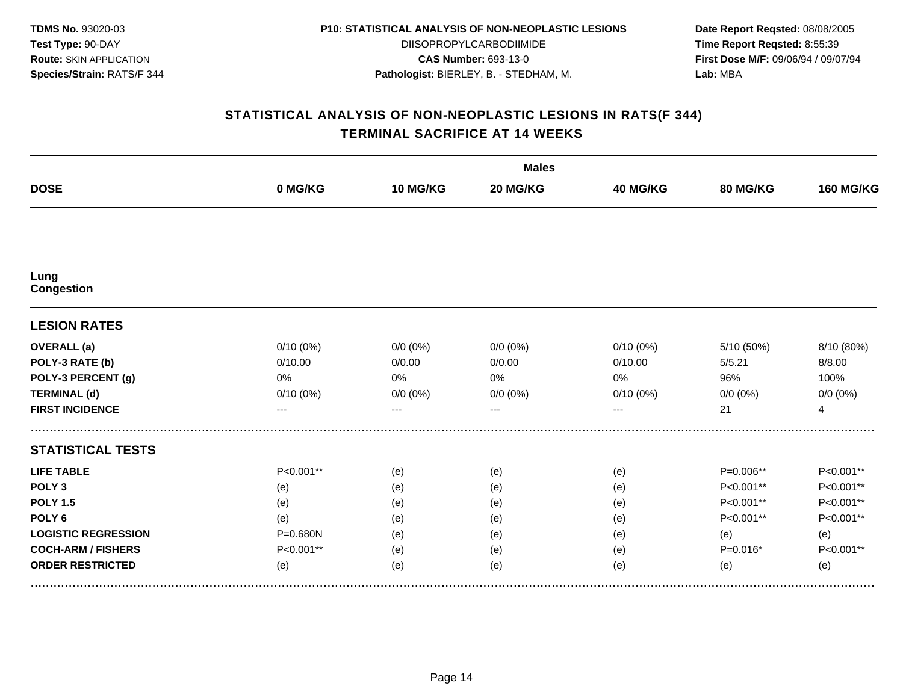**TDMS No.** 93020-03
**Test Type:** 90-DAY
**Route:** SKIN APPLICATION
**Species/Strain:** RATS/F 344

**P10: STATISTICAL ANALYSIS OF NON-NEOPLASTIC LESIONS**
DIISOPROPYLCARBODIIMIDE
**CAS Number:** 693-13-0
**Pathologist:** BIERLEY, B. - STEDHAM, M.

**Date Report Reqsted:** 08/08/2005
**Time Report Reqsted:** 8:55:39
**First Dose M/F:** 09/06/94 / 09/07/94
**Lab:** MBA

## STATISTICAL ANALYSIS OF NON-NEOPLASTIC LESIONS IN RATS(F 344)
## TERMINAL SACRIFICE AT 14 WEEKS

| | Males | | | | | |
|---|---|---|---|---|---|---|
| **DOSE** | **0 MG/KG** | **10 MG/KG** | **20 MG/KG** | **40 MG/KG** | **80 MG/KG** | **160 MG/KG** |
| **Lung** | | | | | | |
| **Congestion** | | | | | | |
| **LESION RATES** | | | | | | |
| **OVERALL (a)** | 0/10 (0%) | 0/0 (0%) | 0/0 (0%) | 0/10 (0%) | 5/10 (50%) | 8/10 (80%) |
| **POLY-3 RATE (b)** | 0/10.00 | 0/0.00 | 0/0.00 | 0/10.00 | 5/5.21 | 8/8.00 |
| **POLY-3 PERCENT (g)** | 0% | 0% | 0% | 0% | 96% | 100% |
| **TERMINAL (d)** | 0/10 (0%) | 0/0 (0%) | 0/0 (0%) | 0/10 (0%) | 0/0 (0%) | 0/0 (0%) |
| **FIRST INCIDENCE** | --- | --- | --- | --- | 21 | 4 |
| **STATISTICAL TESTS** | | | | | | |
| **LIFE TABLE** | P<0.001** | (e) | (e) | (e) | P=0.006** | P<0.001** |
| **POLY 3** | (e) | (e) | (e) | (e) | P<0.001** | P<0.001** |
| **POLY 1.5** | (e) | (e) | (e) | (e) | P<0.001** | P<0.001** |
| **POLY 6** | (e) | (e) | (e) | (e) | P<0.001** | P<0.001** |
| **LOGISTIC REGRESSION** | P=0.680N | (e) | (e) | (e) | (e) | (e) |
| **COCH-ARM / FISHERS** | P<0.001** | (e) | (e) | (e) | P=0.016* | P<0.001** |
| **ORDER RESTRICTED** | (e) | (e) | (e) | (e) | (e) | (e) |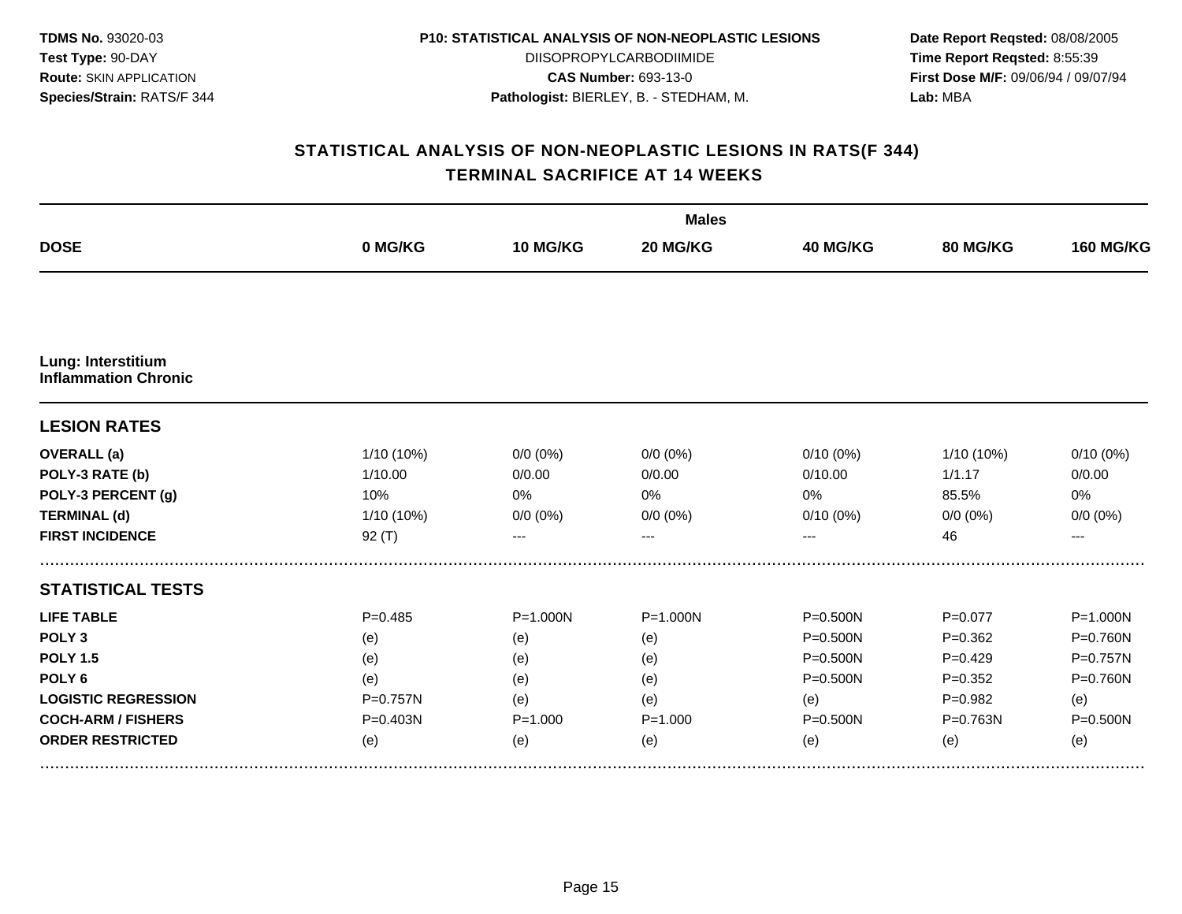**TDMS No.** 93020-03
**Test Type:** 90-DAY
**Route:** SKIN APPLICATION
**Species/Strain:** RATS/F 344

**P10: STATISTICAL ANALYSIS OF NON-NEOPLASTIC LESIONS**
DIISOPROPYLCARBODIIMIDE
**CAS Number:** 693-13-0
**Pathologist:** BIERLEY, B. - STEDHAM, M.

**Date Report Reqsted:** 08/08/2005
**Time Report Reqsted:** 8:55:39
**First Dose M/F:** 09/06/94 / 09/07/94
**Lab:** MBA

## STATISTICAL ANALYSIS OF NON-NEOPLASTIC LESIONS IN RATS(F 344)
## TERMINAL SACRIFICE AT 14 WEEKS

| | Males | | | | | |
|---|---|---|---|---|---|---|
| **DOSE** | **0 MG/KG** | **10 MG/KG** | **20 MG/KG** | **40 MG/KG** | **80 MG/KG** | **160 MG/KG** |
| **Lung: Interstitium Inflammation Chronic** | | | | | | |
| **LESION RATES** | | | | | | |
| **OVERALL (a)** | 1/10 (10%) | 0/0 (0%) | 0/0 (0%) | 0/10 (0%) | 1/10 (10%) | 0/10 (0%) |
| **POLY-3 RATE (b)** | 1/10.00 | 0/0.00 | 0/0.00 | 0/10.00 | 1/1.17 | 0/0.00 |
| **POLY-3 PERCENT (g)** | 10% | 0% | 0% | 0% | 85.5% | 0% |
| **TERMINAL (d)** | 1/10 (10%) | 0/0 (0%) | 0/0 (0%) | 0/10 (0%) | 0/0 (0%) | 0/0 (0%) |
| **FIRST INCIDENCE** | 92 (T) | --- | --- | --- | 46 | --- |
| **STATISTICAL TESTS** | | | | | | |
| **LIFE TABLE** | P=0.485 | P=1.000N | P=1.000N | P=0.500N | P=0.077 | P=1.000N |
| **POLY 3** | (e) | (e) | (e) | P=0.500N | P=0.362 | P=0.760N |
| **POLY 1.5** | (e) | (e) | (e) | P=0.500N | P=0.429 | P=0.757N |
| **POLY 6** | (e) | (e) | (e) | P=0.500N | P=0.352 | P=0.760N |
| **LOGISTIC REGRESSION** | P=0.757N | (e) | (e) | (e) | P=0.982 | (e) |
| **COCH-ARM / FISHERS** | P=0.403N | P=1.000 | P=1.000 | P=0.500N | P=0.763N | P=0.500N |
| **ORDER RESTRICTED** | (e) | (e) | (e) | (e) | (e) | (e) |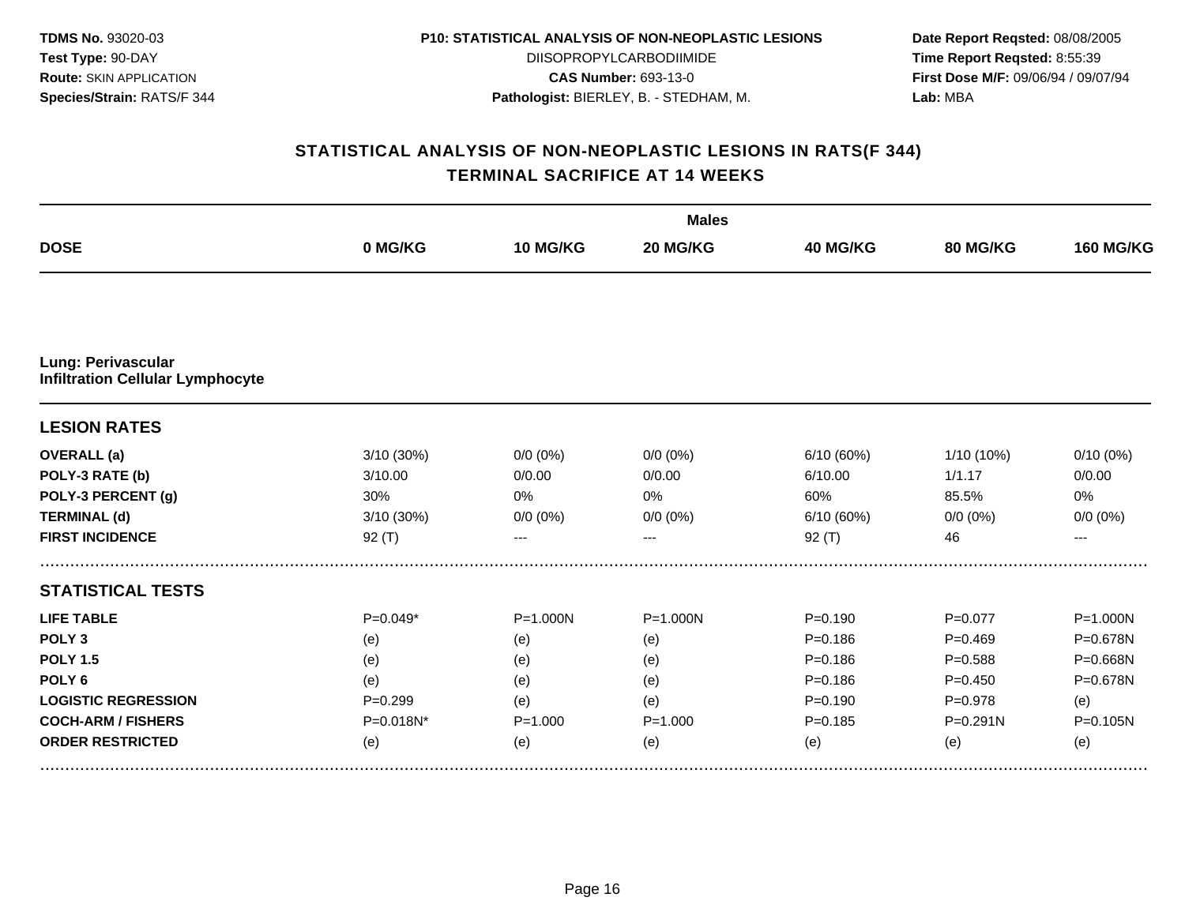**TDMS No.** 93020-03
**Test Type:** 90-DAY
**Route:** SKIN APPLICATION
**Species/Strain:** RATS/F 344

**P10: STATISTICAL ANALYSIS OF NON-NEOPLASTIC LESIONS**
DIISOPROPYLCARBODIIMIDE
**CAS Number:** 693-13-0
**Pathologist:** BIERLEY, B. - STEDHAM, M.

**Date Report Reqsted:** 08/08/2005
**Time Report Reqsted:** 8:55:39
**First Dose M/F:** 09/06/94 / 09/07/94
**Lab:** MBA

## STATISTICAL ANALYSIS OF NON-NEOPLASTIC LESIONS IN RATS(F 344)
## TERMINAL SACRIFICE AT 14 WEEKS

| | Males | | | | | |
|---|---|---|---|---|---|---|
| **DOSE** | **0 MG/KG** | **10 MG/KG** | **20 MG/KG** | **40 MG/KG** | **80 MG/KG** | **160 MG/KG** |
| **Lung: Perivascular Infiltration Cellular Lymphocyte** | | | | | | |
| **LESION RATES** | | | | | | |
| **OVERALL (a)** | 3/10 (30%) | 0/0 (0%) | 0/0 (0%) | 6/10 (60%) | 1/10 (10%) | 0/10 (0%) |
| **POLY-3 RATE (b)** | 3/10.00 | 0/0.00 | 0/0.00 | 6/10.00 | 1/1.17 | 0/0.00 |
| **POLY-3 PERCENT (g)** | 30% | 0% | 0% | 60% | 85.5% | 0% |
| **TERMINAL (d)** | 3/10 (30%) | 0/0 (0%) | 0/0 (0%) | 6/10 (60%) | 0/0 (0%) | 0/0 (0%) |
| **FIRST INCIDENCE** | 92 (T) | --- | --- | 92 (T) | 46 | --- |
| **STATISTICAL TESTS** | | | | | | |
| **LIFE TABLE** | P=0.049* | P=1.000N | P=1.000N | P=0.190 | P=0.077 | P=1.000N |
| **POLY 3** | (e) | (e) | (e) | P=0.186 | P=0.469 | P=0.678N |
| **POLY 1.5** | (e) | (e) | (e) | P=0.186 | P=0.588 | P=0.668N |
| **POLY 6** | (e) | (e) | (e) | P=0.186 | P=0.450 | P=0.678N |
| **LOGISTIC REGRESSION** | P=0.299 | (e) | (e) | P=0.190 | P=0.978 | (e) |
| **COCH-ARM / FISHERS** | P=0.018N* | P=1.000 | P=1.000 | P=0.185 | P=0.291N | P=0.105N |
| **ORDER RESTRICTED** | (e) | (e) | (e) | (e) | (e) | (e) |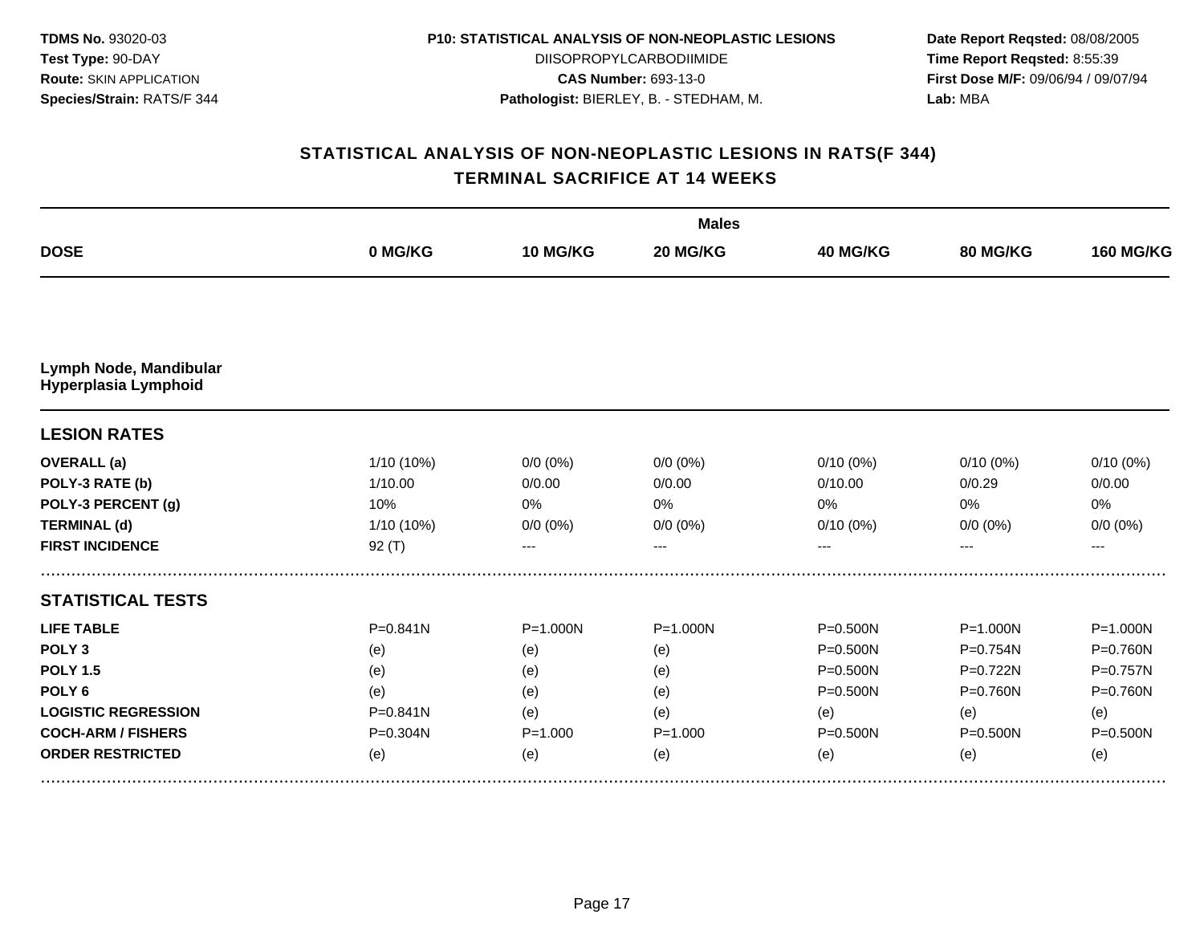**TDMS No.** 93020-03
**Test Type:** 90-DAY
**Route:** SKIN APPLICATION
**Species/Strain:** RATS/F 344

**P10: STATISTICAL ANALYSIS OF NON-NEOPLASTIC LESIONS**
DIISOPROPYLCARBODIIMIDE
**CAS Number:** 693-13-0
**Pathologist:** BIERLEY, B. - STEDHAM, M.

**Date Report Reqsted:** 08/08/2005
**Time Report Reqsted:** 8:55:39
**First Dose M/F:** 09/06/94 / 09/07/94
**Lab:** MBA

## STATISTICAL ANALYSIS OF NON-NEOPLASTIC LESIONS IN RATS(F 344)
## TERMINAL SACRIFICE AT 14 WEEKS

| | Males | | | | | |
|---|---|---|---|---|---|---|
| **DOSE** | **0 MG/KG** | **10 MG/KG** | **20 MG/KG** | **40 MG/KG** | **80 MG/KG** | **160 MG/KG** |
| **Lymph Node, Mandibular Hyperplasia Lymphoid** | | | | | | |
| **LESION RATES** | | | | | | |
| **OVERALL (a)** | 1/10 (10%) | 0/0 (0%) | 0/0 (0%) | 0/10 (0%) | 0/10 (0%) | 0/10 (0%) |
| **POLY-3 RATE (b)** | 1/10.00 | 0/0.00 | 0/0.00 | 0/10.00 | 0/0.29 | 0/0.00 |
| **POLY-3 PERCENT (g)** | 10% | 0% | 0% | 0% | 0% | 0% |
| **TERMINAL (d)** | 1/10 (10%) | 0/0 (0%) | 0/0 (0%) | 0/10 (0%) | 0/0 (0%) | 0/0 (0%) |
| **FIRST INCIDENCE** | 92 (T) | --- | --- | --- | --- | --- |
| **STATISTICAL TESTS** | | | | | | |
| **LIFE TABLE** | P=0.841N | P=1.000N | P=1.000N | P=0.500N | P=1.000N | P=1.000N |
| **POLY 3** | (e) | (e) | (e) | P=0.500N | P=0.754N | P=0.760N |
| **POLY 1.5** | (e) | (e) | (e) | P=0.500N | P=0.722N | P=0.757N |
| **POLY 6** | (e) | (e) | (e) | P=0.500N | P=0.760N | P=0.760N |
| **LOGISTIC REGRESSION** | P=0.841N | (e) | (e) | (e) | (e) | (e) |
| **COCH-ARM / FISHERS** | P=0.304N | P=1.000 | P=1.000 | P=0.500N | P=0.500N | P=0.500N |
| **ORDER RESTRICTED** | (e) | (e) | (e) | (e) | (e) | (e) |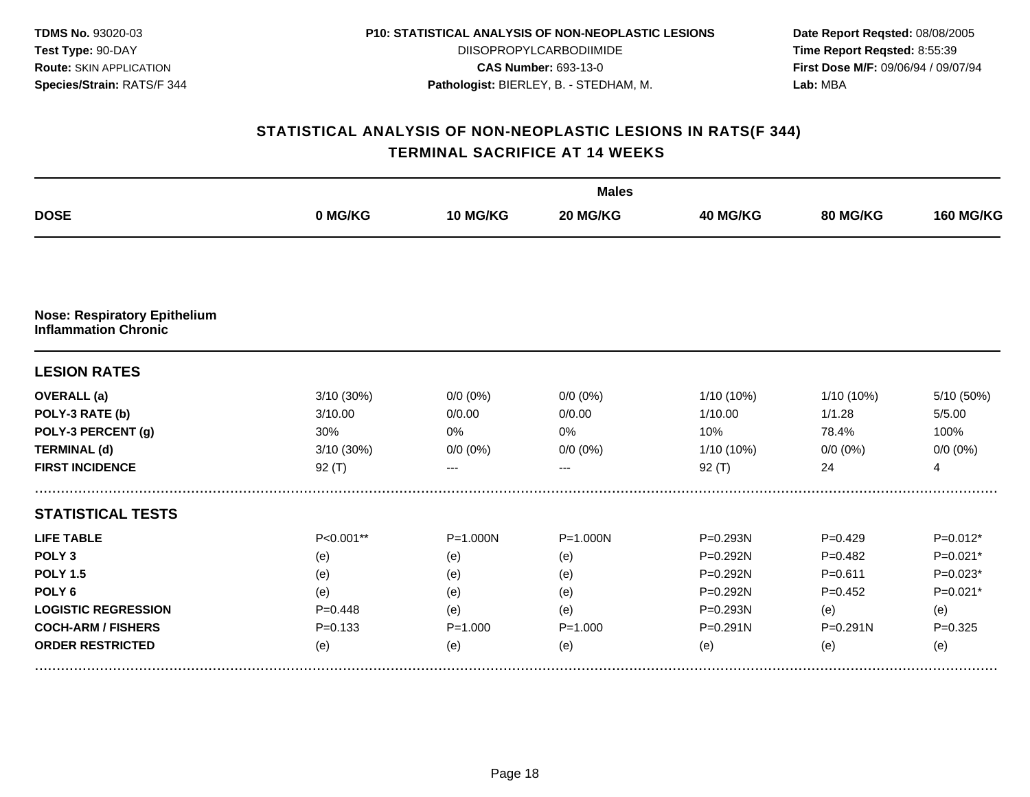**TDMS No.** 93020-03
**Test Type:** 90-DAY
**Route:** SKIN APPLICATION
**Species/Strain:** RATS/F 344

**P10: STATISTICAL ANALYSIS OF NON-NEOPLASTIC LESIONS**
DIISOPROPYLCARBODIIMIDE
**CAS Number:** 693-13-0
**Pathologist:** BIERLEY, B. - STEDHAM, M.

**Date Report Reqsted:** 08/08/2005
**Time Report Reqsted:** 8:55:39
**First Dose M/F:** 09/06/94 / 09/07/94
**Lab:** MBA

## STATISTICAL ANALYSIS OF NON-NEOPLASTIC LESIONS IN RATS(F 344)
## TERMINAL SACRIFICE AT 14 WEEKS

| | Males | | | | | |
|---|---|---|---|---|---|---|
| **DOSE** | **0 MG/KG** | **10 MG/KG** | **20 MG/KG** | **40 MG/KG** | **80 MG/KG** | **160 MG/KG** |
| **Nose: Respiratory Epithelium Inflammation Chronic** | | | | | | |
| **LESION RATES** | | | | | | |
| **OVERALL (a)** | 3/10 (30%) | 0/0 (0%) | 0/0 (0%) | 1/10 (10%) | 1/10 (10%) | 5/10 (50%) |
| **POLY-3 RATE (b)** | 3/10.00 | 0/0.00 | 0/0.00 | 1/10.00 | 1/1.28 | 5/5.00 |
| **POLY-3 PERCENT (g)** | 30% | 0% | 0% | 10% | 78.4% | 100% |
| **TERMINAL (d)** | 3/10 (30%) | 0/0 (0%) | 0/0 (0%) | 1/10 (10%) | 0/0 (0%) | 0/0 (0%) |
| **FIRST INCIDENCE** | 92 (T) | --- | --- | 92 (T) | 24 | 4 |
| **STATISTICAL TESTS** | | | | | | |
| **LIFE TABLE** | P<0.001** | P=1.000N | P=1.000N | P=0.293N | P=0.429 | P=0.012* |
| **POLY 3** | (e) | (e) | (e) | P=0.292N | P=0.482 | P=0.021* |
| **POLY 1.5** | (e) | (e) | (e) | P=0.292N | P=0.611 | P=0.023* |
| **POLY 6** | (e) | (e) | (e) | P=0.292N | P=0.452 | P=0.021* |
| **LOGISTIC REGRESSION** | P=0.448 | (e) | (e) | P=0.293N | (e) | (e) |
| **COCH-ARM / FISHERS** | P=0.133 | P=1.000 | P=1.000 | P=0.291N | P=0.291N | P=0.325 |
| **ORDER RESTRICTED** | (e) | (e) | (e) | (e) | (e) | (e) |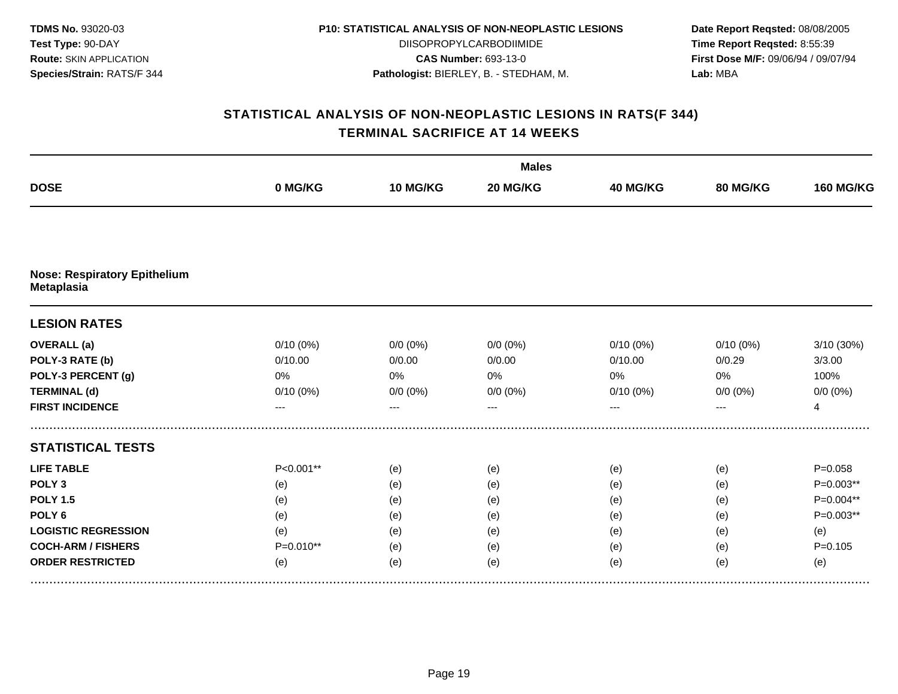**TDMS No.** 93020-03
**Test Type:** 90-DAY
**Route:** SKIN APPLICATION
**Species/Strain:** RATS/F 344

**P10: STATISTICAL ANALYSIS OF NON-NEOPLASTIC LESIONS**
DIISOPROPYLCARBODIIMIDE
**CAS Number:** 693-13-0
**Pathologist:** BIERLEY, B. - STEDHAM, M.

**Date Report Reqsted:** 08/08/2005
**Time Report Reqsted:** 8:55:39
**First Dose M/F:** 09/06/94 / 09/07/94
**Lab:** MBA

## STATISTICAL ANALYSIS OF NON-NEOPLASTIC LESIONS IN RATS(F 344)
## TERMINAL SACRIFICE AT 14 WEEKS

| | Males | | | | | |
|---|---|---|---|---|---|---|
| **DOSE** | **0 MG/KG** | **10 MG/KG** | **20 MG/KG** | **40 MG/KG** | **80 MG/KG** | **160 MG/KG** |
| **Nose: Respiratory Epithelium Metaplasia** | | | | | | |
| **LESION RATES** | | | | | | |
| **OVERALL (a)** | 0/10 (0%) | 0/0 (0%) | 0/0 (0%) | 0/10 (0%) | 0/10 (0%) | 3/10 (30%) |
| **POLY-3 RATE (b)** | 0/10.00 | 0/0.00 | 0/0.00 | 0/10.00 | 0/0.29 | 3/3.00 |
| **POLY-3 PERCENT (g)** | 0% | 0% | 0% | 0% | 0% | 100% |
| **TERMINAL (d)** | 0/10 (0%) | 0/0 (0%) | 0/0 (0%) | 0/10 (0%) | 0/0 (0%) | 0/0 (0%) |
| **FIRST INCIDENCE** | --- | --- | --- | --- | --- | 4 |
| **STATISTICAL TESTS** | | | | | | |
| **LIFE TABLE** | P<0.001** | (e) | (e) | (e) | (e) | P=0.058 |
| **POLY 3** | (e) | (e) | (e) | (e) | (e) | P=0.003** |
| **POLY 1.5** | (e) | (e) | (e) | (e) | (e) | P=0.004** |
| **POLY 6** | (e) | (e) | (e) | (e) | (e) | P=0.003** |
| **LOGISTIC REGRESSION** | (e) | (e) | (e) | (e) | (e) | (e) |
| **COCH-ARM / FISHERS** | P=0.010** | (e) | (e) | (e) | (e) | P=0.105 |
| **ORDER RESTRICTED** | (e) | (e) | (e) | (e) | (e) | (e) |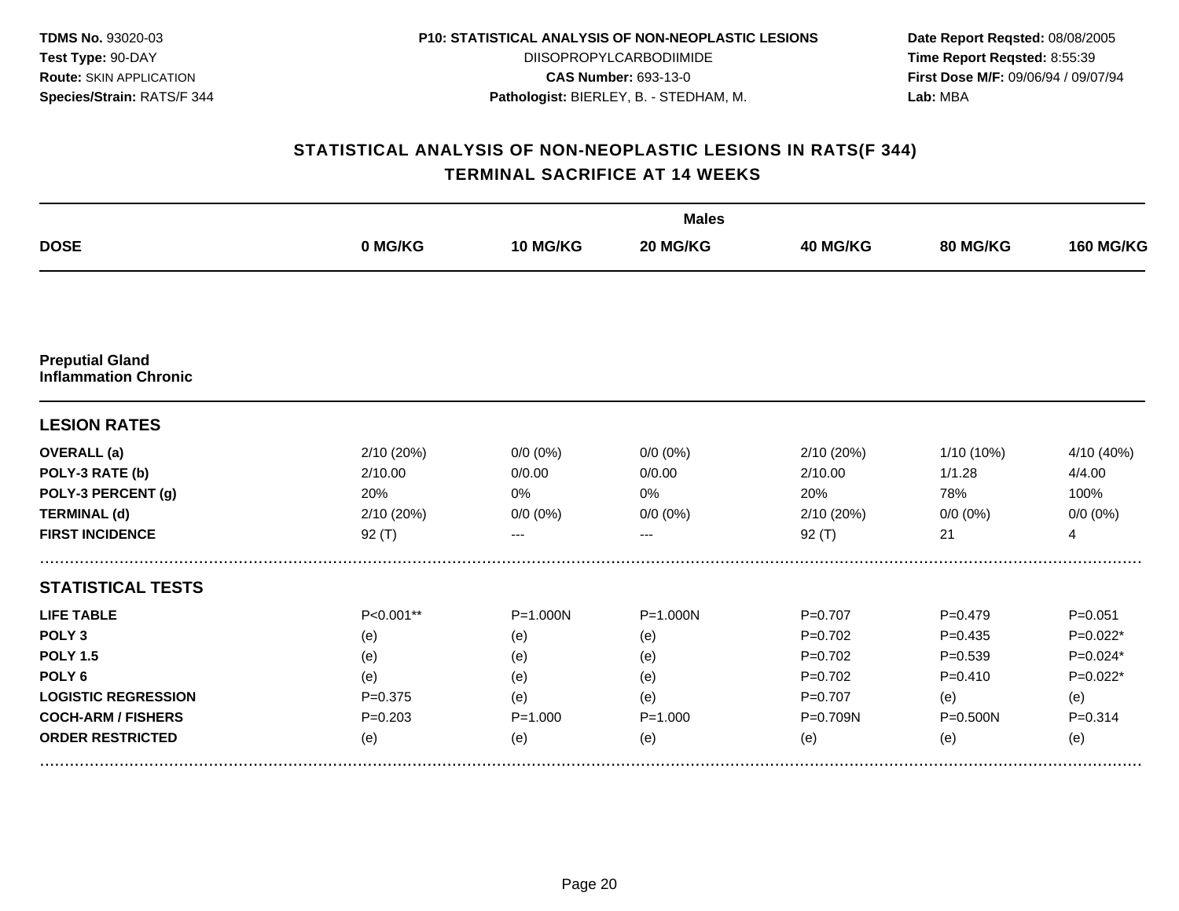**TDMS No.** 93020-03
**Test Type:** 90-DAY
**Route:** SKIN APPLICATION
**Species/Strain:** RATS/F 344

**P10: STATISTICAL ANALYSIS OF NON-NEOPLASTIC LESIONS**
DIISOPROPYLCARBODIIMIDE
**CAS Number:** 693-13-0
**Pathologist:** BIERLEY, B. - STEDHAM, M.

**Date Report Reqsted:** 08/08/2005
**Time Report Reqsted:** 8:55:39
**First Dose M/F:** 09/06/94 / 09/07/94
**Lab:** MBA

## STATISTICAL ANALYSIS OF NON-NEOPLASTIC LESIONS IN RATS(F 344)
## TERMINAL SACRIFICE AT 14 WEEKS

| | Males | | | | | |
|---|---|---|---|---|---|---|
| **DOSE** | **0 MG/KG** | **10 MG/KG** | **20 MG/KG** | **40 MG/KG** | **80 MG/KG** | **160 MG/KG** |
| **Preputial Gland Inflammation Chronic** | | | | | | |
| **LESION RATES** | | | | | | |
| **OVERALL (a)** | 2/10 (20%) | 0/0 (0%) | 0/0 (0%) | 2/10 (20%) | 1/10 (10%) | 4/10 (40%) |
| **POLY-3 RATE (b)** | 2/10.00 | 0/0.00 | 0/0.00 | 2/10.00 | 1/1.28 | 4/4.00 |
| **POLY-3 PERCENT (g)** | 20% | 0% | 0% | 20% | 78% | 100% |
| **TERMINAL (d)** | 2/10 (20%) | 0/0 (0%) | 0/0 (0%) | 2/10 (20%) | 0/0 (0%) | 0/0 (0%) |
| **FIRST INCIDENCE** | 92 (T) | --- | --- | 92 (T) | 21 | 4 |
| **STATISTICAL TESTS** | | | | | | |
| **LIFE TABLE** | P<0.001** | P=1.000N | P=1.000N | P=0.707 | P=0.479 | P=0.051 |
| **POLY 3** | (e) | (e) | (e) | P=0.702 | P=0.435 | P=0.022* |
| **POLY 1.5** | (e) | (e) | (e) | P=0.702 | P=0.539 | P=0.024* |
| **POLY 6** | (e) | (e) | (e) | P=0.702 | P=0.410 | P=0.022* |
| **LOGISTIC REGRESSION** | P=0.375 | (e) | (e) | P=0.707 | (e) | (e) |
| **COCH-ARM / FISHERS** | P=0.203 | P=1.000 | P=1.000 | P=0.709N | P=0.500N | P=0.314 |
| **ORDER RESTRICTED** | (e) | (e) | (e) | (e) | (e) | (e) |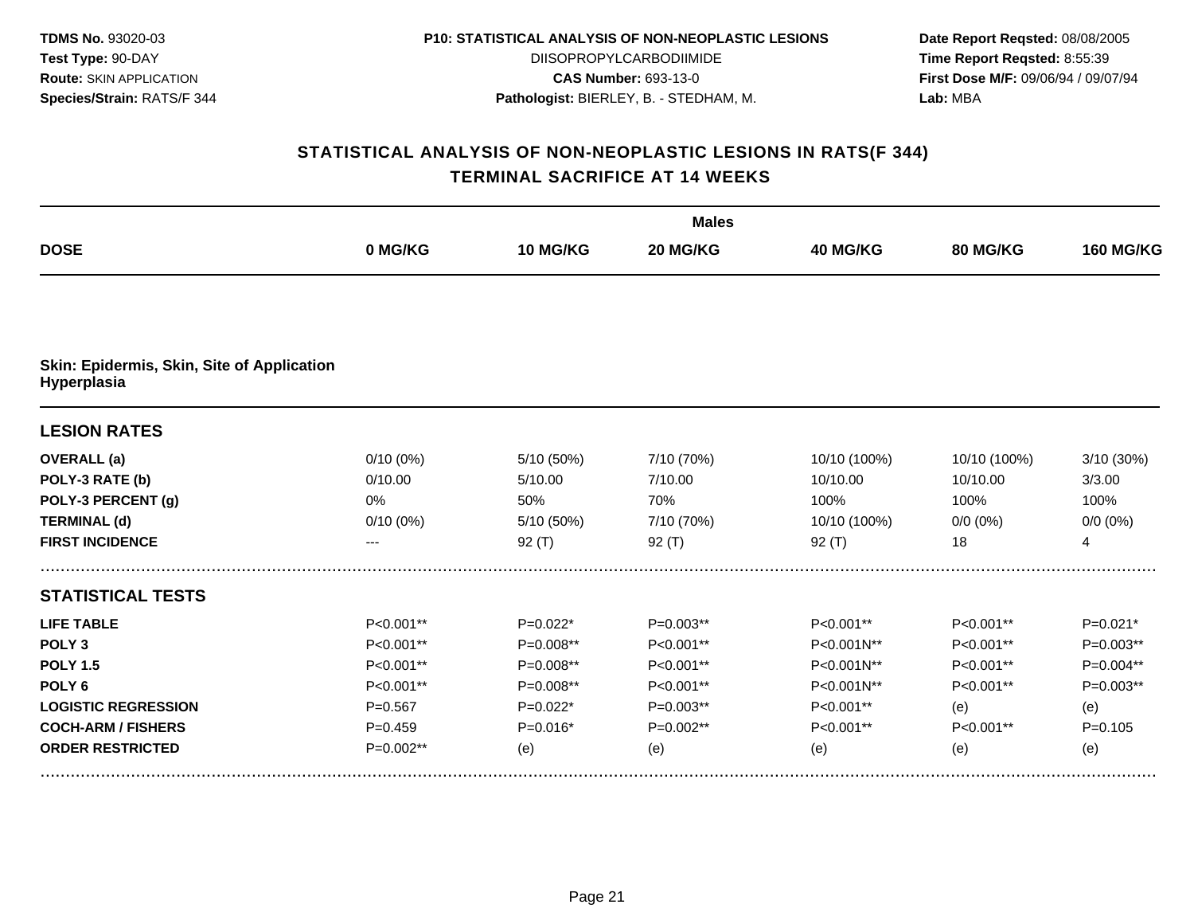**TDMS No.** 93020-03
**Test Type:** 90-DAY
**Route:** SKIN APPLICATION
**Species/Strain:** RATS/F 344

**P10: STATISTICAL ANALYSIS OF NON-NEOPLASTIC LESIONS**
DIISOPROPYLCARBODIIMIDE
**CAS Number:** 693-13-0
**Pathologist:** BIERLEY, B. - STEDHAM, M.

**Date Report Reqsted:** 08/08/2005
**Time Report Reqsted:** 8:55:39
**First Dose M/F:** 09/06/94 / 09/07/94
**Lab:** MBA

## STATISTICAL ANALYSIS OF NON-NEOPLASTIC LESIONS IN RATS(F 344)
## TERMINAL SACRIFICE AT 14 WEEKS

| | Males | | | | | |
|---|---|---|---|---|---|---|
| **DOSE** | **0 MG/KG** | **10 MG/KG** | **20 MG/KG** | **40 MG/KG** | **80 MG/KG** | **160 MG/KG** |
| **Skin: Epidermis, Skin, Site of Application Hyperplasia** | | | | | | |
| **LESION RATES** | | | | | | |
| **OVERALL (a)** | 0/10 (0%) | 5/10 (50%) | 7/10 (70%) | 10/10 (100%) | 10/10 (100%) | 3/10 (30%) |
| **POLY-3 RATE (b)** | 0/10.00 | 5/10.00 | 7/10.00 | 10/10.00 | 10/10.00 | 3/3.00 |
| **POLY-3 PERCENT (g)** | 0% | 50% | 70% | 100% | 100% | 100% |
| **TERMINAL (d)** | 0/10 (0%) | 5/10 (50%) | 7/10 (70%) | 10/10 (100%) | 0/0 (0%) | 0/0 (0%) |
| **FIRST INCIDENCE** | --- | 92 (T) | 92 (T) | 92 (T) | 18 | 4 |
| **STATISTICAL TESTS** | | | | | | |
| **LIFE TABLE** | P<0.001** | P=0.022* | P=0.003** | P<0.001** | P<0.001** | P=0.021* |
| **POLY 3** | P<0.001** | P=0.008** | P<0.001** | P<0.001N** | P<0.001** | P=0.003** |
| **POLY 1.5** | P<0.001** | P=0.008** | P<0.001** | P<0.001N** | P<0.001** | P=0.004** |
| **POLY 6** | P<0.001** | P=0.008** | P<0.001** | P<0.001N** | P<0.001** | P=0.003** |
| **LOGISTIC REGRESSION** | P=0.567 | P=0.022* | P=0.003** | P<0.001** | (e) | (e) |
| **COCH-ARM / FISHERS** | P=0.459 | P=0.016* | P=0.002** | P<0.001** | P<0.001** | P=0.105 |
| **ORDER RESTRICTED** | P=0.002** | (e) | (e) | (e) | (e) | (e) |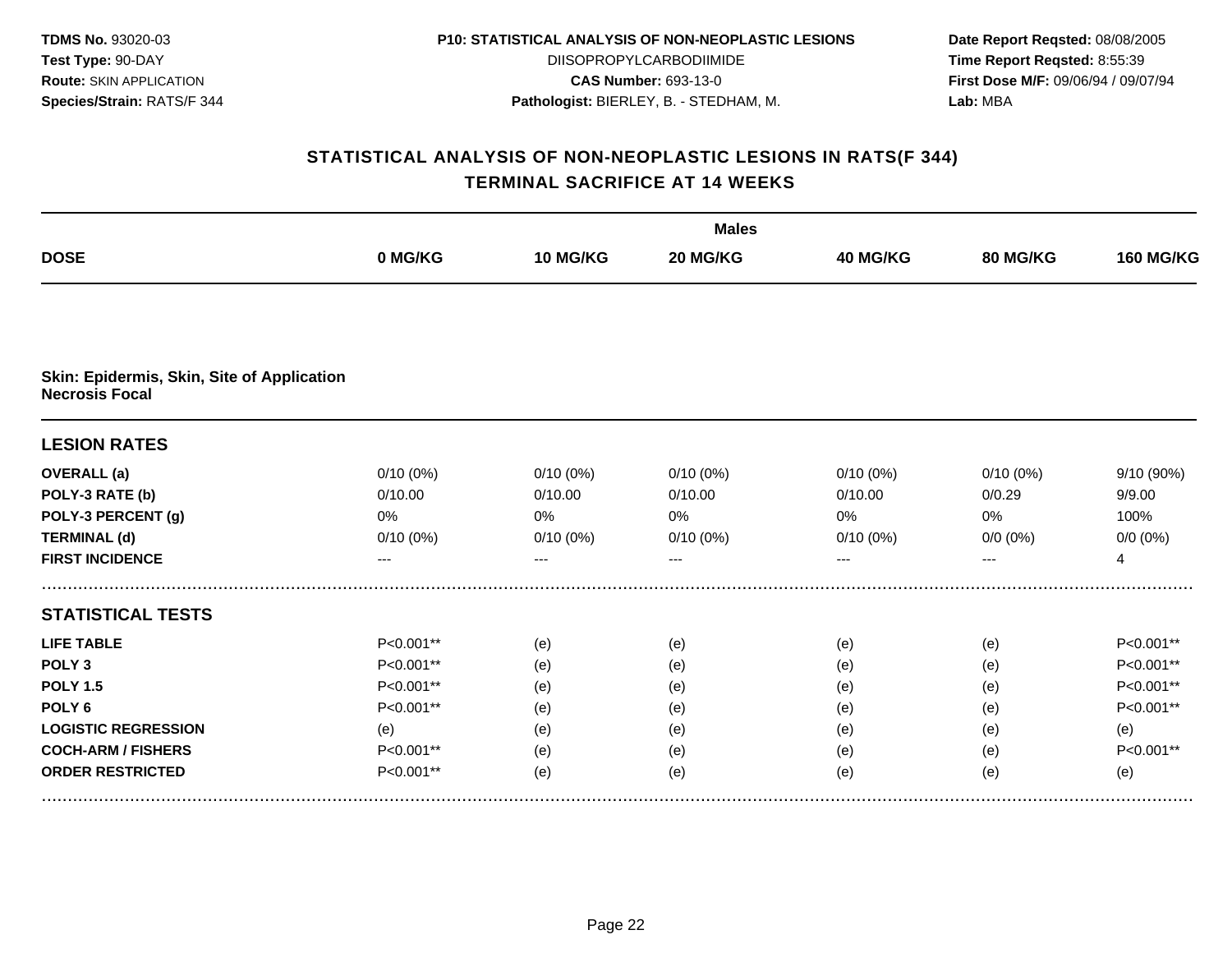**TDMS No.** 93020-03
**Test Type:** 90-DAY
**Route:** SKIN APPLICATION
**Species/Strain:** RATS/F 344

**P10: STATISTICAL ANALYSIS OF NON-NEOPLASTIC LESIONS**
DIISOPROPYLCARBODIIMIDE
**CAS Number:** 693-13-0
**Pathologist:** BIERLEY, B. - STEDHAM, M.

**Date Report Reqsted:** 08/08/2005
**Time Report Reqsted:** 8:55:39
**First Dose M/F:** 09/06/94 / 09/07/94
**Lab:** MBA

## STATISTICAL ANALYSIS OF NON-NEOPLASTIC LESIONS IN RATS(F 344)
## TERMINAL SACRIFICE AT 14 WEEKS

| | Males | | | | | |
|---|---|---|---|---|---|---|
| **DOSE** | **0 MG/KG** | **10 MG/KG** | **20 MG/KG** | **40 MG/KG** | **80 MG/KG** | **160 MG/KG** |
| **Skin: Epidermis, Skin, Site of Application Necrosis Focal** | | | | | | |
| **LESION RATES** | | | | | | |
| **OVERALL (a)** | 0/10 (0%) | 0/10 (0%) | 0/10 (0%) | 0/10 (0%) | 0/10 (0%) | 9/10 (90%) |
| **POLY-3 RATE (b)** | 0/10.00 | 0/10.00 | 0/10.00 | 0/10.00 | 0/0.29 | 9/9.00 |
| **POLY-3 PERCENT (g)** | 0% | 0% | 0% | 0% | 0% | 100% |
| **TERMINAL (d)** | 0/10 (0%) | 0/10 (0%) | 0/10 (0%) | 0/10 (0%) | 0/0 (0%) | 0/0 (0%) |
| **FIRST INCIDENCE** | --- | --- | --- | --- | --- | 4 |
| **STATISTICAL TESTS** | | | | | | |
| **LIFE TABLE** | P<0.001** | (e) | (e) | (e) | (e) | P<0.001** |
| **POLY 3** | P<0.001** | (e) | (e) | (e) | (e) | P<0.001** |
| **POLY 1.5** | P<0.001** | (e) | (e) | (e) | (e) | P<0.001** |
| **POLY 6** | P<0.001** | (e) | (e) | (e) | (e) | P<0.001** |
| **LOGISTIC REGRESSION** | (e) | (e) | (e) | (e) | (e) | (e) |
| **COCH-ARM / FISHERS** | P<0.001** | (e) | (e) | (e) | (e) | P<0.001** |
| **ORDER RESTRICTED** | P<0.001** | (e) | (e) | (e) | (e) | (e) |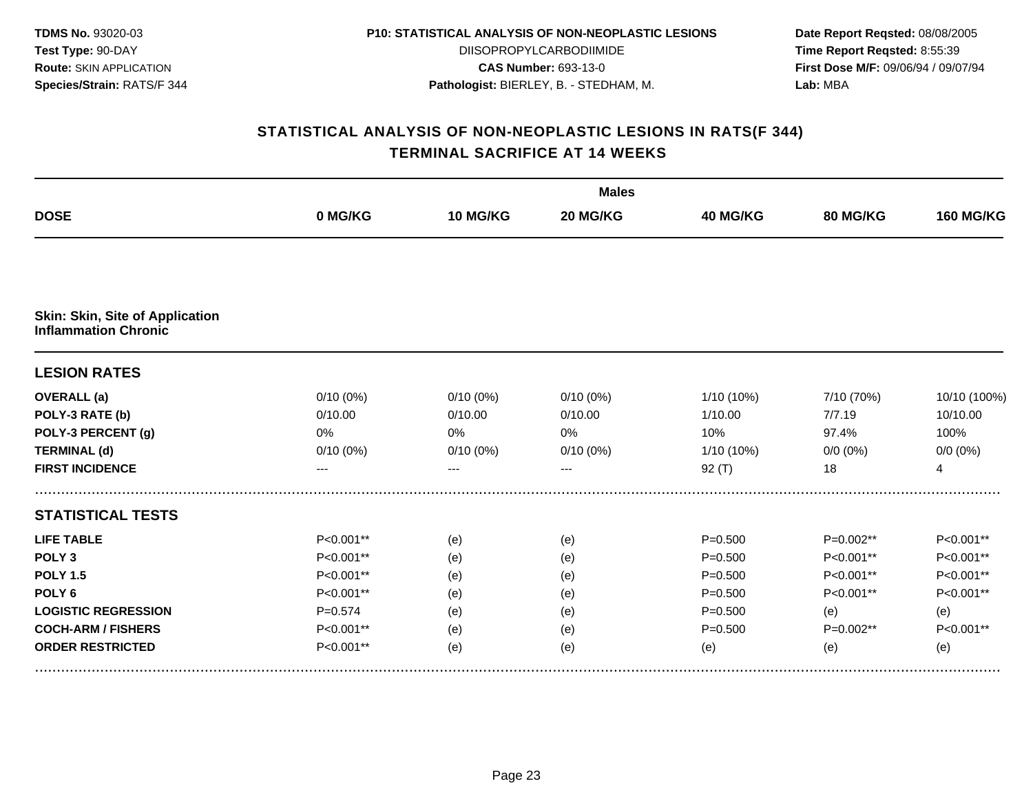**TDMS No.** 93020-03
**Test Type:** 90-DAY
**Route:** SKIN APPLICATION
**Species/Strain:** RATS/F 344

**P10: STATISTICAL ANALYSIS OF NON-NEOPLASTIC LESIONS**
DIISOPROPYLCARBODIIMIDE
**CAS Number:** 693-13-0
**Pathologist:** BIERLEY, B. - STEDHAM, M.

**Date Report Reqsted:** 08/08/2005
**Time Report Reqsted:** 8:55:39
**First Dose M/F:** 09/06/94 / 09/07/94
**Lab:** MBA

## STATISTICAL ANALYSIS OF NON-NEOPLASTIC LESIONS IN RATS(F 344)
## TERMINAL SACRIFICE AT 14 WEEKS

| | Males | | | | | |
|---|---|---|---|---|---|---|
| **DOSE** | **0 MG/KG** | **10 MG/KG** | **20 MG/KG** | **40 MG/KG** | **80 MG/KG** | **160 MG/KG** |
| **Skin: Skin, Site of Application** **Inflammation Chronic** | | | | | | |
| **LESION RATES** | | | | | | |
| **OVERALL (a)** | 0/10 (0%) | 0/10 (0%) | 0/10 (0%) | 1/10 (10%) | 7/10 (70%) | 10/10 (100%) |
| **POLY-3 RATE (b)** | 0/10.00 | 0/10.00 | 0/10.00 | 1/10.00 | 7/7.19 | 10/10.00 |
| **POLY-3 PERCENT (g)** | 0% | 0% | 0% | 10% | 97.4% | 100% |
| **TERMINAL (d)** | 0/10 (0%) | 0/10 (0%) | 0/10 (0%) | 1/10 (10%) | 0/0 (0%) | 0/0 (0%) |
| **FIRST INCIDENCE** | --- | --- | --- | 92 (T) | 18 | 4 |
| **STATISTICAL TESTS** | | | | | | |
| **LIFE TABLE** | P<0.001** | (e) | (e) | P=0.500 | P=0.002** | P<0.001** |
| **POLY 3** | P<0.001** | (e) | (e) | P=0.500 | P<0.001** | P<0.001** |
| **POLY 1.5** | P<0.001** | (e) | (e) | P=0.500 | P<0.001** | P<0.001** |
| **POLY 6** | P<0.001** | (e) | (e) | P=0.500 | P<0.001** | P<0.001** |
| **LOGISTIC REGRESSION** | P=0.574 | (e) | (e) | P=0.500 | (e) | (e) |
| **COCH-ARM / FISHERS** | P<0.001** | (e) | (e) | P=0.500 | P=0.002** | P<0.001** |
| **ORDER RESTRICTED** | P<0.001** | (e) | (e) | (e) | (e) | (e) |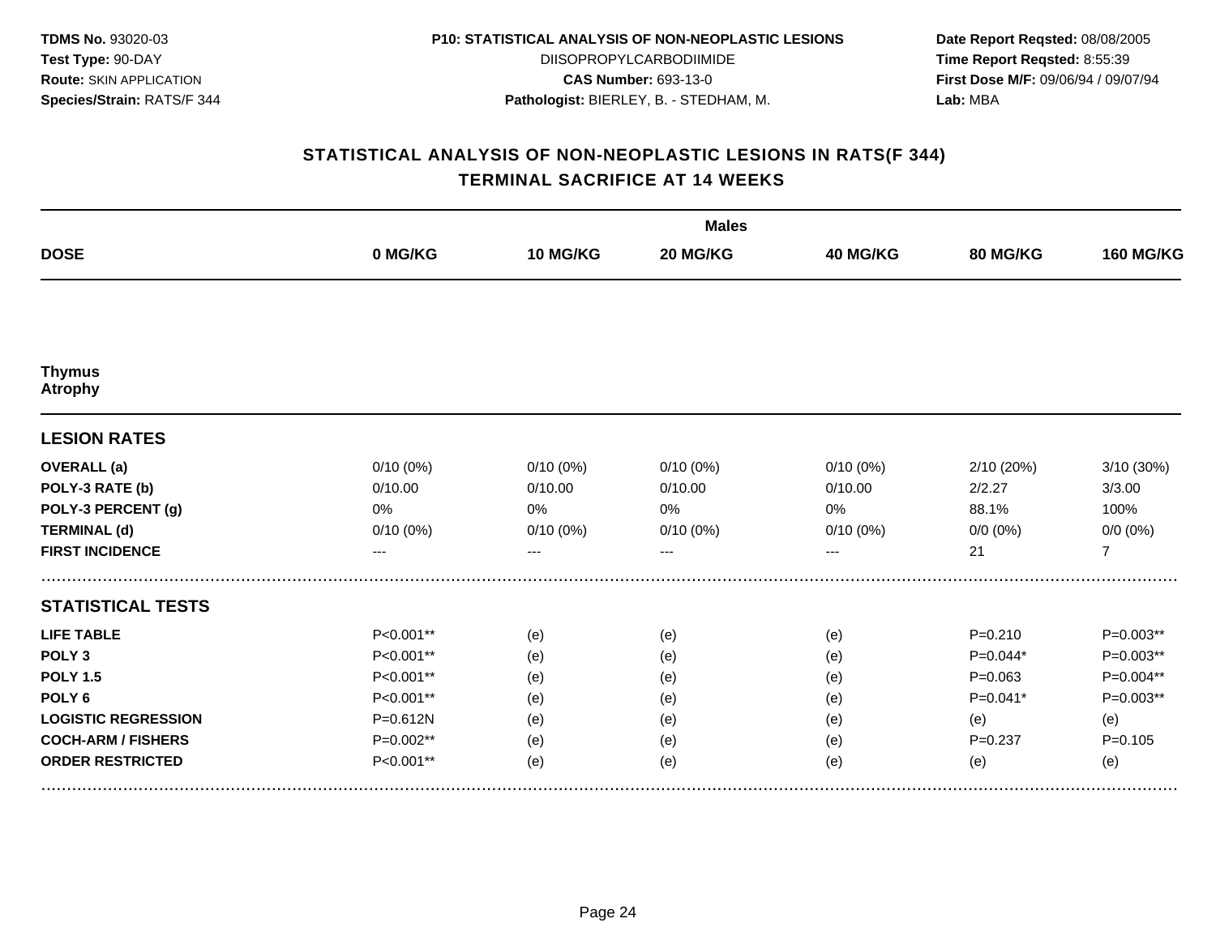**TDMS No.** 93020-03
**Test Type:** 90-DAY
**Route:** SKIN APPLICATION
**Species/Strain:** RATS/F 344

**P10: STATISTICAL ANALYSIS OF NON-NEOPLASTIC LESIONS**
DIISOPROPYLCARBODIIMIDE
**CAS Number:** 693-13-0
**Pathologist:** BIERLEY, B. - STEDHAM, M.

**Date Report Reqsted:** 08/08/2005
**Time Report Reqsted:** 8:55:39
**First Dose M/F:** 09/06/94 / 09/07/94
**Lab:** MBA

## STATISTICAL ANALYSIS OF NON-NEOPLASTIC LESIONS IN RATS(F 344)
## TERMINAL SACRIFICE AT 14 WEEKS

| | Males | | | | | |
|---|---|---|---|---|---|---|
| **DOSE** | **0 MG/KG** | **10 MG/KG** | **20 MG/KG** | **40 MG/KG** | **80 MG/KG** | **160 MG/KG** |
| **Thymus Atrophy** | | | | | | |
| **LESION RATES** | | | | | | |
| **OVERALL (a)** | 0/10 (0%) | 0/10 (0%) | 0/10 (0%) | 0/10 (0%) | 2/10 (20%) | 3/10 (30%) |
| **POLY-3 RATE (b)** | 0/10.00 | 0/10.00 | 0/10.00 | 0/10.00 | 2/2.27 | 3/3.00 |
| **POLY-3 PERCENT (g)** | 0% | 0% | 0% | 0% | 88.1% | 100% |
| **TERMINAL (d)** | 0/10 (0%) | 0/10 (0%) | 0/10 (0%) | 0/10 (0%) | 0/0 (0%) | 0/0 (0%) |
| **FIRST INCIDENCE** | --- | --- | --- | --- | 21 | 7 |
| **STATISTICAL TESTS** | | | | | | |
| **LIFE TABLE** | P<0.001** | (e) | (e) | (e) | P=0.210 | P=0.003** |
| **POLY 3** | P<0.001** | (e) | (e) | (e) | P=0.044* | P=0.003** |
| **POLY 1.5** | P<0.001** | (e) | (e) | (e) | P=0.063 | P=0.004** |
| **POLY 6** | P<0.001** | (e) | (e) | (e) | P=0.041* | P=0.003** |
| **LOGISTIC REGRESSION** | P=0.612N | (e) | (e) | (e) | (e) | (e) |
| **COCH-ARM / FISHERS** | P=0.002** | (e) | (e) | (e) | P=0.237 | P=0.105 |
| **ORDER RESTRICTED** | P<0.001** | (e) | (e) | (e) | (e) | (e) |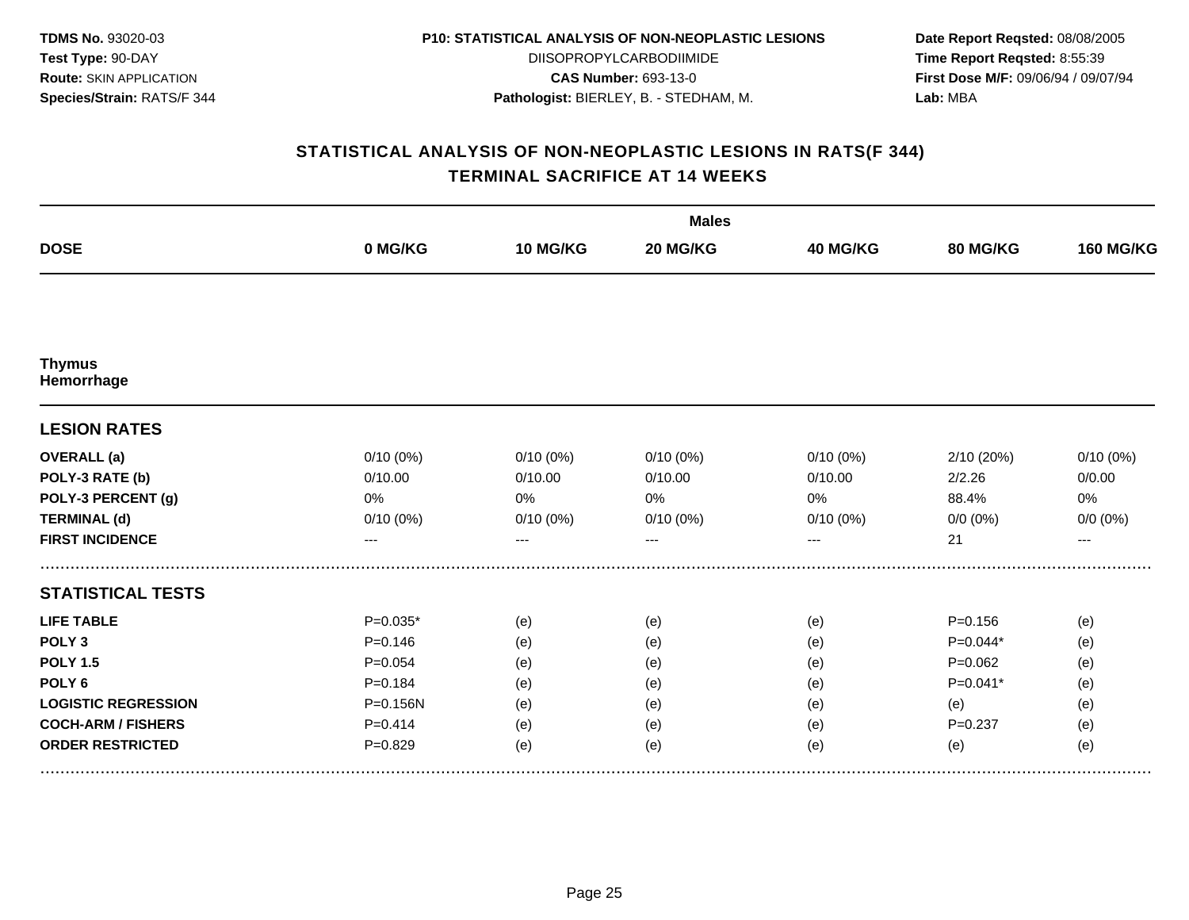**TDMS No.** 93020-03
**Test Type:** 90-DAY
**Route:** SKIN APPLICATION
**Species/Strain:** RATS/F 344

**P10: STATISTICAL ANALYSIS OF NON-NEOPLASTIC LESIONS**
DIISOPROPYLCARBODIIMIDE
**CAS Number:** 693-13-0
**Pathologist:** BIERLEY, B. - STEDHAM, M.

**Date Report Reqsted:** 08/08/2005
**Time Report Reqsted:** 8:55:39
**First Dose M/F:** 09/06/94 / 09/07/94
**Lab:** MBA

## STATISTICAL ANALYSIS OF NON-NEOPLASTIC LESIONS IN RATS(F 344)
## TERMINAL SACRIFICE AT 14 WEEKS

| | Males | | | | | |
|---|---|---|---|---|---|---|
| **DOSE** | **0 MG/KG** | **10 MG/KG** | **20 MG/KG** | **40 MG/KG** | **80 MG/KG** | **160 MG/KG** |
| **Thymus** | | | | | | |
| **Hemorrhage** | | | | | | |
| **LESION RATES** | | | | | | |
| **OVERALL (a)** | 0/10 (0%) | 0/10 (0%) | 0/10 (0%) | 0/10 (0%) | 2/10 (20%) | 0/10 (0%) |
| **POLY-3 RATE (b)** | 0/10.00 | 0/10.00 | 0/10.00 | 0/10.00 | 2/2.26 | 0/0.00 |
| **POLY-3 PERCENT (g)** | 0% | 0% | 0% | 0% | 88.4% | 0% |
| **TERMINAL (d)** | 0/10 (0%) | 0/10 (0%) | 0/10 (0%) | 0/10 (0%) | 0/0 (0%) | 0/0 (0%) |
| **FIRST INCIDENCE** | --- | --- | --- | --- | 21 | --- |
| **STATISTICAL TESTS** | | | | | | |
| **LIFE TABLE** | P=0.035* | (e) | (e) | (e) | P=0.156 | (e) |
| **POLY 3** | P=0.146 | (e) | (e) | (e) | P=0.044* | (e) |
| **POLY 1.5** | P=0.054 | (e) | (e) | (e) | P=0.062 | (e) |
| **POLY 6** | P=0.184 | (e) | (e) | (e) | P=0.041* | (e) |
| **LOGISTIC REGRESSION** | P=0.156N | (e) | (e) | (e) | (e) | (e) |
| **COCH-ARM / FISHERS** | P=0.414 | (e) | (e) | (e) | P=0.237 | (e) |
| **ORDER RESTRICTED** | P=0.829 | (e) | (e) | (e) | (e) | (e) |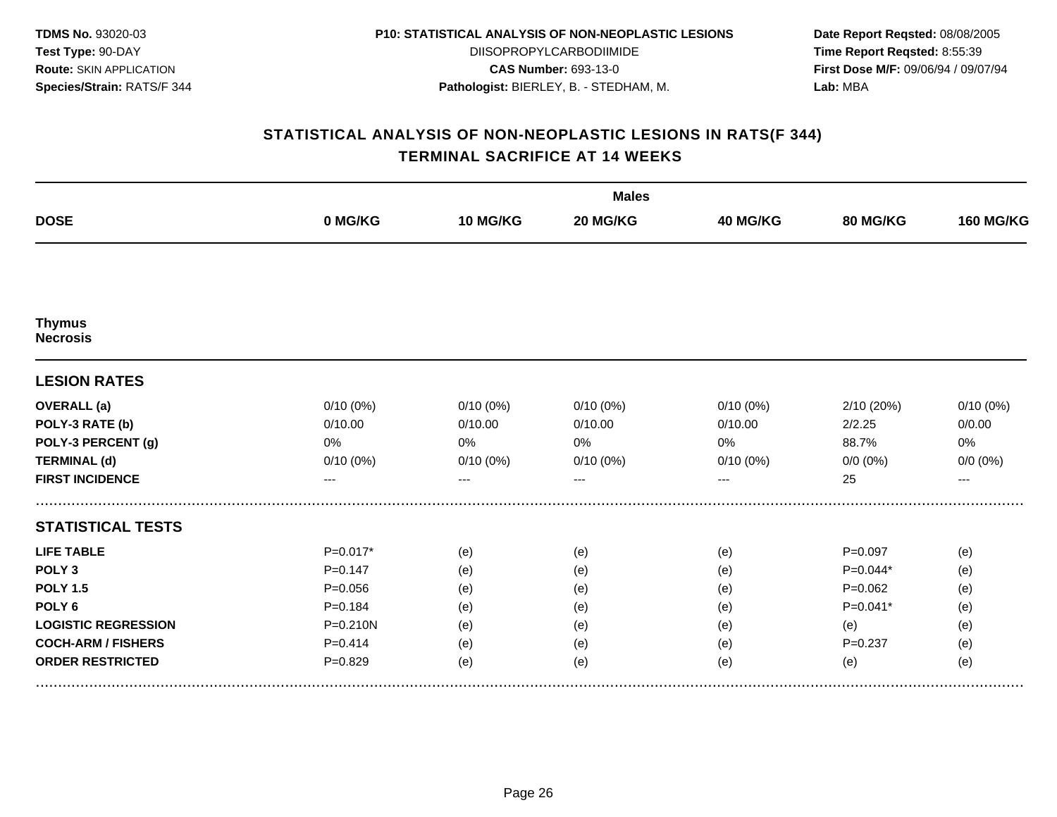**TDMS No.** 93020-03
**Test Type:** 90-DAY
**Route:** SKIN APPLICATION
**Species/Strain:** RATS/F 344

**P10: STATISTICAL ANALYSIS OF NON-NEOPLASTIC LESIONS**
DIISOPROPYLCARBODIIMIDE
**CAS Number:** 693-13-0
**Pathologist:** BIERLEY, B. - STEDHAM, M.

**Date Report Reqsted:** 08/08/2005
**Time Report Reqsted:** 8:55:39
**First Dose M/F:** 09/06/94 / 09/07/94
**Lab:** MBA

## STATISTICAL ANALYSIS OF NON-NEOPLASTIC LESIONS IN RATS(F 344)
## TERMINAL SACRIFICE AT 14 WEEKS

| | Males | | | | | |
|---|---|---|---|---|---|---|
| **DOSE** | **0 MG/KG** | **10 MG/KG** | **20 MG/KG** | **40 MG/KG** | **80 MG/KG** | **160 MG/KG** |
| **Thymus** | | | | | | |
| **Necrosis** | | | | | | |
| **LESION RATES** | | | | | | |
| **OVERALL (a)** | 0/10 (0%) | 0/10 (0%) | 0/10 (0%) | 0/10 (0%) | 2/10 (20%) | 0/10 (0%) |
| **POLY-3 RATE (b)** | 0/10.00 | 0/10.00 | 0/10.00 | 0/10.00 | 2/2.25 | 0/0.00 |
| **POLY-3 PERCENT (g)** | 0% | 0% | 0% | 0% | 88.7% | 0% |
| **TERMINAL (d)** | 0/10 (0%) | 0/10 (0%) | 0/10 (0%) | 0/10 (0%) | 0/0 (0%) | 0/0 (0%) |
| **FIRST INCIDENCE** | --- | --- | --- | --- | 25 | --- |
| **STATISTICAL TESTS** | | | | | | |
| **LIFE TABLE** | P=0.017* | (e) | (e) | (e) | P=0.097 | (e) |
| **POLY 3** | P=0.147 | (e) | (e) | (e) | P=0.044* | (e) |
| **POLY 1.5** | P=0.056 | (e) | (e) | (e) | P=0.062 | (e) |
| **POLY 6** | P=0.184 | (e) | (e) | (e) | P=0.041* | (e) |
| **LOGISTIC REGRESSION** | P=0.210N | (e) | (e) | (e) | (e) | (e) |
| **COCH-ARM / FISHERS** | P=0.414 | (e) | (e) | (e) | P=0.237 | (e) |
| **ORDER RESTRICTED** | P=0.829 | (e) | (e) | (e) | (e) | (e) |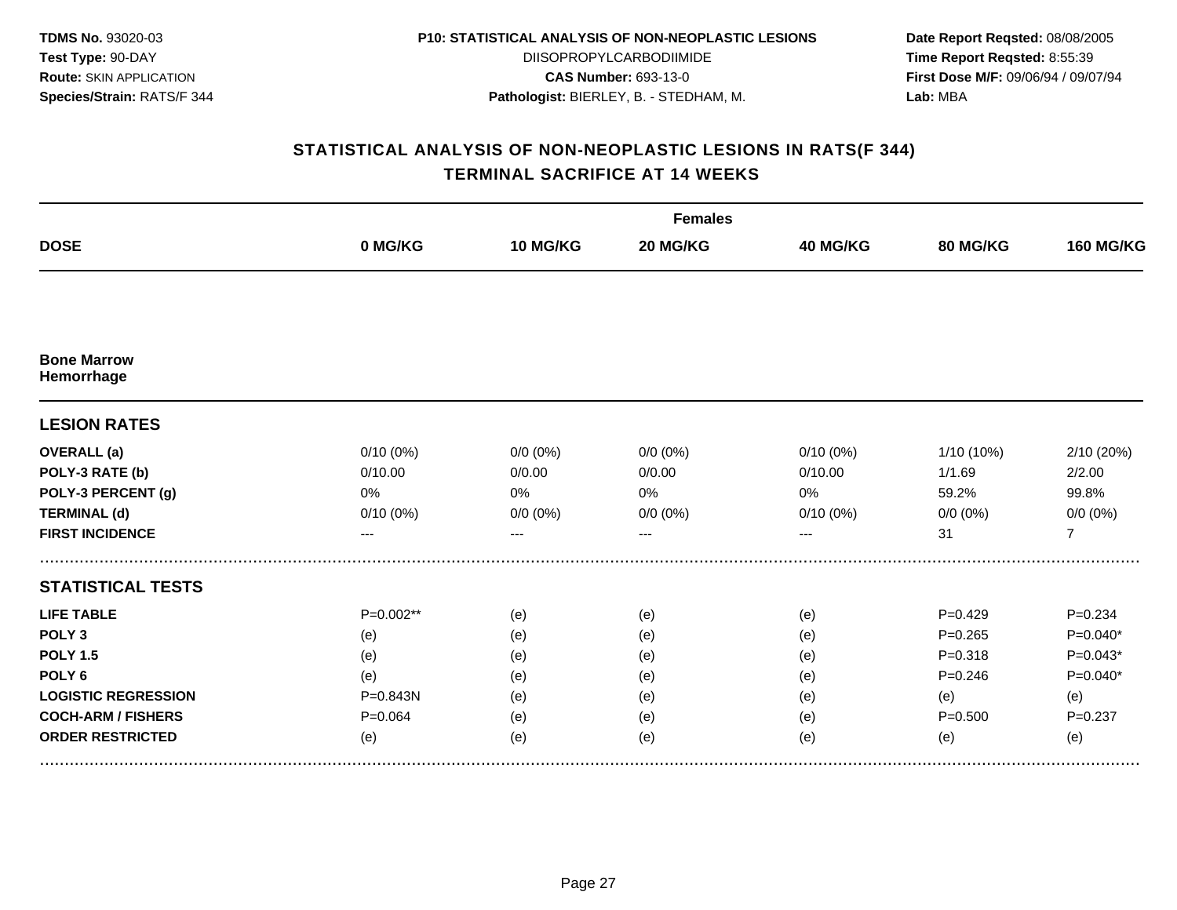**TDMS No.** 93020-03
**Test Type:** 90-DAY
**Route:** SKIN APPLICATION
**Species/Strain:** RATS/F 344

**P10: STATISTICAL ANALYSIS OF NON-NEOPLASTIC LESIONS**
DIISOPROPYLCARBODIIMIDE
**CAS Number:** 693-13-0
**Pathologist:** BIERLEY, B. - STEDHAM, M.

**Date Report Reqsted:** 08/08/2005
**Time Report Reqsted:** 8:55:39
**First Dose M/F:** 09/06/94 / 09/07/94
**Lab:** MBA

## STATISTICAL ANALYSIS OF NON-NEOPLASTIC LESIONS IN RATS(F 344)
## TERMINAL SACRIFICE AT 14 WEEKS

| | Females | | | | | |
|---|---|---|---|---|---|---|
| **DOSE** | **0 MG/KG** | **10 MG/KG** | **20 MG/KG** | **40 MG/KG** | **80 MG/KG** | **160 MG/KG** |
| **Bone Marrow** **Hemorrhage** | | | | | | |
| **LESION RATES** | | | | | | |
| **OVERALL (a)** | 0/10 (0%) | 0/0 (0%) | 0/0 (0%) | 0/10 (0%) | 1/10 (10%) | 2/10 (20%) |
| **POLY-3 RATE (b)** | 0/10.00 | 0/0.00 | 0/0.00 | 0/10.00 | 1/1.69 | 2/2.00 |
| **POLY-3 PERCENT (g)** | 0% | 0% | 0% | 0% | 59.2% | 99.8% |
| **TERMINAL (d)** | 0/10 (0%) | 0/0 (0%) | 0/0 (0%) | 0/10 (0%) | 0/0 (0%) | 0/0 (0%) |
| **FIRST INCIDENCE** | --- | --- | --- | --- | 31 | 7 |
| **STATISTICAL TESTS** | | | | | | |
| **LIFE TABLE** | P=0.002** | (e) | (e) | (e) | P=0.429 | P=0.234 |
| **POLY 3** | (e) | (e) | (e) | (e) | P=0.265 | P=0.040* |
| **POLY 1.5** | (e) | (e) | (e) | (e) | P=0.318 | P=0.043* |
| **POLY 6** | (e) | (e) | (e) | (e) | P=0.246 | P=0.040* |
| **LOGISTIC REGRESSION** | P=0.843N | (e) | (e) | (e) | (e) | (e) |
| **COCH-ARM / FISHERS** | P=0.064 | (e) | (e) | (e) | P=0.500 | P=0.237 |
| **ORDER RESTRICTED** | (e) | (e) | (e) | (e) | (e) | (e) |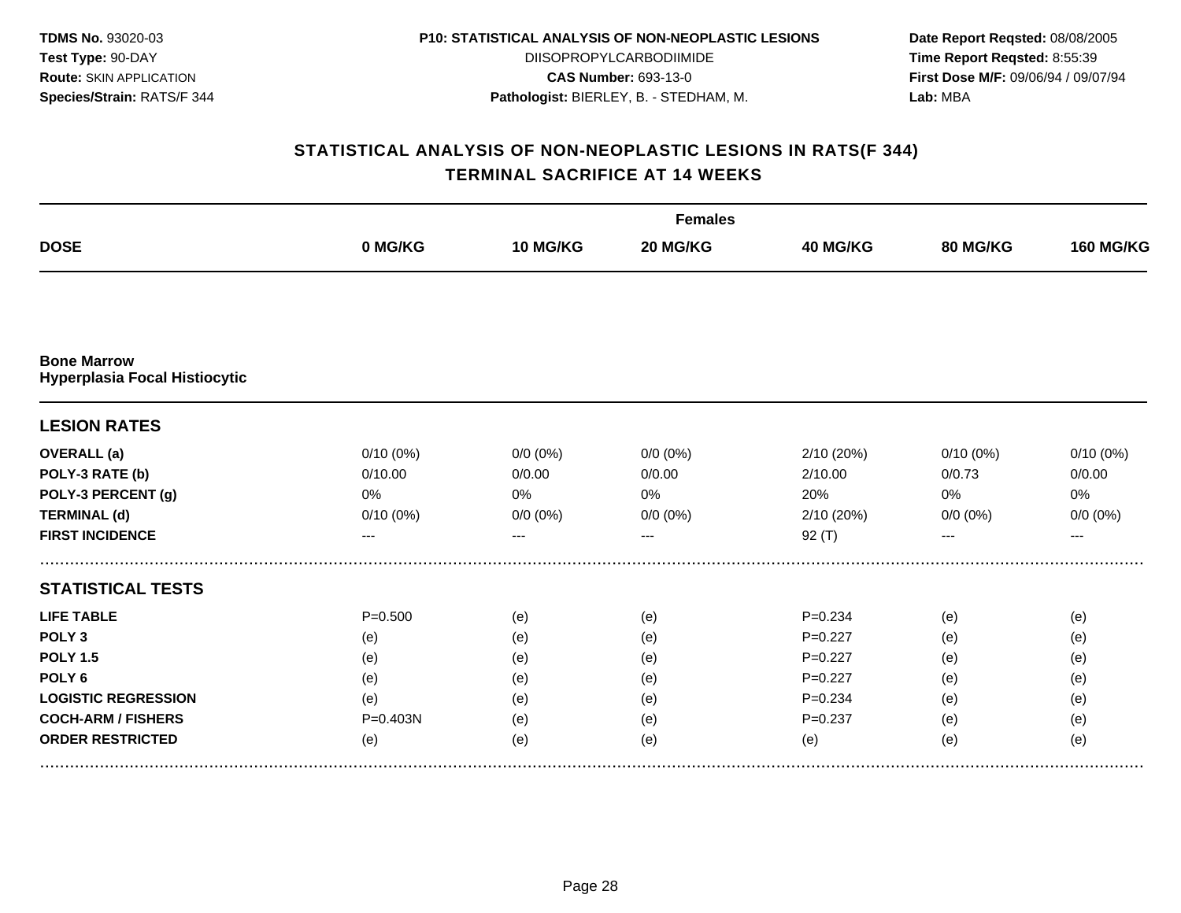**TDMS No.** 93020-03
**Test Type:** 90-DAY
**Route:** SKIN APPLICATION
**Species/Strain:** RATS/F 344

**P10: STATISTICAL ANALYSIS OF NON-NEOPLASTIC LESIONS**
DIISOPROPYLCARBODIIMIDE
**CAS Number:** 693-13-0
**Pathologist:** BIERLEY, B. - STEDHAM, M.

**Date Report Reqsted:** 08/08/2005
**Time Report Reqsted:** 8:55:39
**First Dose M/F:** 09/06/94 / 09/07/94
**Lab:** MBA

## STATISTICAL ANALYSIS OF NON-NEOPLASTIC LESIONS IN RATS(F 344)
## TERMINAL SACRIFICE AT 14 WEEKS

| | Females | | | | | |
|---|---|---|---|---|---|---|
| **DOSE** | **0 MG/KG** | **10 MG/KG** | **20 MG/KG** | **40 MG/KG** | **80 MG/KG** | **160 MG/KG** |
| **Bone Marrow** | | | | | | |
| **Hyperplasia Focal Histiocytic** | | | | | | |
| **LESION RATES** | | | | | | |
| **OVERALL (a)** | 0/10 (0%) | 0/0 (0%) | 0/0 (0%) | 2/10 (20%) | 0/10 (0%) | 0/10 (0%) |
| **POLY-3 RATE (b)** | 0/10.00 | 0/0.00 | 0/0.00 | 2/10.00 | 0/0.73 | 0/0.00 |
| **POLY-3 PERCENT (g)** | 0% | 0% | 0% | 20% | 0% | 0% |
| **TERMINAL (d)** | 0/10 (0%) | 0/0 (0%) | 0/0 (0%) | 2/10 (20%) | 0/0 (0%) | 0/0 (0%) |
| **FIRST INCIDENCE** | --- | --- | --- | 92 (T) | --- | --- |
| **STATISTICAL TESTS** | | | | | | |
| **LIFE TABLE** | P=0.500 | (e) | (e) | P=0.234 | (e) | (e) |
| **POLY 3** | (e) | (e) | (e) | P=0.227 | (e) | (e) |
| **POLY 1.5** | (e) | (e) | (e) | P=0.227 | (e) | (e) |
| **POLY 6** | (e) | (e) | (e) | P=0.227 | (e) | (e) |
| **LOGISTIC REGRESSION** | (e) | (e) | (e) | P=0.234 | (e) | (e) |
| **COCH-ARM / FISHERS** | P=0.403N | (e) | (e) | P=0.237 | (e) | (e) |
| **ORDER RESTRICTED** | (e) | (e) | (e) | (e) | (e) | (e) |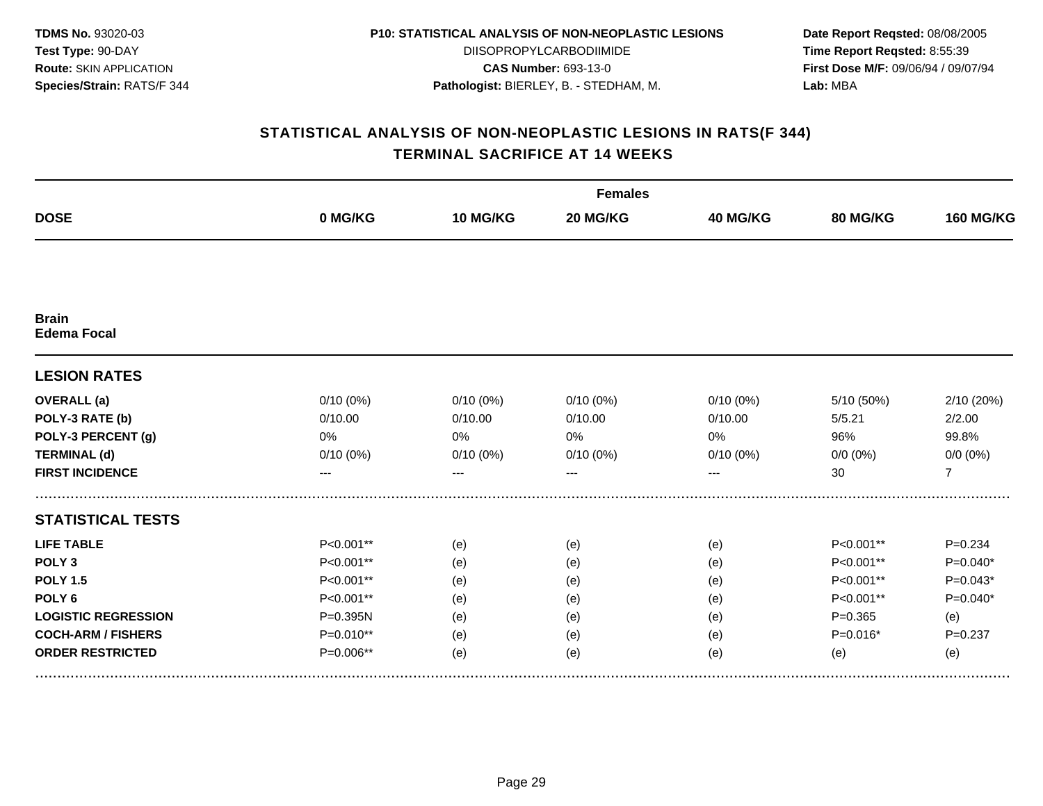**TDMS No.** 93020-03
**Test Type:** 90-DAY
**Route:** SKIN APPLICATION
**Species/Strain:** RATS/F 344

**P10: STATISTICAL ANALYSIS OF NON-NEOPLASTIC LESIONS**
DIISOPROPYLCARBODIIMIDE
**CAS Number:** 693-13-0
**Pathologist:** BIERLEY, B. - STEDHAM, M.

**Date Report Reqsted:** 08/08/2005
**Time Report Reqsted:** 8:55:39
**First Dose M/F:** 09/06/94 / 09/07/94
**Lab:** MBA

## STATISTICAL ANALYSIS OF NON-NEOPLASTIC LESIONS IN RATS(F 344)
## TERMINAL SACRIFICE AT 14 WEEKS

| | Females | | | | | |
|---|---|---|---|---|---|---|
| **DOSE** | **0 MG/KG** | **10 MG/KG** | **20 MG/KG** | **40 MG/KG** | **80 MG/KG** | **160 MG/KG** |
| **Brain** **Edema Focal** | | | | | | |
| **LESION RATES** | | | | | | |
| **OVERALL (a)** | 0/10 (0%) | 0/10 (0%) | 0/10 (0%) | 0/10 (0%) | 5/10 (50%) | 2/10 (20%) |
| **POLY-3 RATE (b)** | 0/10.00 | 0/10.00 | 0/10.00 | 0/10.00 | 5/5.21 | 2/2.00 |
| **POLY-3 PERCENT (g)** | 0% | 0% | 0% | 0% | 96% | 99.8% |
| **TERMINAL (d)** | 0/10 (0%) | 0/10 (0%) | 0/10 (0%) | 0/10 (0%) | 0/0 (0%) | 0/0 (0%) |
| **FIRST INCIDENCE** | --- | --- | --- | --- | 30 | 7 |
| **STATISTICAL TESTS** | | | | | | |
| **LIFE TABLE** | P<0.001** | (e) | (e) | (e) | P<0.001** | P=0.234 |
| **POLY 3** | P<0.001** | (e) | (e) | (e) | P<0.001** | P=0.040* |
| **POLY 1.5** | P<0.001** | (e) | (e) | (e) | P<0.001** | P=0.043* |
| **POLY 6** | P<0.001** | (e) | (e) | (e) | P<0.001** | P=0.040* |
| **LOGISTIC REGRESSION** | P=0.395N | (e) | (e) | (e) | P=0.365 | (e) |
| **COCH-ARM / FISHERS** | P=0.010** | (e) | (e) | (e) | P=0.016* | P=0.237 |
| **ORDER RESTRICTED** | P=0.006** | (e) | (e) | (e) | (e) | (e) |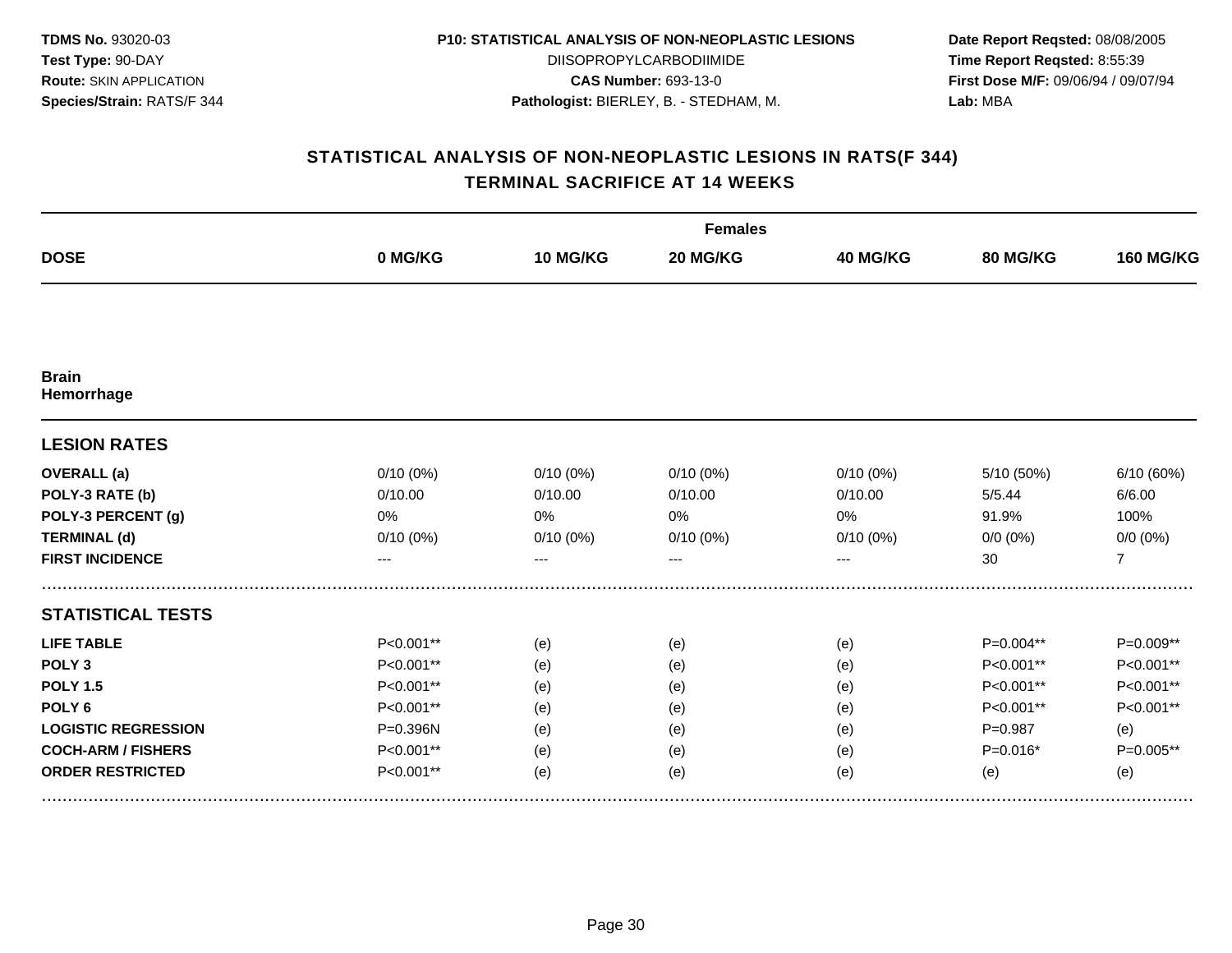**TDMS No.** 93020-03
**Test Type:** 90-DAY
**Route:** SKIN APPLICATION
**Species/Strain:** RATS/F 344

**P10: STATISTICAL ANALYSIS OF NON-NEOPLASTIC LESIONS**
DIISOPROPYLCARBODIIMIDE
**CAS Number:** 693-13-0
**Pathologist:** BIERLEY, B. - STEDHAM, M.

**Date Report Reqsted:** 08/08/2005
**Time Report Reqsted:** 8:55:39
**First Dose M/F:** 09/06/94 / 09/07/94
**Lab:** MBA

## STATISTICAL ANALYSIS OF NON-NEOPLASTIC LESIONS IN RATS(F 344)
## TERMINAL SACRIFICE AT 14 WEEKS

| | Females | | | | | |
|---|---|---|---|---|---|---|
| **DOSE** | **0 MG/KG** | **10 MG/KG** | **20 MG/KG** | **40 MG/KG** | **80 MG/KG** | **160 MG/KG** |
| **Brain** | | | | | | |
| **Hemorrhage** | | | | | | |
| **LESION RATES** | | | | | | |
| **OVERALL (a)** | 0/10 (0%) | 0/10 (0%) | 0/10 (0%) | 0/10 (0%) | 5/10 (50%) | 6/10 (60%) |
| **POLY-3 RATE (b)** | 0/10.00 | 0/10.00 | 0/10.00 | 0/10.00 | 5/5.44 | 6/6.00 |
| **POLY-3 PERCENT (g)** | 0% | 0% | 0% | 0% | 91.9% | 100% |
| **TERMINAL (d)** | 0/10 (0%) | 0/10 (0%) | 0/10 (0%) | 0/10 (0%) | 0/0 (0%) | 0/0 (0%) |
| **FIRST INCIDENCE** | --- | --- | --- | --- | 30 | 7 |
| **STATISTICAL TESTS** | | | | | | |
| **LIFE TABLE** | P<0.001** | (e) | (e) | (e) | P=0.004** | P=0.009** |
| **POLY 3** | P<0.001** | (e) | (e) | (e) | P<0.001** | P<0.001** |
| **POLY 1.5** | P<0.001** | (e) | (e) | (e) | P<0.001** | P<0.001** |
| **POLY 6** | P<0.001** | (e) | (e) | (e) | P<0.001** | P<0.001** |
| **LOGISTIC REGRESSION** | P=0.396N | (e) | (e) | (e) | P=0.987 | (e) |
| **COCH-ARM / FISHERS** | P<0.001** | (e) | (e) | (e) | P=0.016* | P=0.005** |
| **ORDER RESTRICTED** | P<0.001** | (e) | (e) | (e) | (e) | (e) |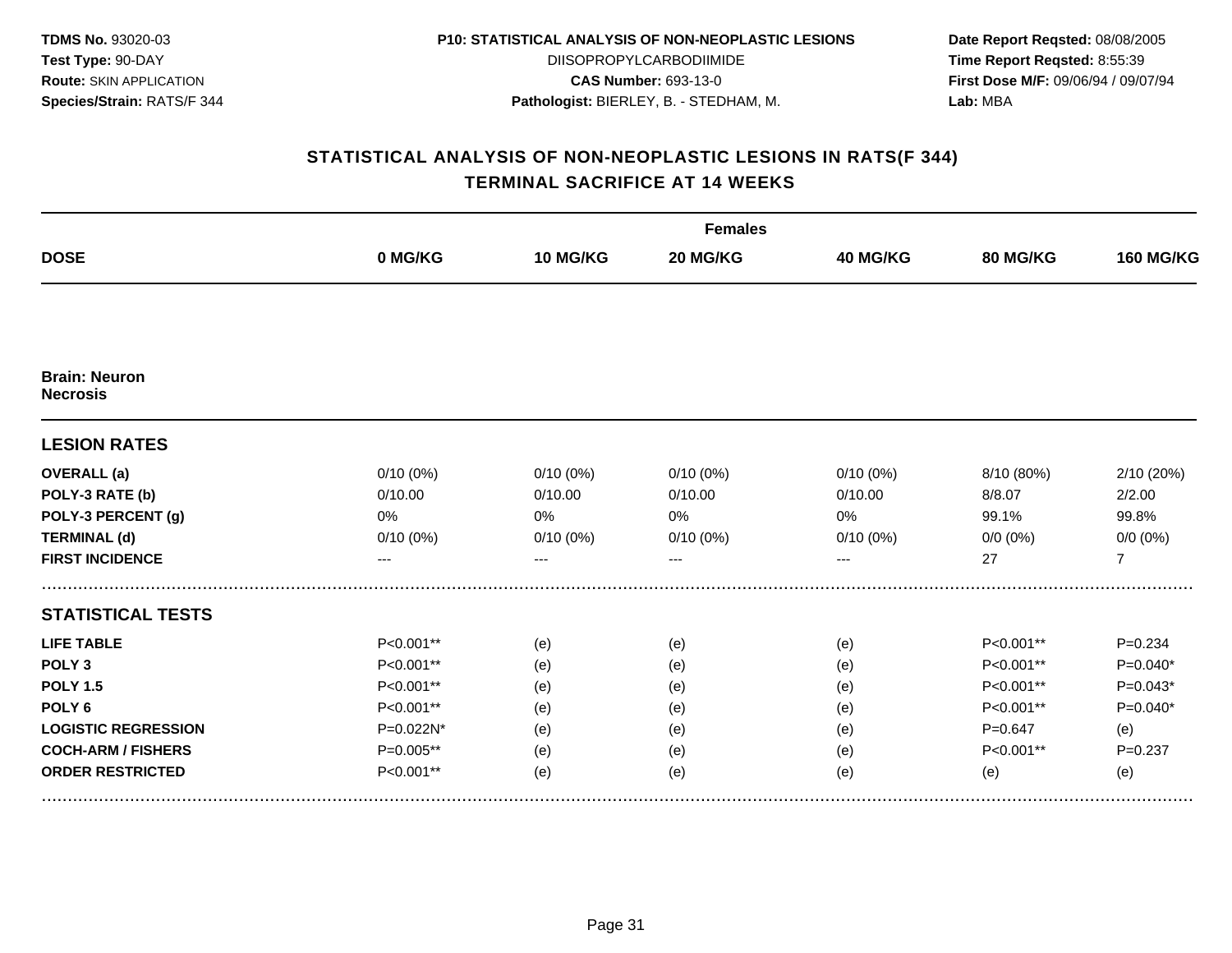**TDMS No.** 93020-03
**Test Type:** 90-DAY
**Route:** SKIN APPLICATION
**Species/Strain:** RATS/F 344

**P10: STATISTICAL ANALYSIS OF NON-NEOPLASTIC LESIONS**
DIISOPROPYLCARBODIIMIDE
**CAS Number:** 693-13-0
**Pathologist:** BIERLEY, B. - STEDHAM, M.

**Date Report Reqsted:** 08/08/2005
**Time Report Reqsted:** 8:55:39
**First Dose M/F:** 09/06/94 / 09/07/94
**Lab:** MBA

## STATISTICAL ANALYSIS OF NON-NEOPLASTIC LESIONS IN RATS(F 344)
## TERMINAL SACRIFICE AT 14 WEEKS

| | Females | | | | | |
|---|---|---|---|---|---|---|
| **DOSE** | **0 MG/KG** | **10 MG/KG** | **20 MG/KG** | **40 MG/KG** | **80 MG/KG** | **160 MG/KG** |
| **Brain: Neuron Necrosis** | | | | | | |
| **LESION RATES** | | | | | | |
| **OVERALL (a)** | 0/10 (0%) | 0/10 (0%) | 0/10 (0%) | 0/10 (0%) | 8/10 (80%) | 2/10 (20%) |
| **POLY-3 RATE (b)** | 0/10.00 | 0/10.00 | 0/10.00 | 0/10.00 | 8/8.07 | 2/2.00 |
| **POLY-3 PERCENT (g)** | 0% | 0% | 0% | 0% | 99.1% | 99.8% |
| **TERMINAL (d)** | 0/10 (0%) | 0/10 (0%) | 0/10 (0%) | 0/10 (0%) | 0/0 (0%) | 0/0 (0%) |
| **FIRST INCIDENCE** | --- | --- | --- | --- | 27 | 7 |
| **STATISTICAL TESTS** | | | | | | |
| **LIFE TABLE** | P<0.001** | (e) | (e) | (e) | P<0.001** | P=0.234 |
| **POLY 3** | P<0.001** | (e) | (e) | (e) | P<0.001** | P=0.040* |
| **POLY 1.5** | P<0.001** | (e) | (e) | (e) | P<0.001** | P=0.043* |
| **POLY 6** | P<0.001** | (e) | (e) | (e) | P<0.001** | P=0.040* |
| **LOGISTIC REGRESSION** | P=0.022N* | (e) | (e) | (e) | P=0.647 | (e) |
| **COCH-ARM / FISHERS** | P=0.005** | (e) | (e) | (e) | P<0.001** | P=0.237 |
| **ORDER RESTRICTED** | P<0.001** | (e) | (e) | (e) | (e) | (e) |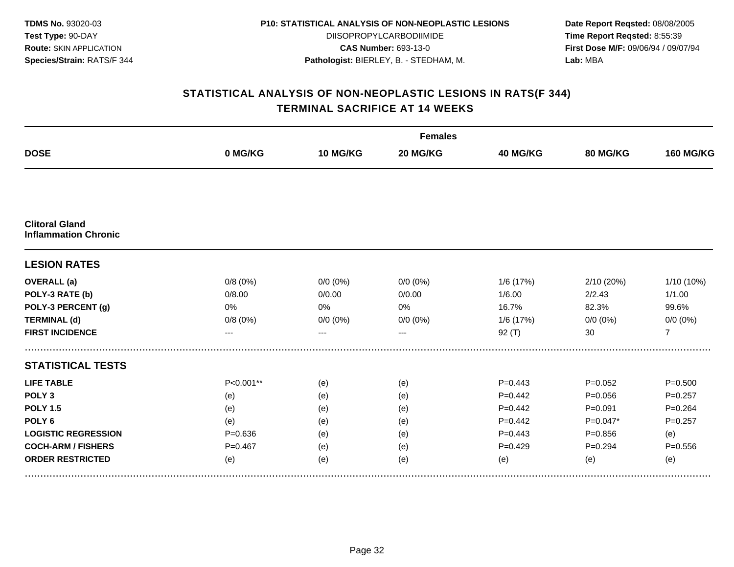**TDMS No.** 93020-03
**Test Type:** 90-DAY
**Route:** SKIN APPLICATION
**Species/Strain:** RATS/F 344

**P10: STATISTICAL ANALYSIS OF NON-NEOPLASTIC LESIONS**
DIISOPROPYLCARBODIIMIDE
**CAS Number:** 693-13-0
**Pathologist:** BIERLEY, B. - STEDHAM, M.

**Date Report Reqsted:** 08/08/2005
**Time Report Reqsted:** 8:55:39
**First Dose M/F:** 09/06/94 / 09/07/94
**Lab:** MBA

## STATISTICAL ANALYSIS OF NON-NEOPLASTIC LESIONS IN RATS(F 344)
## TERMINAL SACRIFICE AT 14 WEEKS

| | Females | | | | | |
|---|---|---|---|---|---|---|
| **DOSE** | **0 MG/KG** | **10 MG/KG** | **20 MG/KG** | **40 MG/KG** | **80 MG/KG** | **160 MG/KG** |
| **Clitoral Gland** **Inflammation Chronic** | | | | | | |
| **LESION RATES** | | | | | | |
| **OVERALL (a)** | 0/8 (0%) | 0/0 (0%) | 0/0 (0%) | 1/6 (17%) | 2/10 (20%) | 1/10 (10%) |
| **POLY-3 RATE (b)** | 0/8.00 | 0/0.00 | 0/0.00 | 1/6.00 | 2/2.43 | 1/1.00 |
| **POLY-3 PERCENT (g)** | 0% | 0% | 0% | 16.7% | 82.3% | 99.6% |
| **TERMINAL (d)** | 0/8 (0%) | 0/0 (0%) | 0/0 (0%) | 1/6 (17%) | 0/0 (0%) | 0/0 (0%) |
| **FIRST INCIDENCE** | --- | --- | --- | 92 (T) | 30 | 7 |
| **STATISTICAL TESTS** | | | | | | |
| **LIFE TABLE** | P<0.001** | (e) | (e) | P=0.443 | P=0.052 | P=0.500 |
| **POLY 3** | (e) | (e) | (e) | P=0.442 | P=0.056 | P=0.257 |
| **POLY 1.5** | (e) | (e) | (e) | P=0.442 | P=0.091 | P=0.264 |
| **POLY 6** | (e) | (e) | (e) | P=0.442 | P=0.047* | P=0.257 |
| **LOGISTIC REGRESSION** | P=0.636 | (e) | (e) | P=0.443 | P=0.856 | (e) |
| **COCH-ARM / FISHERS** | P=0.467 | (e) | (e) | P=0.429 | P=0.294 | P=0.556 |
| **ORDER RESTRICTED** | (e) | (e) | (e) | (e) | (e) | (e) |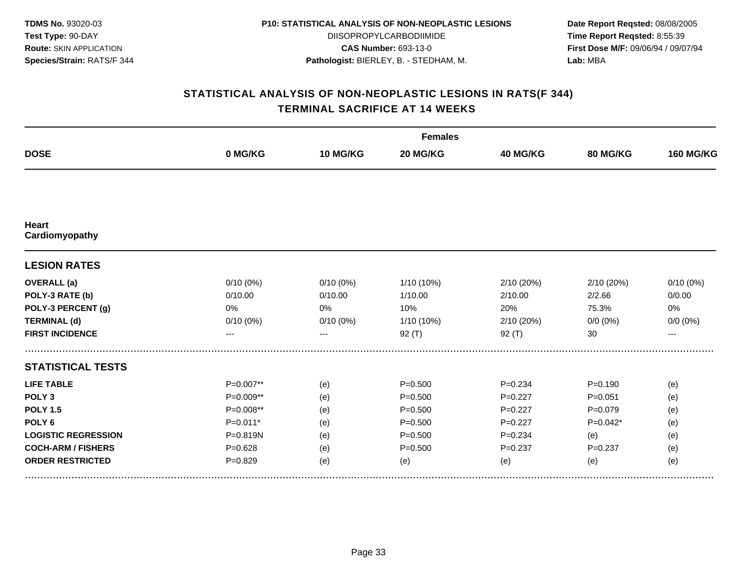**TDMS No.** 93020-03
**Test Type:** 90-DAY
**Route:** SKIN APPLICATION
**Species/Strain:** RATS/F 344

**P10: STATISTICAL ANALYSIS OF NON-NEOPLASTIC LESIONS**
DIISOPROPYLCARBODIIMIDE
**CAS Number:** 693-13-0
**Pathologist:** BIERLEY, B. - STEDHAM, M.

**Date Report Reqsted:** 08/08/2005
**Time Report Reqsted:** 8:55:39
**First Dose M/F:** 09/06/94 / 09/07/94
**Lab:** MBA

## STATISTICAL ANALYSIS OF NON-NEOPLASTIC LESIONS IN RATS(F 344)
## TERMINAL SACRIFICE AT 14 WEEKS

| | Females | | | | | |
|---|---|---|---|---|---|---|
| **DOSE** | **0 MG/KG** | **10 MG/KG** | **20 MG/KG** | **40 MG/KG** | **80 MG/KG** | **160 MG/KG** |
| **Heart** | | | | | | |
| **Cardiomyopathy** | | | | | | |
| **LESION RATES** | | | | | | |
| **OVERALL (a)** | 0/10 (0%) | 0/10 (0%) | 1/10 (10%) | 2/10 (20%) | 2/10 (20%) | 0/10 (0%) |
| **POLY-3 RATE (b)** | 0/10.00 | 0/10.00 | 1/10.00 | 2/10.00 | 2/2.66 | 0/0.00 |
| **POLY-3 PERCENT (g)** | 0% | 0% | 10% | 20% | 75.3% | 0% |
| **TERMINAL (d)** | 0/10 (0%) | 0/10 (0%) | 1/10 (10%) | 2/10 (20%) | 0/0 (0%) | 0/0 (0%) |
| **FIRST INCIDENCE** | --- | --- | 92 (T) | 92 (T) | 30 | --- |
| **STATISTICAL TESTS** | | | | | | |
| **LIFE TABLE** | P=0.007** | (e) | P=0.500 | P=0.234 | P=0.190 | (e) |
| **POLY 3** | P=0.009** | (e) | P=0.500 | P=0.227 | P=0.051 | (e) |
| **POLY 1.5** | P=0.008** | (e) | P=0.500 | P=0.227 | P=0.079 | (e) |
| **POLY 6** | P=0.011* | (e) | P=0.500 | P=0.227 | P=0.042* | (e) |
| **LOGISTIC REGRESSION** | P=0.819N | (e) | P=0.500 | P=0.234 | (e) | (e) |
| **COCH-ARM / FISHERS** | P=0.628 | (e) | P=0.500 | P=0.237 | P=0.237 | (e) |
| **ORDER RESTRICTED** | P=0.829 | (e) | (e) | (e) | (e) | (e) |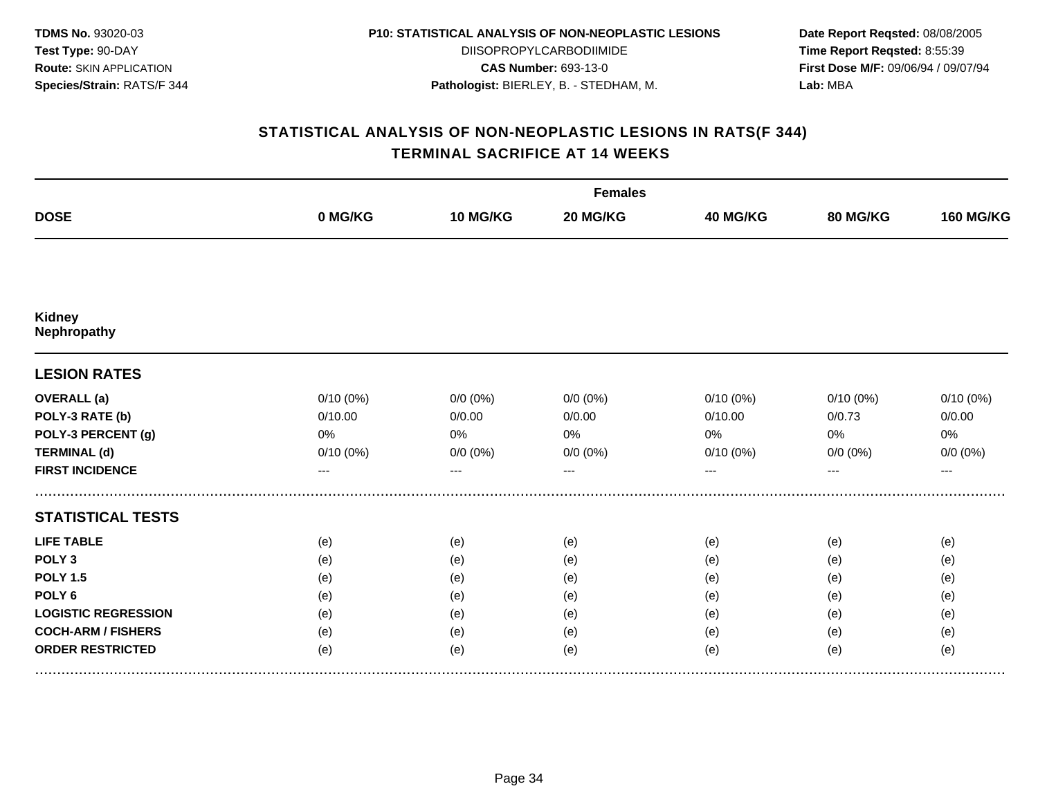**TDMS No.** 93020-03
**Test Type:** 90-DAY
**Route:** SKIN APPLICATION
**Species/Strain:** RATS/F 344

**P10: STATISTICAL ANALYSIS OF NON-NEOPLASTIC LESIONS**
DIISOPROPYLCARBODIIMIDE
**CAS Number:** 693-13-0
**Pathologist:** BIERLEY, B. - STEDHAM, M.

**Date Report Reqsted:** 08/08/2005
**Time Report Reqsted:** 8:55:39
**First Dose M/F:** 09/06/94 / 09/07/94
**Lab:** MBA

## STATISTICAL ANALYSIS OF NON-NEOPLASTIC LESIONS IN RATS(F 344)
## TERMINAL SACRIFICE AT 14 WEEKS

| | Females | | | | | |
|---|---|---|---|---|---|---|
| **DOSE** | **0 MG/KG** | **10 MG/KG** | **20 MG/KG** | **40 MG/KG** | **80 MG/KG** | **160 MG/KG** |
| **Kidney** | | | | | | |
| **Nephropathy** | | | | | | |
| **LESION RATES** | | | | | | |
| **OVERALL (a)** | 0/10 (0%) | 0/0 (0%) | 0/0 (0%) | 0/10 (0%) | 0/10 (0%) | 0/10 (0%) |
| **POLY-3 RATE (b)** | 0/10.00 | 0/0.00 | 0/0.00 | 0/10.00 | 0/0.73 | 0/0.00 |
| **POLY-3 PERCENT (g)** | 0% | 0% | 0% | 0% | 0% | 0% |
| **TERMINAL (d)** | 0/10 (0%) | 0/0 (0%) | 0/0 (0%) | 0/10 (0%) | 0/0 (0%) | 0/0 (0%) |
| **FIRST INCIDENCE** | --- | --- | --- | --- | --- | --- |
| **STATISTICAL TESTS** | | | | | | |
| **LIFE TABLE** | (e) | (e) | (e) | (e) | (e) | (e) |
| **POLY 3** | (e) | (e) | (e) | (e) | (e) | (e) |
| **POLY 1.5** | (e) | (e) | (e) | (e) | (e) | (e) |
| **POLY 6** | (e) | (e) | (e) | (e) | (e) | (e) |
| **LOGISTIC REGRESSION** | (e) | (e) | (e) | (e) | (e) | (e) |
| **COCH-ARM / FISHERS** | (e) | (e) | (e) | (e) | (e) | (e) |
| **ORDER RESTRICTED** | (e) | (e) | (e) | (e) | (e) | (e) |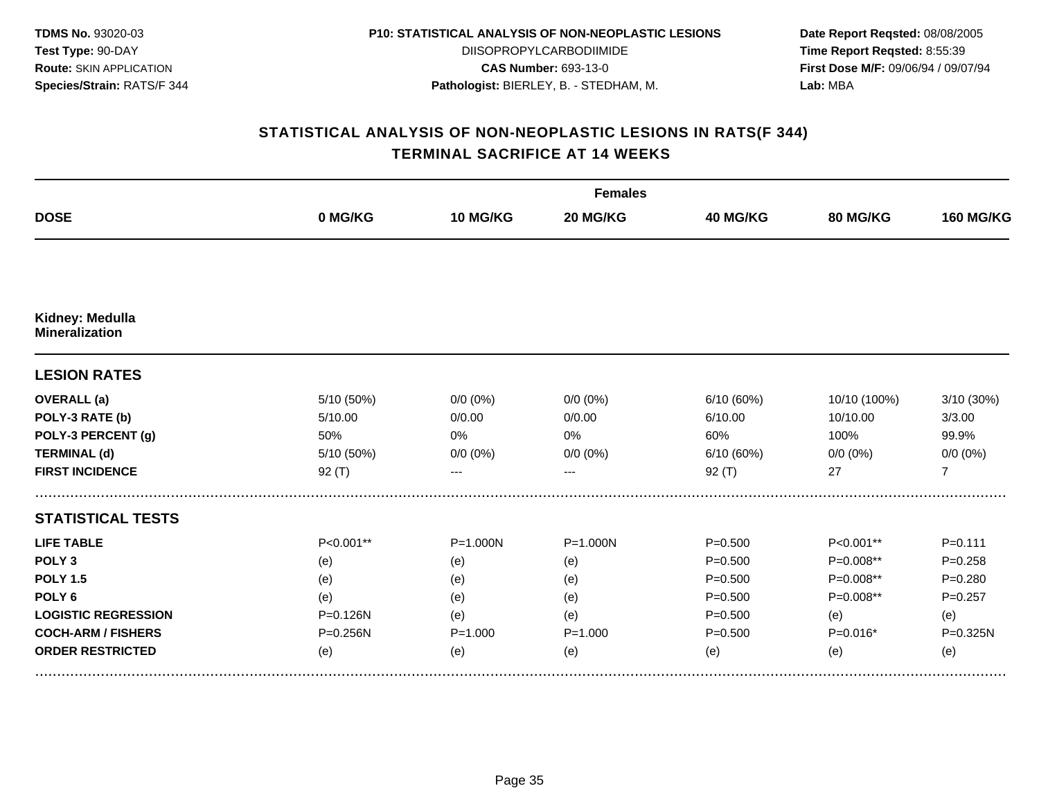**TDMS No.** 93020-03
**Test Type:** 90-DAY
**Route:** SKIN APPLICATION
**Species/Strain:** RATS/F 344

**P10: STATISTICAL ANALYSIS OF NON-NEOPLASTIC LESIONS**
DIISOPROPYLCARBODIIMIDE
**CAS Number:** 693-13-0
**Pathologist:** BIERLEY, B. - STEDHAM, M.

**Date Report Reqsted:** 08/08/2005
**Time Report Reqsted:** 8:55:39
**First Dose M/F:** 09/06/94 / 09/07/94
**Lab:** MBA

## STATISTICAL ANALYSIS OF NON-NEOPLASTIC LESIONS IN RATS(F 344)
## TERMINAL SACRIFICE AT 14 WEEKS

| | Females | | | | | |
|---|---|---|---|---|---|---|
| **DOSE** | **0 MG/KG** | **10 MG/KG** | **20 MG/KG** | **40 MG/KG** | **80 MG/KG** | **160 MG/KG** |
| **Kidney: Medulla** | | | | | | |
| **Mineralization** | | | | | | |
| **LESION RATES** | | | | | | |
| **OVERALL (a)** | 5/10 (50%) | 0/0 (0%) | 0/0 (0%) | 6/10 (60%) | 10/10 (100%) | 3/10 (30%) |
| **POLY-3 RATE (b)** | 5/10.00 | 0/0.00 | 0/0.00 | 6/10.00 | 10/10.00 | 3/3.00 |
| **POLY-3 PERCENT (g)** | 50% | 0% | 0% | 60% | 100% | 99.9% |
| **TERMINAL (d)** | 5/10 (50%) | 0/0 (0%) | 0/0 (0%) | 6/10 (60%) | 0/0 (0%) | 0/0 (0%) |
| **FIRST INCIDENCE** | 92 (T) | --- | --- | 92 (T) | 27 | 7 |
| **STATISTICAL TESTS** | | | | | | |
| **LIFE TABLE** | P<0.001** | P=1.000N | P=1.000N | P=0.500 | P<0.001** | P=0.111 |
| **POLY 3** | (e) | (e) | (e) | P=0.500 | P=0.008** | P=0.258 |
| **POLY 1.5** | (e) | (e) | (e) | P=0.500 | P=0.008** | P=0.280 |
| **POLY 6** | (e) | (e) | (e) | P=0.500 | P=0.008** | P=0.257 |
| **LOGISTIC REGRESSION** | P=0.126N | (e) | (e) | P=0.500 | (e) | (e) |
| **COCH-ARM / FISHERS** | P=0.256N | P=1.000 | P=1.000 | P=0.500 | P=0.016* | P=0.325N |
| **ORDER RESTRICTED** | (e) | (e) | (e) | (e) | (e) | (e) |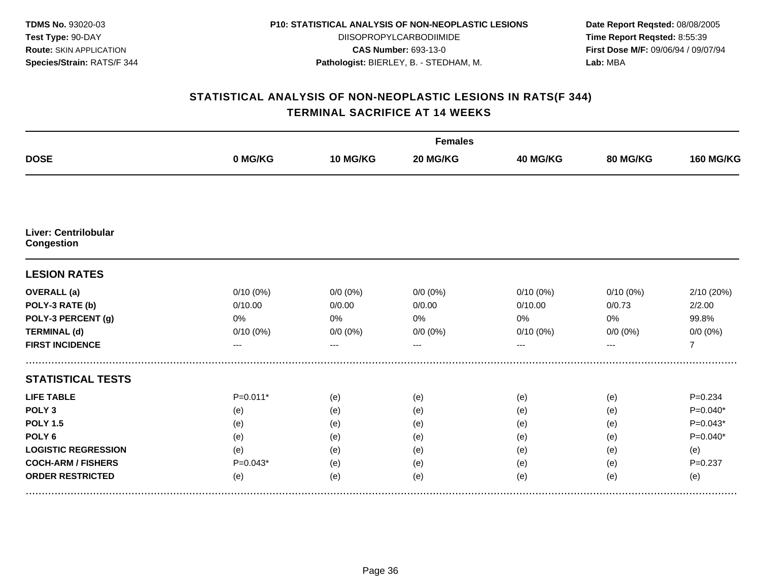**TDMS No.** 93020-03
**Test Type:** 90-DAY
**Route:** SKIN APPLICATION
**Species/Strain:** RATS/F 344

**P10: STATISTICAL ANALYSIS OF NON-NEOPLASTIC LESIONS**
DIISOPROPYLCARBODIIMIDE
**CAS Number:** 693-13-0
**Pathologist:** BIERLEY, B. - STEDHAM, M.

**Date Report Reqsted:** 08/08/2005
**Time Report Reqsted:** 8:55:39
**First Dose M/F:** 09/06/94 / 09/07/94
**Lab:** MBA

## STATISTICAL ANALYSIS OF NON-NEOPLASTIC LESIONS IN RATS(F 344)
## TERMINAL SACRIFICE AT 14 WEEKS

| | Females | | | | | |
|---|---|---|---|---|---|---|
| **DOSE** | **0 MG/KG** | **10 MG/KG** | **20 MG/KG** | **40 MG/KG** | **80 MG/KG** | **160 MG/KG** |
| **Liver: Centrilobular Congestion** | | | | | | |
| **LESION RATES** | | | | | | |
| **OVERALL (a)** | 0/10 (0%) | 0/0 (0%) | 0/0 (0%) | 0/10 (0%) | 0/10 (0%) | 2/10 (20%) |
| **POLY-3 RATE (b)** | 0/10.00 | 0/0.00 | 0/0.00 | 0/10.00 | 0/0.73 | 2/2.00 |
| **POLY-3 PERCENT (g)** | 0% | 0% | 0% | 0% | 0% | 99.8% |
| **TERMINAL (d)** | 0/10 (0%) | 0/0 (0%) | 0/0 (0%) | 0/10 (0%) | 0/0 (0%) | 0/0 (0%) |
| **FIRST INCIDENCE** | --- | --- | --- | --- | --- | 7 |
| **STATISTICAL TESTS** | | | | | | |
| **LIFE TABLE** | P=0.011* | (e) | (e) | (e) | (e) | P=0.234 |
| **POLY 3** | (e) | (e) | (e) | (e) | (e) | P=0.040* |
| **POLY 1.5** | (e) | (e) | (e) | (e) | (e) | P=0.043* |
| **POLY 6** | (e) | (e) | (e) | (e) | (e) | P=0.040* |
| **LOGISTIC REGRESSION** | (e) | (e) | (e) | (e) | (e) | (e) |
| **COCH-ARM / FISHERS** | P=0.043* | (e) | (e) | (e) | (e) | P=0.237 |
| **ORDER RESTRICTED** | (e) | (e) | (e) | (e) | (e) | (e) |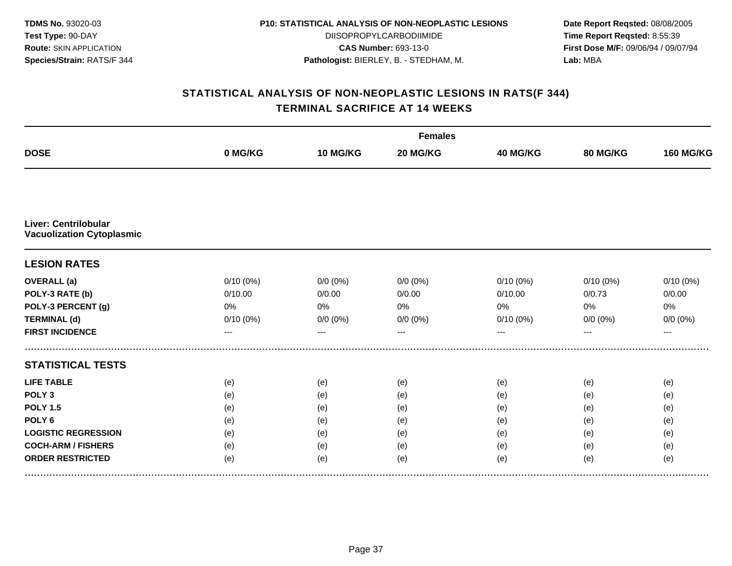**TDMS No.** 93020-03
**Test Type:** 90-DAY
**Route:** SKIN APPLICATION
**Species/Strain:** RATS/F 344

**P10: STATISTICAL ANALYSIS OF NON-NEOPLASTIC LESIONS**
DIISOPROPYLCARBODIIMIDE
**CAS Number:** 693-13-0
**Pathologist:** BIERLEY, B. - STEDHAM, M.

**Date Report Reqsted:** 08/08/2005
**Time Report Reqsted:** 8:55:39
**First Dose M/F:** 09/06/94 / 09/07/94
**Lab:** MBA

## STATISTICAL ANALYSIS OF NON-NEOPLASTIC LESIONS IN RATS(F 344)
## TERMINAL SACRIFICE AT 14 WEEKS

| | Females | | | | | |
|---|---|---|---|---|---|---|
| **DOSE** | **0 MG/KG** | **10 MG/KG** | **20 MG/KG** | **40 MG/KG** | **80 MG/KG** | **160 MG/KG** |
| **Liver: Centrilobular Vacuolization Cytoplasmic** | | | | | | |
| **LESION RATES** | | | | | | |
| **OVERALL (a)** | 0/10 (0%) | 0/0 (0%) | 0/0 (0%) | 0/10 (0%) | 0/10 (0%) | 0/10 (0%) |
| **POLY-3 RATE (b)** | 0/10.00 | 0/0.00 | 0/0.00 | 0/10.00 | 0/0.73 | 0/0.00 |
| **POLY-3 PERCENT (g)** | 0% | 0% | 0% | 0% | 0% | 0% |
| **TERMINAL (d)** | 0/10 (0%) | 0/0 (0%) | 0/0 (0%) | 0/10 (0%) | 0/0 (0%) | 0/0 (0%) |
| **FIRST INCIDENCE** | --- | --- | --- | --- | --- | --- |
| **STATISTICAL TESTS** | | | | | | |
| **LIFE TABLE** | (e) | (e) | (e) | (e) | (e) | (e) |
| **POLY 3** | (e) | (e) | (e) | (e) | (e) | (e) |
| **POLY 1.5** | (e) | (e) | (e) | (e) | (e) | (e) |
| **POLY 6** | (e) | (e) | (e) | (e) | (e) | (e) |
| **LOGISTIC REGRESSION** | (e) | (e) | (e) | (e) | (e) | (e) |
| **COCH-ARM / FISHERS** | (e) | (e) | (e) | (e) | (e) | (e) |
| **ORDER RESTRICTED** | (e) | (e) | (e) | (e) | (e) | (e) |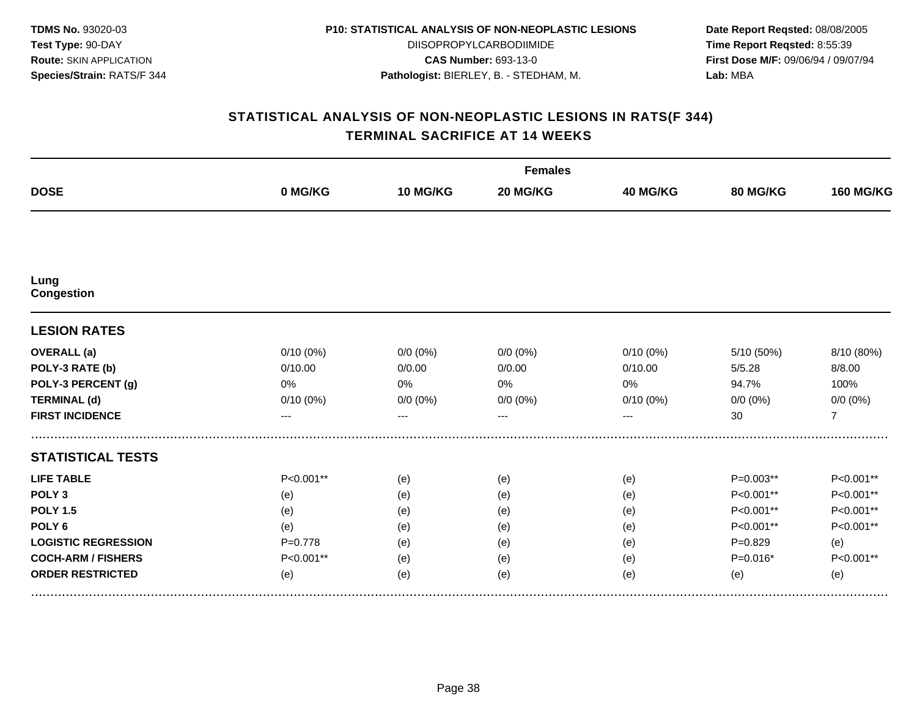**TDMS No.** 93020-03
**Test Type:** 90-DAY
**Route:** SKIN APPLICATION
**Species/Strain:** RATS/F 344

**P10: STATISTICAL ANALYSIS OF NON-NEOPLASTIC LESIONS**
DIISOPROPYLCARBODIIMIDE
**CAS Number:** 693-13-0
**Pathologist:** BIERLEY, B. - STEDHAM, M.

**Date Report Reqsted:** 08/08/2005
**Time Report Reqsted:** 8:55:39
**First Dose M/F:** 09/06/94 / 09/07/94
**Lab:** MBA

## STATISTICAL ANALYSIS OF NON-NEOPLASTIC LESIONS IN RATS(F 344)
## TERMINAL SACRIFICE AT 14 WEEKS

| | Females | | | | | |
|---|---|---|---|---|---|---|
| **DOSE** | **0 MG/KG** | **10 MG/KG** | **20 MG/KG** | **40 MG/KG** | **80 MG/KG** | **160 MG/KG** |
| **Lung** | | | | | | |
| **Congestion** | | | | | | |
| **LESION RATES** | | | | | | |
| **OVERALL (a)** | 0/10 (0%) | 0/0 (0%) | 0/0 (0%) | 0/10 (0%) | 5/10 (50%) | 8/10 (80%) |
| **POLY-3 RATE (b)** | 0/10.00 | 0/0.00 | 0/0.00 | 0/10.00 | 5/5.28 | 8/8.00 |
| **POLY-3 PERCENT (g)** | 0% | 0% | 0% | 0% | 94.7% | 100% |
| **TERMINAL (d)** | 0/10 (0%) | 0/0 (0%) | 0/0 (0%) | 0/10 (0%) | 0/0 (0%) | 0/0 (0%) |
| **FIRST INCIDENCE** | --- | --- | --- | --- | 30 | 7 |
| **STATISTICAL TESTS** | | | | | | |
| **LIFE TABLE** | P<0.001** | (e) | (e) | (e) | P=0.003** | P<0.001** |
| **POLY 3** | (e) | (e) | (e) | (e) | P<0.001** | P<0.001** |
| **POLY 1.5** | (e) | (e) | (e) | (e) | P<0.001** | P<0.001** |
| **POLY 6** | (e) | (e) | (e) | (e) | P<0.001** | P<0.001** |
| **LOGISTIC REGRESSION** | P=0.778 | (e) | (e) | (e) | P=0.829 | (e) |
| **COCH-ARM / FISHERS** | P<0.001** | (e) | (e) | (e) | P=0.016* | P<0.001** |
| **ORDER RESTRICTED** | (e) | (e) | (e) | (e) | (e) | (e) |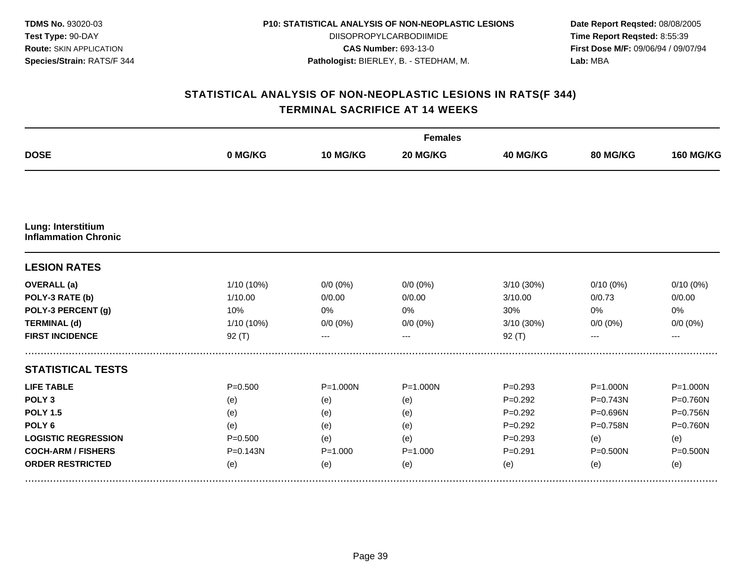**TDMS No.** 93020-03
**Test Type:** 90-DAY
**Route:** SKIN APPLICATION
**Species/Strain:** RATS/F 344

**P10: STATISTICAL ANALYSIS OF NON-NEOPLASTIC LESIONS**
DIISOPROPYLCARBODIIMIDE
**CAS Number:** 693-13-0
**Pathologist:** BIERLEY, B. - STEDHAM, M.

**Date Report Reqsted:** 08/08/2005
**Time Report Reqsted:** 8:55:39
**First Dose M/F:** 09/06/94 / 09/07/94
**Lab:** MBA

## STATISTICAL ANALYSIS OF NON-NEOPLASTIC LESIONS IN RATS(F 344)
## TERMINAL SACRIFICE AT 14 WEEKS

| | Females | | | | | |
|---|---|---|---|---|---|---|
| **DOSE** | **0 MG/KG** | **10 MG/KG** | **20 MG/KG** | **40 MG/KG** | **80 MG/KG** | **160 MG/KG** |
| **Lung: Interstitium Inflammation Chronic** | | | | | | |
| **LESION RATES** | | | | | | |
| **OVERALL (a)** | 1/10 (10%) | 0/0 (0%) | 0/0 (0%) | 3/10 (30%) | 0/10 (0%) | 0/10 (0%) |
| **POLY-3 RATE (b)** | 1/10.00 | 0/0.00 | 0/0.00 | 3/10.00 | 0/0.73 | 0/0.00 |
| **POLY-3 PERCENT (g)** | 10% | 0% | 0% | 30% | 0% | 0% |
| **TERMINAL (d)** | 1/10 (10%) | 0/0 (0%) | 0/0 (0%) | 3/10 (30%) | 0/0 (0%) | 0/0 (0%) |
| **FIRST INCIDENCE** | 92 (T) | --- | --- | 92 (T) | --- | --- |
| **STATISTICAL TESTS** | | | | | | |
| **LIFE TABLE** | P=0.500 | P=1.000N | P=1.000N | P=0.293 | P=1.000N | P=1.000N |
| **POLY 3** | (e) | (e) | (e) | P=0.292 | P=0.743N | P=0.760N |
| **POLY 1.5** | (e) | (e) | (e) | P=0.292 | P=0.696N | P=0.756N |
| **POLY 6** | (e) | (e) | (e) | P=0.292 | P=0.758N | P=0.760N |
| **LOGISTIC REGRESSION** | P=0.500 | (e) | (e) | P=0.293 | (e) | (e) |
| **COCH-ARM / FISHERS** | P=0.143N | P=1.000 | P=1.000 | P=0.291 | P=0.500N | P=0.500N |
| **ORDER RESTRICTED** | (e) | (e) | (e) | (e) | (e) | (e) |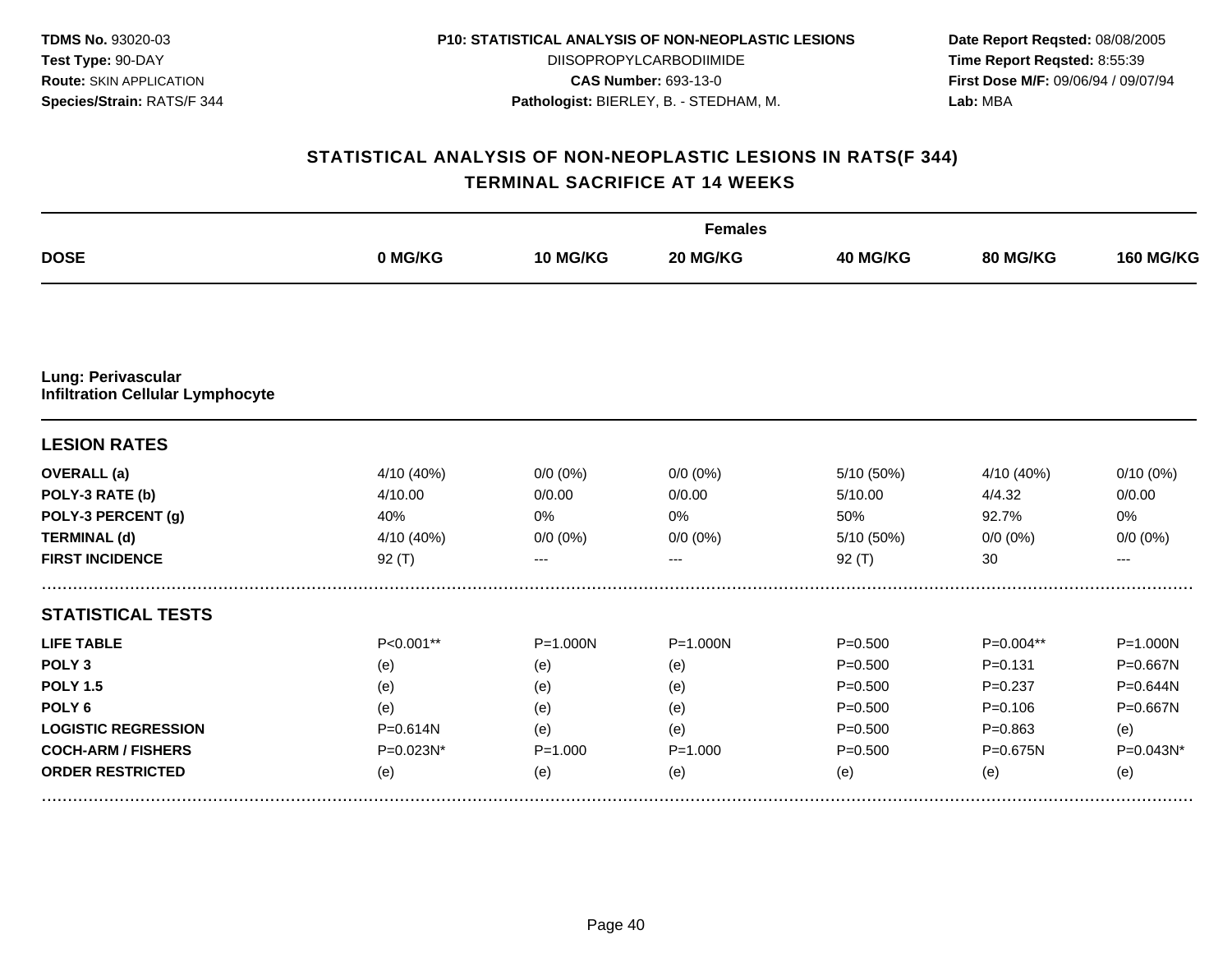**TDMS No.** 93020-03
**Test Type:** 90-DAY
**Route:** SKIN APPLICATION
**Species/Strain:** RATS/F 344

**P10: STATISTICAL ANALYSIS OF NON-NEOPLASTIC LESIONS**
DIISOPROPYLCARBODIIMIDE
**CAS Number:** 693-13-0
**Pathologist:** BIERLEY, B. - STEDHAM, M.

**Date Report Reqsted:** 08/08/2005
**Time Report Reqsted:** 8:55:39
**First Dose M/F:** 09/06/94 / 09/07/94
**Lab:** MBA

## STATISTICAL ANALYSIS OF NON-NEOPLASTIC LESIONS IN RATS(F 344)
## TERMINAL SACRIFICE AT 14 WEEKS

| | Females | | | | | |
|---|---|---|---|---|---|---|
| **DOSE** | **0 MG/KG** | **10 MG/KG** | **20 MG/KG** | **40 MG/KG** | **80 MG/KG** | **160 MG/KG** |
| **Lung: Perivascular Infiltration Cellular Lymphocyte** | | | | | | |
| **LESION RATES** | | | | | | |
| **OVERALL (a)** | 4/10 (40%) | 0/0 (0%) | 0/0 (0%) | 5/10 (50%) | 4/10 (40%) | 0/10 (0%) |
| **POLY-3 RATE (b)** | 4/10.00 | 0/0.00 | 0/0.00 | 5/10.00 | 4/4.32 | 0/0.00 |
| **POLY-3 PERCENT (g)** | 40% | 0% | 0% | 50% | 92.7% | 0% |
| **TERMINAL (d)** | 4/10 (40%) | 0/0 (0%) | 0/0 (0%) | 5/10 (50%) | 0/0 (0%) | 0/0 (0%) |
| **FIRST INCIDENCE** | 92 (T) | --- | --- | 92 (T) | 30 | --- |
| **STATISTICAL TESTS** | | | | | | |
| **LIFE TABLE** | P<0.001** | P=1.000N | P=1.000N | P=0.500 | P=0.004** | P=1.000N |
| **POLY 3** | (e) | (e) | (e) | P=0.500 | P=0.131 | P=0.667N |
| **POLY 1.5** | (e) | (e) | (e) | P=0.500 | P=0.237 | P=0.644N |
| **POLY 6** | (e) | (e) | (e) | P=0.500 | P=0.106 | P=0.667N |
| **LOGISTIC REGRESSION** | P=0.614N | (e) | (e) | P=0.500 | P=0.863 | (e) |
| **COCH-ARM / FISHERS** | P=0.023N* | P=1.000 | P=1.000 | P=0.500 | P=0.675N | P=0.043N* |
| **ORDER RESTRICTED** | (e) | (e) | (e) | (e) | (e) | (e) |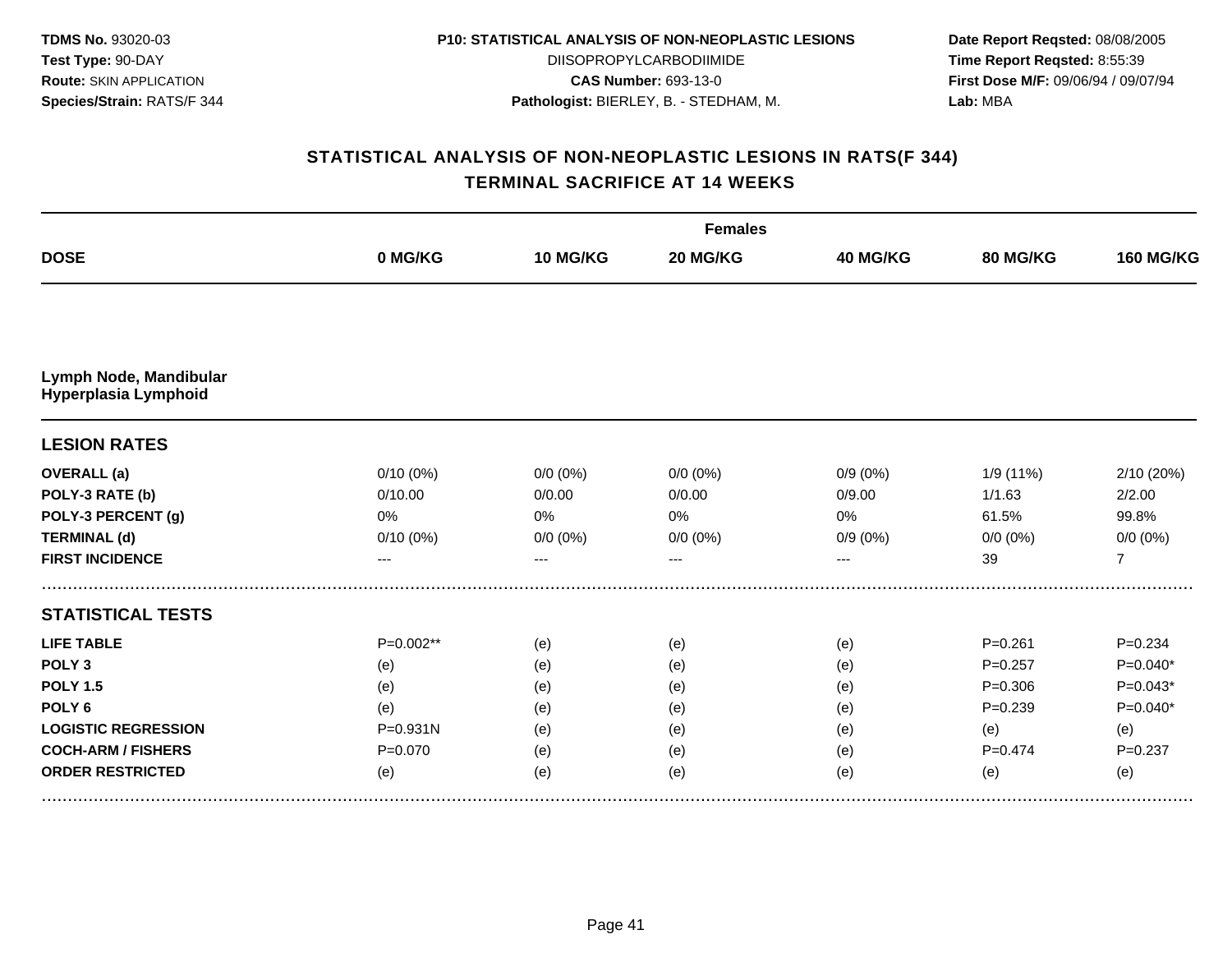**TDMS No.** 93020-03
**Test Type:** 90-DAY
**Route:** SKIN APPLICATION
**Species/Strain:** RATS/F 344

**P10: STATISTICAL ANALYSIS OF NON-NEOPLASTIC LESIONS**
DIISOPROPYLCARBODIIMIDE
**CAS Number:** 693-13-0
**Pathologist:** BIERLEY, B. - STEDHAM, M.

**Date Report Reqsted:** 08/08/2005
**Time Report Reqsted:** 8:55:39
**First Dose M/F:** 09/06/94 / 09/07/94
**Lab:** MBA

## STATISTICAL ANALYSIS OF NON-NEOPLASTIC LESIONS IN RATS(F 344)
## TERMINAL SACRIFICE AT 14 WEEKS

| | Females | | | | | |
|---|---|---|---|---|---|---|
| **DOSE** | **0 MG/KG** | **10 MG/KG** | **20 MG/KG** | **40 MG/KG** | **80 MG/KG** | **160 MG/KG** |
| **Lymph Node, Mandibular Hyperplasia Lymphoid** | | | | | | |
| **LESION RATES** | | | | | | |
| **OVERALL (a)** | 0/10 (0%) | 0/0 (0%) | 0/0 (0%) | 0/9 (0%) | 1/9 (11%) | 2/10 (20%) |
| **POLY-3 RATE (b)** | 0/10.00 | 0/0.00 | 0/0.00 | 0/9.00 | 1/1.63 | 2/2.00 |
| **POLY-3 PERCENT (g)** | 0% | 0% | 0% | 0% | 61.5% | 99.8% |
| **TERMINAL (d)** | 0/10 (0%) | 0/0 (0%) | 0/0 (0%) | 0/9 (0%) | 0/0 (0%) | 0/0 (0%) |
| **FIRST INCIDENCE** | --- | --- | --- | --- | 39 | 7 |
| **STATISTICAL TESTS** | | | | | | |
| **LIFE TABLE** | P=0.002** | (e) | (e) | (e) | P=0.261 | P=0.234 |
| **POLY 3** | (e) | (e) | (e) | (e) | P=0.257 | P=0.040* |
| **POLY 1.5** | (e) | (e) | (e) | (e) | P=0.306 | P=0.043* |
| **POLY 6** | (e) | (e) | (e) | (e) | P=0.239 | P=0.040* |
| **LOGISTIC REGRESSION** | P=0.931N | (e) | (e) | (e) | (e) | (e) |
| **COCH-ARM / FISHERS** | P=0.070 | (e) | (e) | (e) | P=0.474 | P=0.237 |
| **ORDER RESTRICTED** | (e) | (e) | (e) | (e) | (e) | (e) |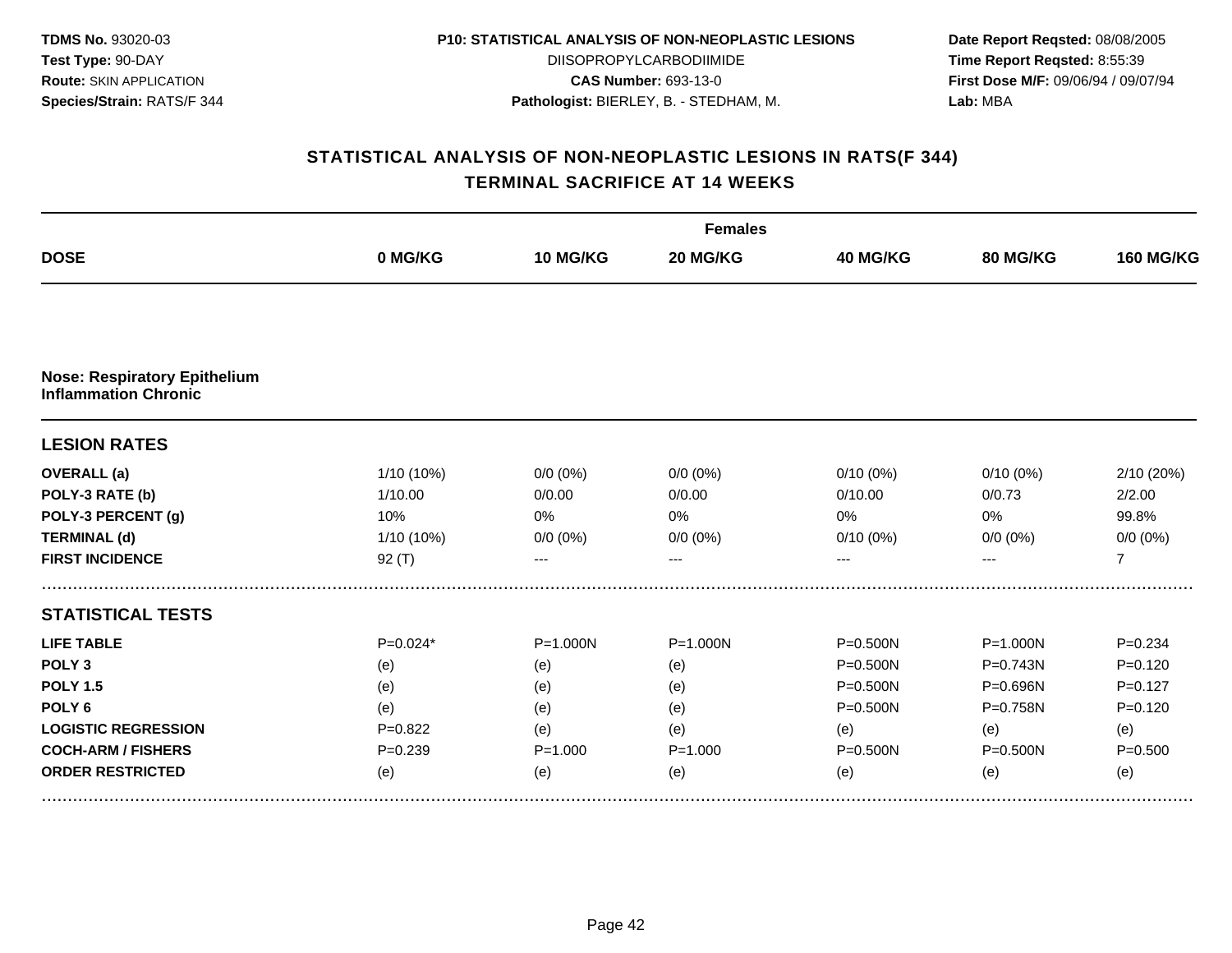**TDMS No.** 93020-03
**Test Type:** 90-DAY
**Route:** SKIN APPLICATION
**Species/Strain:** RATS/F 344

**P10: STATISTICAL ANALYSIS OF NON-NEOPLASTIC LESIONS**
DIISOPROPYLCARBODIIMIDE
**CAS Number:** 693-13-0
**Pathologist:** BIERLEY, B. - STEDHAM, M.

**Date Report Reqsted:** 08/08/2005
**Time Report Reqsted:** 8:55:39
**First Dose M/F:** 09/06/94 / 09/07/94
**Lab:** MBA

## STATISTICAL ANALYSIS OF NON-NEOPLASTIC LESIONS IN RATS(F 344)
## TERMINAL SACRIFICE AT 14 WEEKS

| | Females | | | | | |
|---|---|---|---|---|---|---|
| **DOSE** | **0 MG/KG** | **10 MG/KG** | **20 MG/KG** | **40 MG/KG** | **80 MG/KG** | **160 MG/KG** |
| **Nose: Respiratory Epithelium Inflammation Chronic** | | | | | | |
| **LESION RATES** | | | | | | |
| **OVERALL (a)** | 1/10 (10%) | 0/0 (0%) | 0/0 (0%) | 0/10 (0%) | 0/10 (0%) | 2/10 (20%) |
| **POLY-3 RATE (b)** | 1/10.00 | 0/0.00 | 0/0.00 | 0/10.00 | 0/0.73 | 2/2.00 |
| **POLY-3 PERCENT (g)** | 10% | 0% | 0% | 0% | 0% | 99.8% |
| **TERMINAL (d)** | 1/10 (10%) | 0/0 (0%) | 0/0 (0%) | 0/10 (0%) | 0/0 (0%) | 0/0 (0%) |
| **FIRST INCIDENCE** | 92 (T) | --- | --- | --- | --- | 7 |
| **STATISTICAL TESTS** | | | | | | |
| **LIFE TABLE** | P=0.024* | P=1.000N | P=1.000N | P=0.500N | P=1.000N | P=0.234 |
| **POLY 3** | (e) | (e) | (e) | P=0.500N | P=0.743N | P=0.120 |
| **POLY 1.5** | (e) | (e) | (e) | P=0.500N | P=0.696N | P=0.127 |
| **POLY 6** | (e) | (e) | (e) | P=0.500N | P=0.758N | P=0.120 |
| **LOGISTIC REGRESSION** | P=0.822 | (e) | (e) | (e) | (e) | (e) |
| **COCH-ARM / FISHERS** | P=0.239 | P=1.000 | P=1.000 | P=0.500N | P=0.500N | P=0.500 |
| **ORDER RESTRICTED** | (e) | (e) | (e) | (e) | (e) | (e) |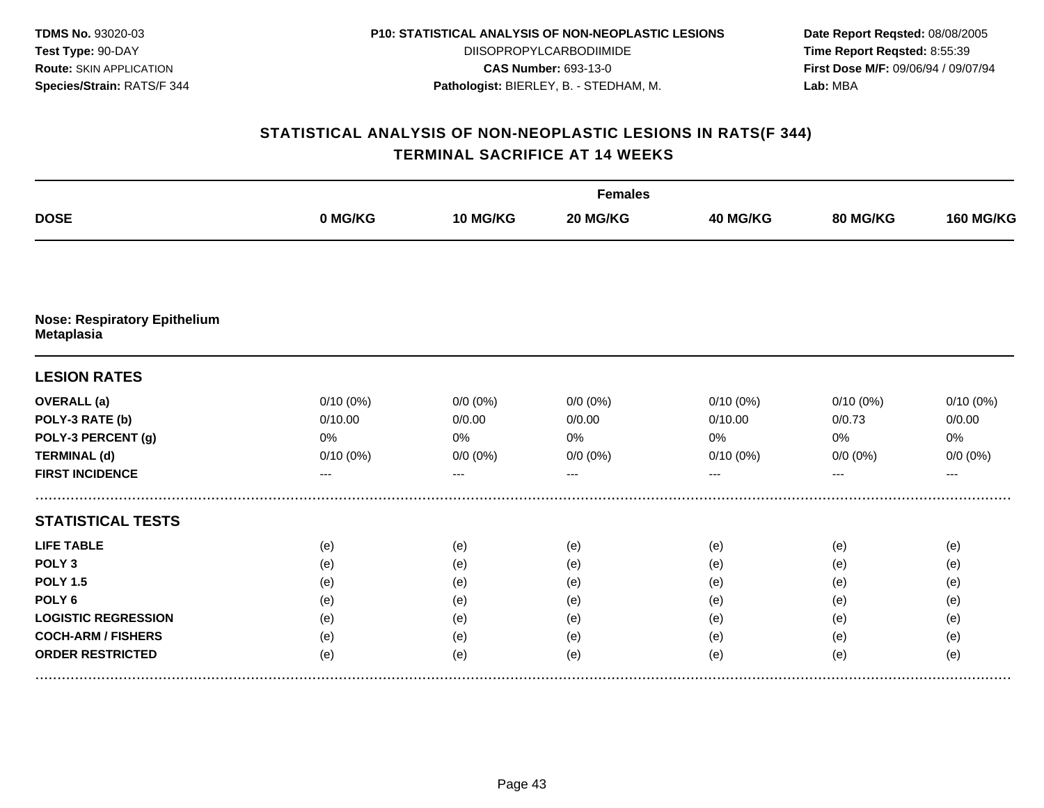**TDMS No.** 93020-03
**Test Type:** 90-DAY
**Route:** SKIN APPLICATION
**Species/Strain:** RATS/F 344

**P10: STATISTICAL ANALYSIS OF NON-NEOPLASTIC LESIONS**
DIISOPROPYLCARBODIIMIDE
**CAS Number:** 693-13-0
**Pathologist:** BIERLEY, B. - STEDHAM, M.

**Date Report Reqsted:** 08/08/2005
**Time Report Reqsted:** 8:55:39
**First Dose M/F:** 09/06/94 / 09/07/94
**Lab:** MBA

## STATISTICAL ANALYSIS OF NON-NEOPLASTIC LESIONS IN RATS(F 344)
## TERMINAL SACRIFICE AT 14 WEEKS

| | Females | | | | | |
|---|---|---|---|---|---|---|
| **DOSE** | **0 MG/KG** | **10 MG/KG** | **20 MG/KG** | **40 MG/KG** | **80 MG/KG** | **160 MG/KG** |
| **Nose: Respiratory Epithelium Metaplasia** | | | | | | |
| **LESION RATES** | | | | | | |
| **OVERALL (a)** | 0/10 (0%) | 0/0 (0%) | 0/0 (0%) | 0/10 (0%) | 0/10 (0%) | 0/10 (0%) |
| **POLY-3 RATE (b)** | 0/10.00 | 0/0.00 | 0/0.00 | 0/10.00 | 0/0.73 | 0/0.00 |
| **POLY-3 PERCENT (g)** | 0% | 0% | 0% | 0% | 0% | 0% |
| **TERMINAL (d)** | 0/10 (0%) | 0/0 (0%) | 0/0 (0%) | 0/10 (0%) | 0/0 (0%) | 0/0 (0%) |
| **FIRST INCIDENCE** | --- | --- | --- | --- | --- | --- |
| **STATISTICAL TESTS** | | | | | | |
| **LIFE TABLE** | (e) | (e) | (e) | (e) | (e) | (e) |
| **POLY 3** | (e) | (e) | (e) | (e) | (e) | (e) |
| **POLY 1.5** | (e) | (e) | (e) | (e) | (e) | (e) |
| **POLY 6** | (e) | (e) | (e) | (e) | (e) | (e) |
| **LOGISTIC REGRESSION** | (e) | (e) | (e) | (e) | (e) | (e) |
| **COCH-ARM / FISHERS** | (e) | (e) | (e) | (e) | (e) | (e) |
| **ORDER RESTRICTED** | (e) | (e) | (e) | (e) | (e) | (e) |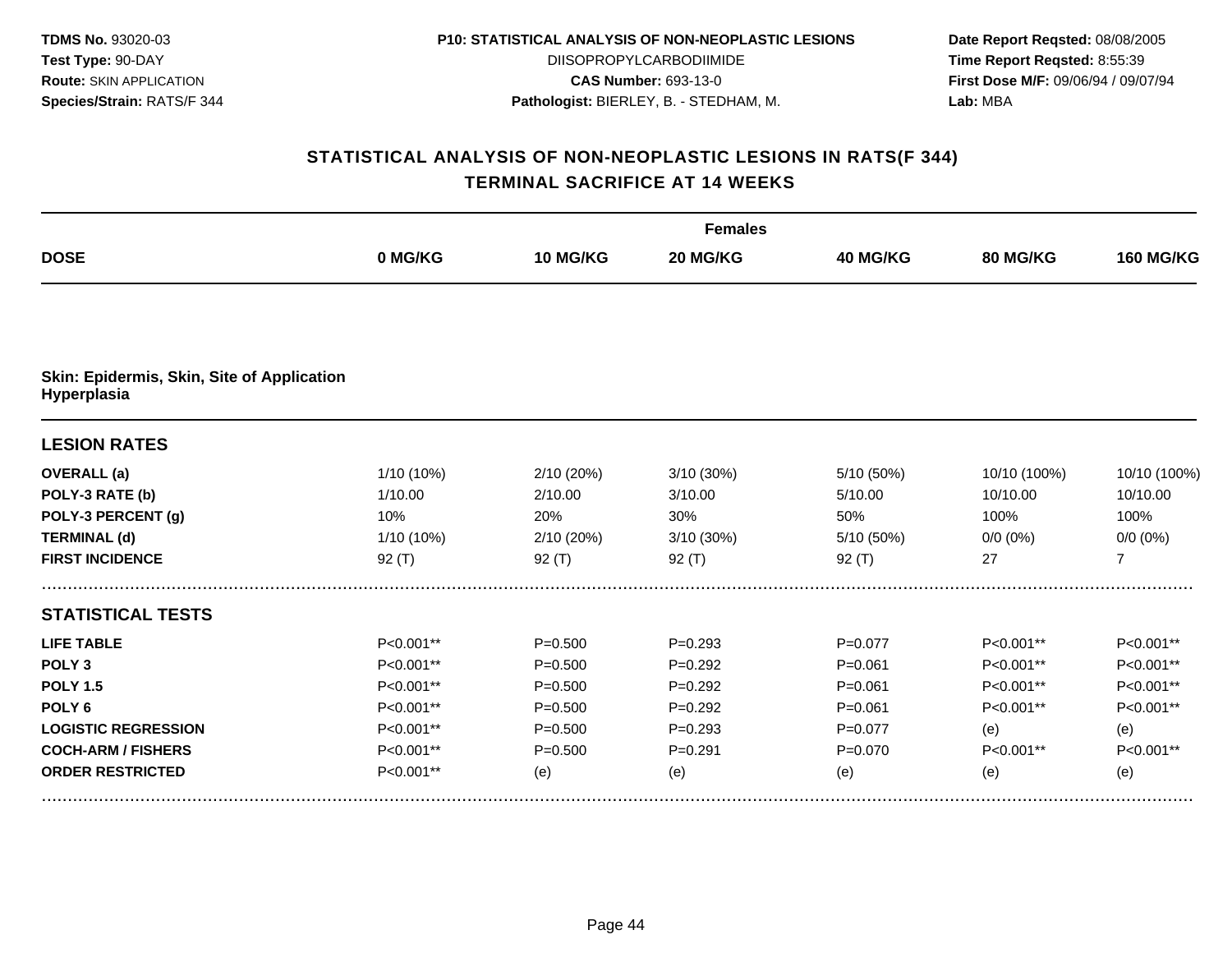**TDMS No.** 93020-03
**Test Type:** 90-DAY
**Route:** SKIN APPLICATION
**Species/Strain:** RATS/F 344

**P10: STATISTICAL ANALYSIS OF NON-NEOPLASTIC LESIONS**
DIISOPROPYLCARBODIIMIDE
**CAS Number:** 693-13-0
**Pathologist:** BIERLEY, B. - STEDHAM, M.

**Date Report Reqsted:** 08/08/2005
**Time Report Reqsted:** 8:55:39
**First Dose M/F:** 09/06/94 / 09/07/94
**Lab:** MBA

## STATISTICAL ANALYSIS OF NON-NEOPLASTIC LESIONS IN RATS(F 344)
## TERMINAL SACRIFICE AT 14 WEEKS

| | Females | | | | | |
|---|---|---|---|---|---|---|
| **DOSE** | **0 MG/KG** | **10 MG/KG** | **20 MG/KG** | **40 MG/KG** | **80 MG/KG** | **160 MG/KG** |
| **Skin: Epidermis, Skin, Site of Application** | | | | | | |
| **Hyperplasia** | | | | | | |
| **LESION RATES** | | | | | | |
| **OVERALL (a)** | 1/10 (10%) | 2/10 (20%) | 3/10 (30%) | 5/10 (50%) | 10/10 (100%) | 10/10 (100%) |
| **POLY-3 RATE (b)** | 1/10.00 | 2/10.00 | 3/10.00 | 5/10.00 | 10/10.00 | 10/10.00 |
| **POLY-3 PERCENT (g)** | 10% | 20% | 30% | 50% | 100% | 100% |
| **TERMINAL (d)** | 1/10 (10%) | 2/10 (20%) | 3/10 (30%) | 5/10 (50%) | 0/0 (0%) | 0/0 (0%) |
| **FIRST INCIDENCE** | 92 (T) | 92 (T) | 92 (T) | 92 (T) | 27 | 7 |
| **STATISTICAL TESTS** | | | | | | |
| **LIFE TABLE** | P<0.001** | P=0.500 | P=0.293 | P=0.077 | P<0.001** | P<0.001** |
| **POLY 3** | P<0.001** | P=0.500 | P=0.292 | P=0.061 | P<0.001** | P<0.001** |
| **POLY 1.5** | P<0.001** | P=0.500 | P=0.292 | P=0.061 | P<0.001** | P<0.001** |
| **POLY 6** | P<0.001** | P=0.500 | P=0.292 | P=0.061 | P<0.001** | P<0.001** |
| **LOGISTIC REGRESSION** | P<0.001** | P=0.500 | P=0.293 | P=0.077 | (e) | (e) |
| **COCH-ARM / FISHERS** | P<0.001** | P=0.500 | P=0.291 | P=0.070 | P<0.001** | P<0.001** |
| **ORDER RESTRICTED** | P<0.001** | (e) | (e) | (e) | (e) | (e) |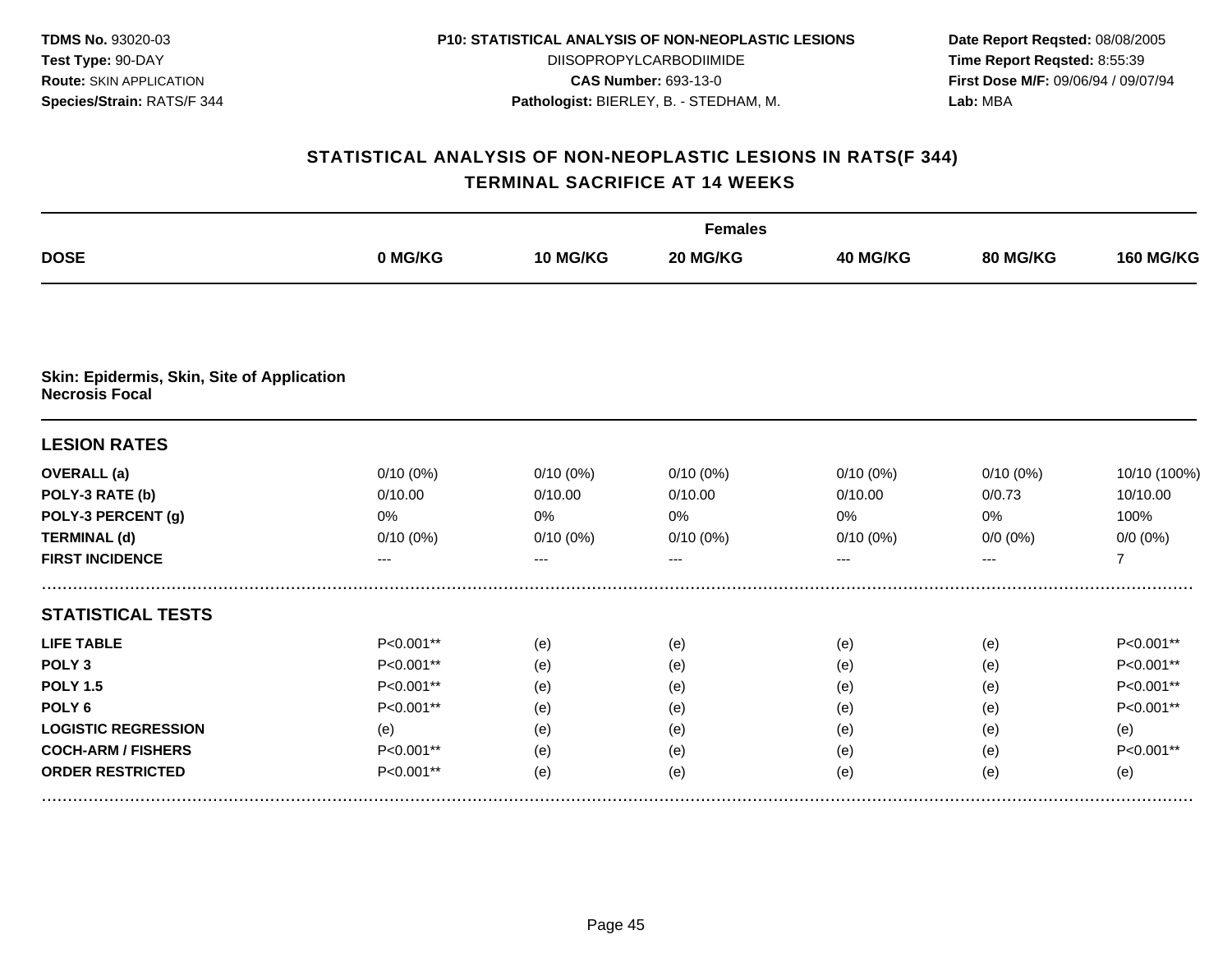**TDMS No.** 93020-03
**Test Type:** 90-DAY
**Route:** SKIN APPLICATION
**Species/Strain:** RATS/F 344

**P10: STATISTICAL ANALYSIS OF NON-NEOPLASTIC LESIONS**
DIISOPROPYLCARBODIIMIDE
**CAS Number:** 693-13-0
**Pathologist:** BIERLEY, B. - STEDHAM, M.

**Date Report Reqsted:** 08/08/2005
**Time Report Reqsted:** 8:55:39
**First Dose M/F:** 09/06/94 / 09/07/94
**Lab:** MBA

## STATISTICAL ANALYSIS OF NON-NEOPLASTIC LESIONS IN RATS(F 344)
## TERMINAL SACRIFICE AT 14 WEEKS

| | Females | | | | | |
|---|---|---|---|---|---|---|
| **DOSE** | **0 MG/KG** | **10 MG/KG** | **20 MG/KG** | **40 MG/KG** | **80 MG/KG** | **160 MG/KG** |
| **Skin: Epidermis, Skin, Site of Application** | | | | | | |
| **Necrosis Focal** | | | | | | |
| **LESION RATES** | | | | | | |
| **OVERALL (a)** | 0/10 (0%) | 0/10 (0%) | 0/10 (0%) | 0/10 (0%) | 0/10 (0%) | 10/10 (100%) |
| **POLY-3 RATE (b)** | 0/10.00 | 0/10.00 | 0/10.00 | 0/10.00 | 0/0.73 | 10/10.00 |
| **POLY-3 PERCENT (g)** | 0% | 0% | 0% | 0% | 0% | 100% |
| **TERMINAL (d)** | 0/10 (0%) | 0/10 (0%) | 0/10 (0%) | 0/10 (0%) | 0/0 (0%) | 0/0 (0%) |
| **FIRST INCIDENCE** | --- | --- | --- | --- | --- | 7 |
| **STATISTICAL TESTS** | | | | | | |
| **LIFE TABLE** | P<0.001** | (e) | (e) | (e) | (e) | P<0.001** |
| **POLY 3** | P<0.001** | (e) | (e) | (e) | (e) | P<0.001** |
| **POLY 1.5** | P<0.001** | (e) | (e) | (e) | (e) | P<0.001** |
| **POLY 6** | P<0.001** | (e) | (e) | (e) | (e) | P<0.001** |
| **LOGISTIC REGRESSION** | (e) | (e) | (e) | (e) | (e) | (e) |
| **COCH-ARM / FISHERS** | P<0.001** | (e) | (e) | (e) | (e) | P<0.001** |
| **ORDER RESTRICTED** | P<0.001** | (e) | (e) | (e) | (e) | (e) |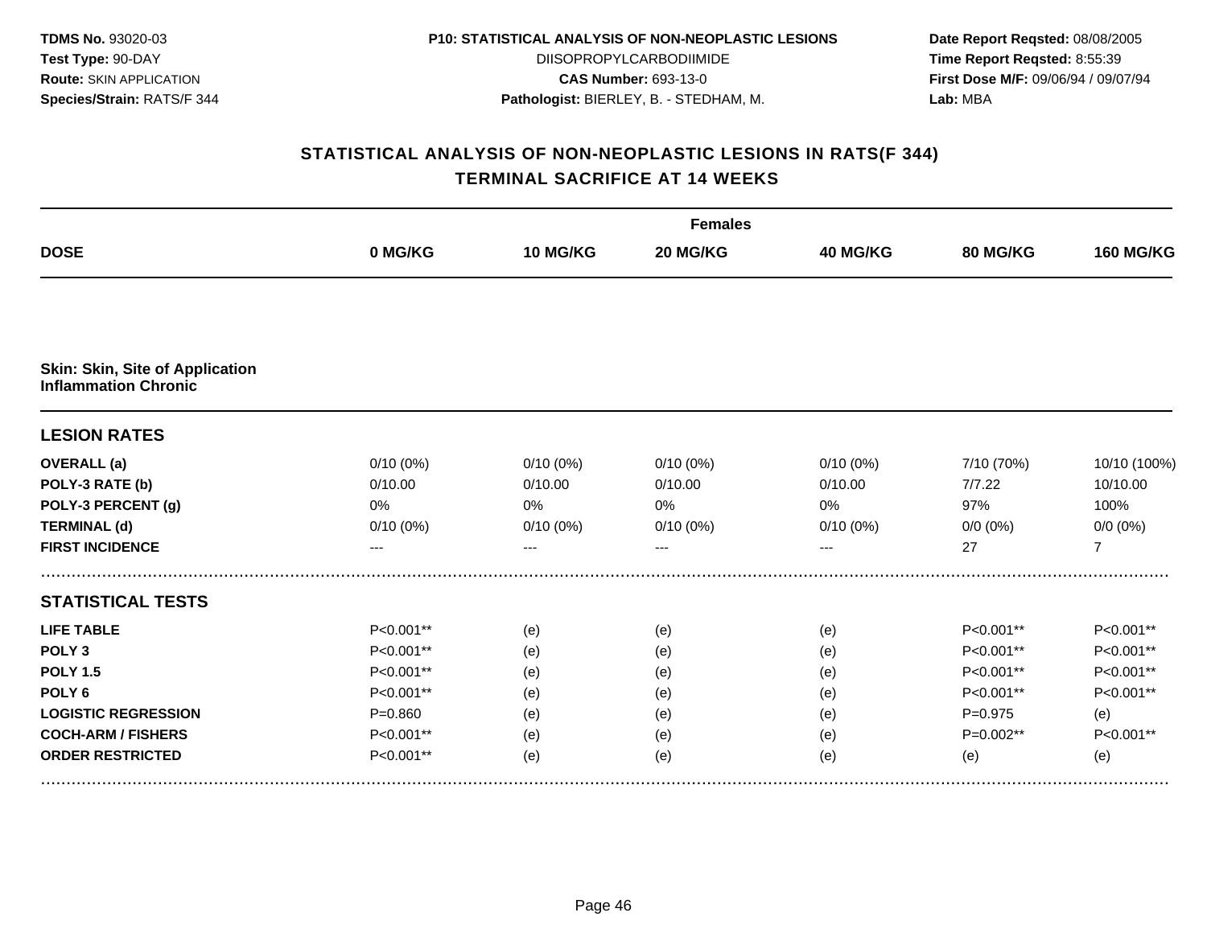**TDMS No.** 93020-03
**Test Type:** 90-DAY
**Route:** SKIN APPLICATION
**Species/Strain:** RATS/F 344

**P10: STATISTICAL ANALYSIS OF NON-NEOPLASTIC LESIONS**
DIISOPROPYLCARBODIIMIDE
**CAS Number:** 693-13-0
**Pathologist:** BIERLEY, B. - STEDHAM, M.

**Date Report Reqsted:** 08/08/2005
**Time Report Reqsted:** 8:55:39
**First Dose M/F:** 09/06/94 / 09/07/94
**Lab:** MBA

## STATISTICAL ANALYSIS OF NON-NEOPLASTIC LESIONS IN RATS(F 344)
## TERMINAL SACRIFICE AT 14 WEEKS

| | Females | | | | | |
|---|---|---|---|---|---|---|
| **DOSE** | **0 MG/KG** | **10 MG/KG** | **20 MG/KG** | **40 MG/KG** | **80 MG/KG** | **160 MG/KG** |
| **Skin: Skin, Site of Application Inflammation Chronic** | | | | | | |
| **LESION RATES** | | | | | | |
| **OVERALL (a)** | 0/10 (0%) | 0/10 (0%) | 0/10 (0%) | 0/10 (0%) | 7/10 (70%) | 10/10 (100%) |
| **POLY-3 RATE (b)** | 0/10.00 | 0/10.00 | 0/10.00 | 0/10.00 | 7/7.22 | 10/10.00 |
| **POLY-3 PERCENT (g)** | 0% | 0% | 0% | 0% | 97% | 100% |
| **TERMINAL (d)** | 0/10 (0%) | 0/10 (0%) | 0/10 (0%) | 0/10 (0%) | 0/0 (0%) | 0/0 (0%) |
| **FIRST INCIDENCE** | --- | --- | --- | --- | 27 | 7 |
| **STATISTICAL TESTS** | | | | | | |
| **LIFE TABLE** | P<0.001** | (e) | (e) | (e) | P<0.001** | P<0.001** |
| **POLY 3** | P<0.001** | (e) | (e) | (e) | P<0.001** | P<0.001** |
| **POLY 1.5** | P<0.001** | (e) | (e) | (e) | P<0.001** | P<0.001** |
| **POLY 6** | P<0.001** | (e) | (e) | (e) | P<0.001** | P<0.001** |
| **LOGISTIC REGRESSION** | P=0.860 | (e) | (e) | (e) | P=0.975 | (e) |
| **COCH-ARM / FISHERS** | P<0.001** | (e) | (e) | (e) | P=0.002** | P<0.001** |
| **ORDER RESTRICTED** | P<0.001** | (e) | (e) | (e) | (e) | (e) |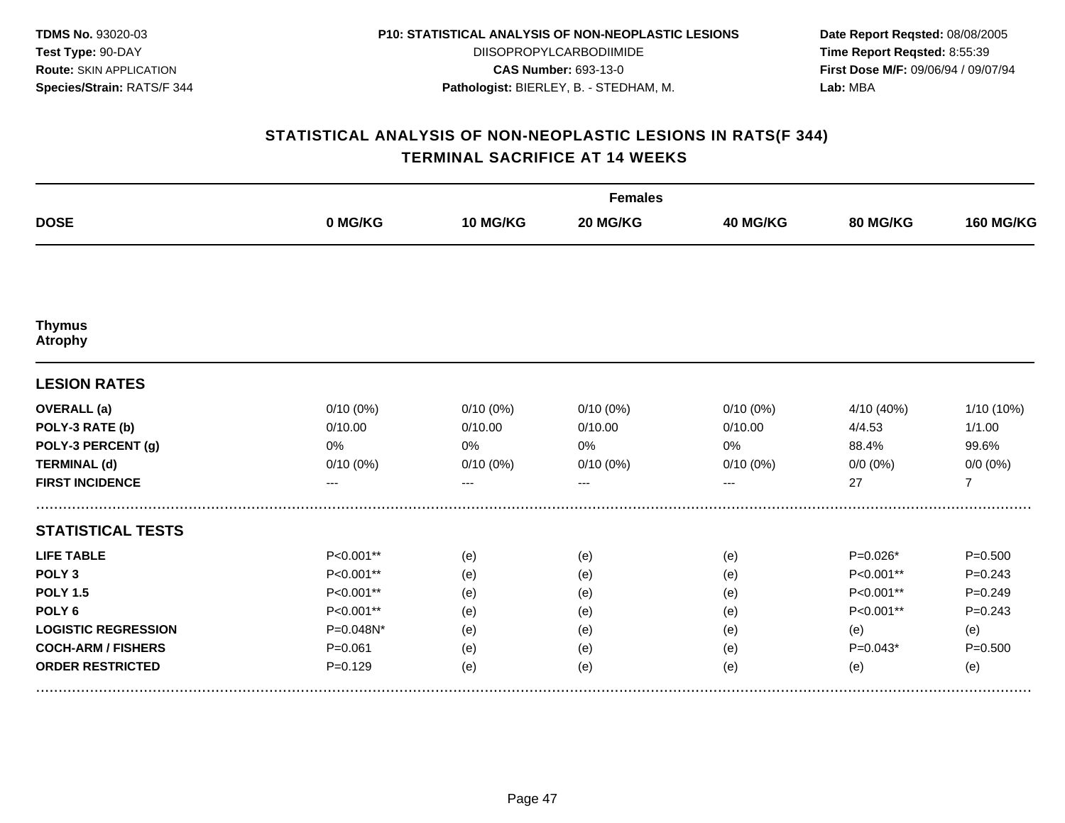**TDMS No.** 93020-03
**Test Type:** 90-DAY
**Route:** SKIN APPLICATION
**Species/Strain:** RATS/F 344

**P10: STATISTICAL ANALYSIS OF NON-NEOPLASTIC LESIONS**
DIISOPROPYLCARBODIIMIDE
**CAS Number:** 693-13-0
**Pathologist:** BIERLEY, B. - STEDHAM, M.

**Date Report Reqsted:** 08/08/2005
**Time Report Reqsted:** 8:55:39
**First Dose M/F:** 09/06/94 / 09/07/94
**Lab:** MBA

## STATISTICAL ANALYSIS OF NON-NEOPLASTIC LESIONS IN RATS(F 344)
## TERMINAL SACRIFICE AT 14 WEEKS

| | Females | | | | | |
|---|---|---|---|---|---|---|
| **DOSE** | **0 MG/KG** | **10 MG/KG** | **20 MG/KG** | **40 MG/KG** | **80 MG/KG** | **160 MG/KG** |
| **Thymus Atrophy** | | | | | | |
| **LESION RATES** | | | | | | |
| **OVERALL (a)** | 0/10 (0%) | 0/10 (0%) | 0/10 (0%) | 0/10 (0%) | 4/10 (40%) | 1/10 (10%) |
| **POLY-3 RATE (b)** | 0/10.00 | 0/10.00 | 0/10.00 | 0/10.00 | 4/4.53 | 1/1.00 |
| **POLY-3 PERCENT (g)** | 0% | 0% | 0% | 0% | 88.4% | 99.6% |
| **TERMINAL (d)** | 0/10 (0%) | 0/10 (0%) | 0/10 (0%) | 0/10 (0%) | 0/0 (0%) | 0/0 (0%) |
| **FIRST INCIDENCE** | --- | --- | --- | --- | 27 | 7 |
| **STATISTICAL TESTS** | | | | | | |
| **LIFE TABLE** | P<0.001** | (e) | (e) | (e) | P=0.026* | P=0.500 |
| **POLY 3** | P<0.001** | (e) | (e) | (e) | P<0.001** | P=0.243 |
| **POLY 1.5** | P<0.001** | (e) | (e) | (e) | P<0.001** | P=0.249 |
| **POLY 6** | P<0.001** | (e) | (e) | (e) | P<0.001** | P=0.243 |
| **LOGISTIC REGRESSION** | P=0.048N* | (e) | (e) | (e) | (e) | (e) |
| **COCH-ARM / FISHERS** | P=0.061 | (e) | (e) | (e) | P=0.043* | P=0.500 |
| **ORDER RESTRICTED** | P=0.129 | (e) | (e) | (e) | (e) | (e) |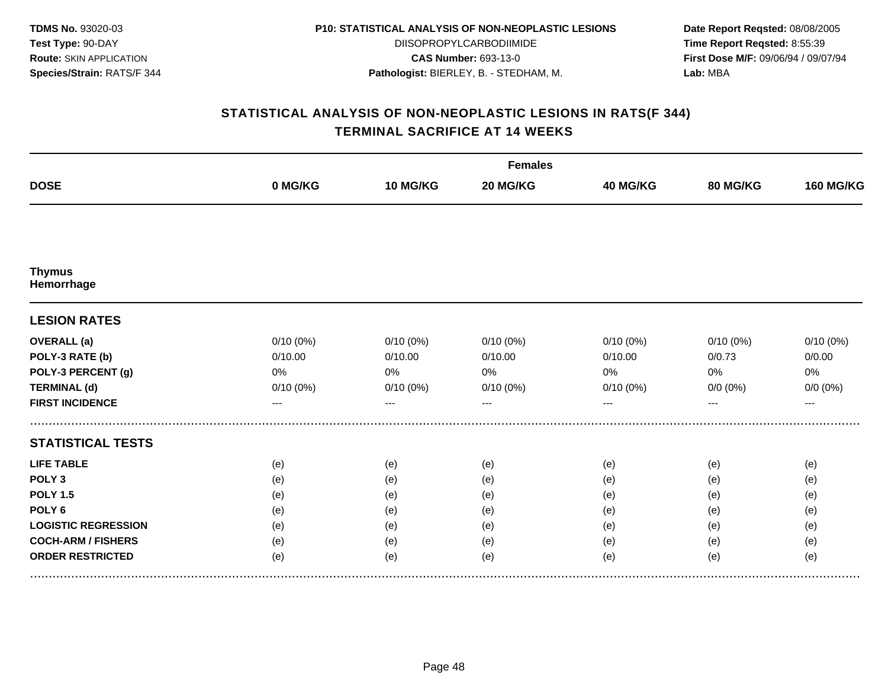**TDMS No.** 93020-03
**Test Type:** 90-DAY
**Route:** SKIN APPLICATION
**Species/Strain:** RATS/F 344

**P10: STATISTICAL ANALYSIS OF NON-NEOPLASTIC LESIONS**
DIISOPROPYLCARBODIIMIDE
**CAS Number:** 693-13-0
**Pathologist:** BIERLEY, B. - STEDHAM, M.

**Date Report Reqsted:** 08/08/2005
**Time Report Reqsted:** 8:55:39
**First Dose M/F:** 09/06/94 / 09/07/94
**Lab:** MBA

## STATISTICAL ANALYSIS OF NON-NEOPLASTIC LESIONS IN RATS(F 344)
## TERMINAL SACRIFICE AT 14 WEEKS

| | Females | | | | | |
|---|---|---|---|---|---|---|
| **DOSE** | **0 MG/KG** | **10 MG/KG** | **20 MG/KG** | **40 MG/KG** | **80 MG/KG** | **160 MG/KG** |
| **Thymus Hemorrhage** | | | | | | |
| **LESION RATES** | | | | | | |
| **OVERALL (a)** | 0/10 (0%) | 0/10 (0%) | 0/10 (0%) | 0/10 (0%) | 0/10 (0%) | 0/10 (0%) |
| **POLY-3 RATE (b)** | 0/10.00 | 0/10.00 | 0/10.00 | 0/10.00 | 0/0.73 | 0/0.00 |
| **POLY-3 PERCENT (g)** | 0% | 0% | 0% | 0% | 0% | 0% |
| **TERMINAL (d)** | 0/10 (0%) | 0/10 (0%) | 0/10 (0%) | 0/10 (0%) | 0/0 (0%) | 0/0 (0%) |
| **FIRST INCIDENCE** | --- | --- | --- | --- | --- | --- |
| **STATISTICAL TESTS** | | | | | | |
| **LIFE TABLE** | (e) | (e) | (e) | (e) | (e) | (e) |
| **POLY 3** | (e) | (e) | (e) | (e) | (e) | (e) |
| **POLY 1.5** | (e) | (e) | (e) | (e) | (e) | (e) |
| **POLY 6** | (e) | (e) | (e) | (e) | (e) | (e) |
| **LOGISTIC REGRESSION** | (e) | (e) | (e) | (e) | (e) | (e) |
| **COCH-ARM / FISHERS** | (e) | (e) | (e) | (e) | (e) | (e) |
| **ORDER RESTRICTED** | (e) | (e) | (e) | (e) | (e) | (e) |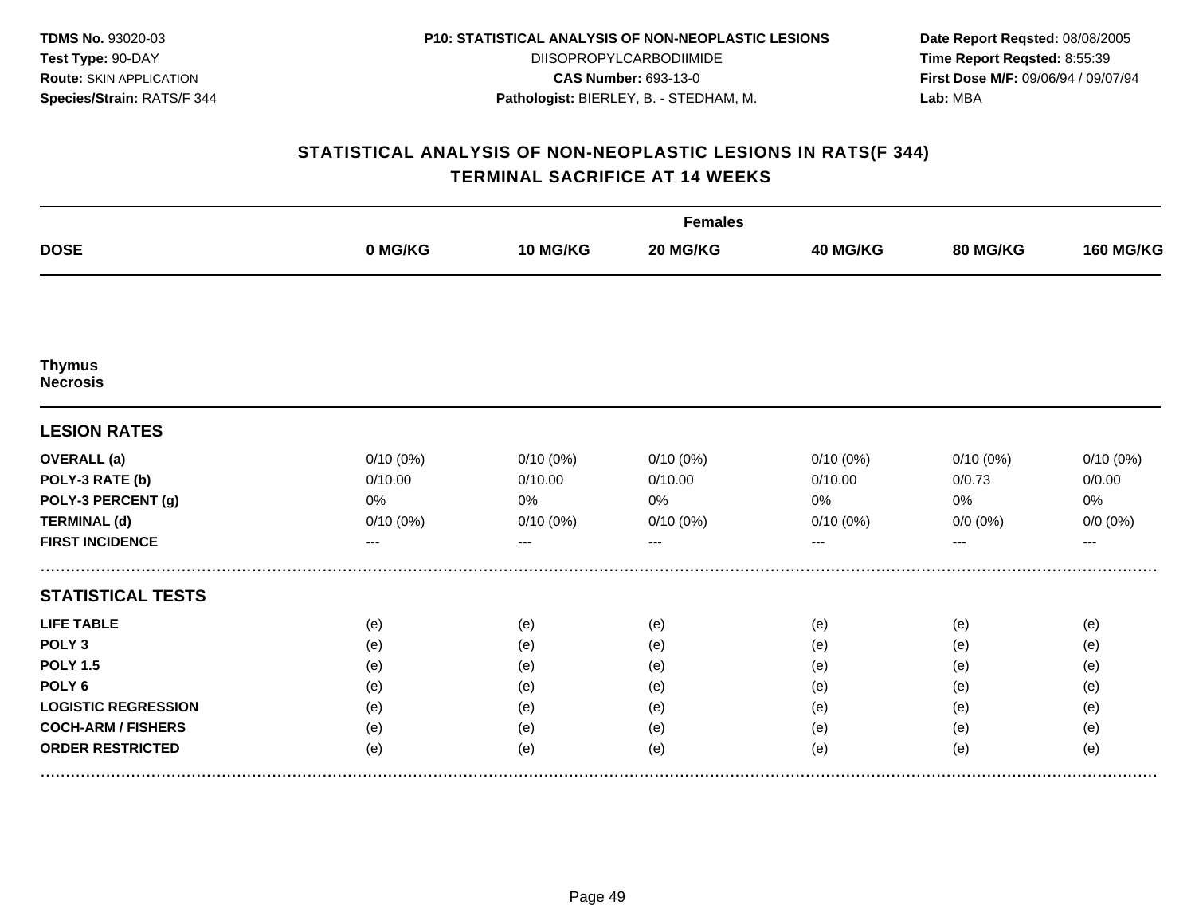**TDMS No.** 93020-03
**Test Type:** 90-DAY
**Route:** SKIN APPLICATION
**Species/Strain:** RATS/F 344

**P10: STATISTICAL ANALYSIS OF NON-NEOPLASTIC LESIONS**
DIISOPROPYLCARBODIIMIDE
**CAS Number:** 693-13-0
**Pathologist:** BIERLEY, B. - STEDHAM, M.

**Date Report Reqsted:** 08/08/2005
**Time Report Reqsted:** 8:55:39
**First Dose M/F:** 09/06/94 / 09/07/94
**Lab:** MBA

## STATISTICAL ANALYSIS OF NON-NEOPLASTIC LESIONS IN RATS(F 344)
## TERMINAL SACRIFICE AT 14 WEEKS

| | Females | | | | | |
|---|---|---|---|---|---|---|
| **DOSE** | **0 MG/KG** | **10 MG/KG** | **20 MG/KG** | **40 MG/KG** | **80 MG/KG** | **160 MG/KG** |
| **Thymus Necrosis** | | | | | | |
| **LESION RATES** | | | | | | |
| **OVERALL (a)** | 0/10 (0%) | 0/10 (0%) | 0/10 (0%) | 0/10 (0%) | 0/10 (0%) | 0/10 (0%) |
| **POLY-3 RATE (b)** | 0/10.00 | 0/10.00 | 0/10.00 | 0/10.00 | 0/0.73 | 0/0.00 |
| **POLY-3 PERCENT (g)** | 0% | 0% | 0% | 0% | 0% | 0% |
| **TERMINAL (d)** | 0/10 (0%) | 0/10 (0%) | 0/10 (0%) | 0/10 (0%) | 0/0 (0%) | 0/0 (0%) |
| **FIRST INCIDENCE** | --- | --- | --- | --- | --- | --- |
| **STATISTICAL TESTS** | | | | | | |
| **LIFE TABLE** | (e) | (e) | (e) | (e) | (e) | (e) |
| **POLY 3** | (e) | (e) | (e) | (e) | (e) | (e) |
| **POLY 1.5** | (e) | (e) | (e) | (e) | (e) | (e) |
| **POLY 6** | (e) | (e) | (e) | (e) | (e) | (e) |
| **LOGISTIC REGRESSION** | (e) | (e) | (e) | (e) | (e) | (e) |
| **COCH-ARM / FISHERS** | (e) | (e) | (e) | (e) | (e) | (e) |
| **ORDER RESTRICTED** | (e) | (e) | (e) | (e) | (e) | (e) |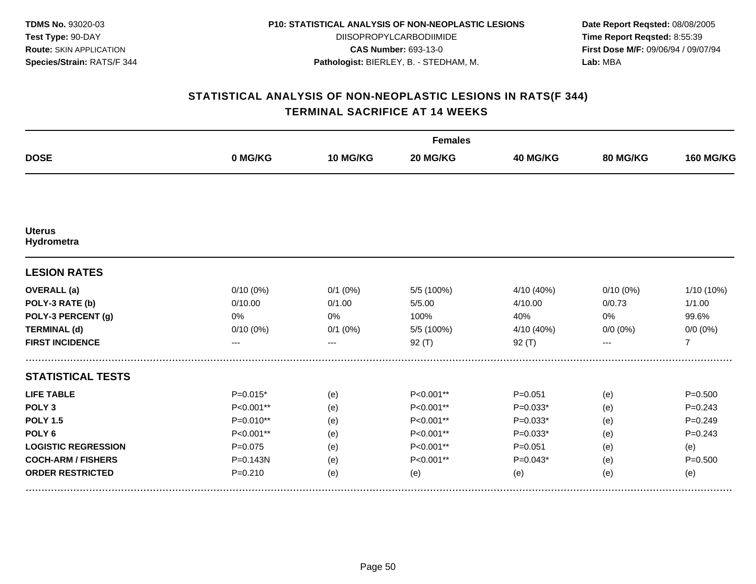**TDMS No.** 93020-03
**Test Type:** 90-DAY
**Route:** SKIN APPLICATION
**Species/Strain:** RATS/F 344

**P10: STATISTICAL ANALYSIS OF NON-NEOPLASTIC LESIONS**
DIISOPROPYLCARBODIIMIDE
**CAS Number:** 693-13-0
**Pathologist:** BIERLEY, B. - STEDHAM, M.

**Date Report Reqsted:** 08/08/2005
**Time Report Reqsted:** 8:55:39
**First Dose M/F:** 09/06/94 / 09/07/94
**Lab:** MBA

## STATISTICAL ANALYSIS OF NON-NEOPLASTIC LESIONS IN RATS(F 344)
## TERMINAL SACRIFICE AT 14 WEEKS

| | Females | | | | | |
|---|---|---|---|---|---|---|
| **DOSE** | **0 MG/KG** | **10 MG/KG** | **20 MG/KG** | **40 MG/KG** | **80 MG/KG** | **160 MG/KG** |
| **Uterus** | | | | | | |
| **Hydrometra** | | | | | | |
| **LESION RATES** | | | | | | |
| **OVERALL (a)** | 0/10 (0%) | 0/1 (0%) | 5/5 (100%) | 4/10 (40%) | 0/10 (0%) | 1/10 (10%) |
| **POLY-3 RATE (b)** | 0/10.00 | 0/1.00 | 5/5.00 | 4/10.00 | 0/0.73 | 1/1.00 |
| **POLY-3 PERCENT (g)** | 0% | 0% | 100% | 40% | 0% | 99.6% |
| **TERMINAL (d)** | 0/10 (0%) | 0/1 (0%) | 5/5 (100%) | 4/10 (40%) | 0/0 (0%) | 0/0 (0%) |
| **FIRST INCIDENCE** | --- | --- | 92 (T) | 92 (T) | --- | 7 |
| **STATISTICAL TESTS** | | | | | | |
| **LIFE TABLE** | P=0.015* | (e) | P<0.001** | P=0.051 | (e) | P=0.500 |
| **POLY 3** | P<0.001** | (e) | P<0.001** | P=0.033* | (e) | P=0.243 |
| **POLY 1.5** | P=0.010** | (e) | P<0.001** | P=0.033* | (e) | P=0.249 |
| **POLY 6** | P<0.001** | (e) | P<0.001** | P=0.033* | (e) | P=0.243 |
| **LOGISTIC REGRESSION** | P=0.075 | (e) | P<0.001** | P=0.051 | (e) | (e) |
| **COCH-ARM / FISHERS** | P=0.143N | (e) | P<0.001** | P=0.043* | (e) | P=0.500 |
| **ORDER RESTRICTED** | P=0.210 | (e) | (e) | (e) | (e) | (e) |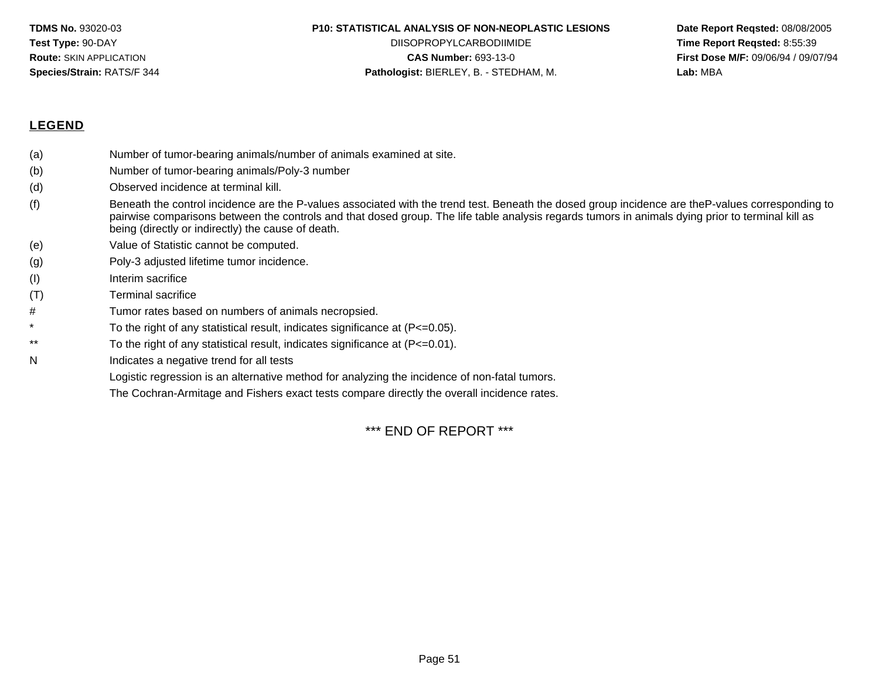## LEGEND

| | |
|---|---|
| (a) | Number of tumor-bearing animals/number of animals examined at site. |
| (b) | Number of tumor-bearing animals/Poly-3 number |
| (d) | Observed incidence at terminal kill. |
| (f) | Beneath the control incidence are the P-values associated with the trend test. Beneath the dosed group incidence are theP-values corresponding to pairwise comparisons between the controls and that dosed group. The life table analysis regards tumors in animals dying prior to terminal kill as being (directly or indirectly) the cause of death. |
| (e) | Value of Statistic cannot be computed. |
| (g) | Poly-3 adjusted lifetime tumor incidence. |
| (I) | Interim sacrifice |
| (T) | Terminal sacrifice |
| # | Tumor rates based on numbers of animals necropsied. |
| * | To the right of any statistical result, indicates significance at (P<=0.05). |
| ** | To the right of any statistical result, indicates significance at (P<=0.01). |
| N | Indicates a negative trend for all tests |
| | Logistic regression is an alternative method for analyzing the incidence of non-fatal tumors. |
| | The Cochran-Armitage and Fishers exact tests compare directly the overall incidence rates. |

*** END OF REPORT ***